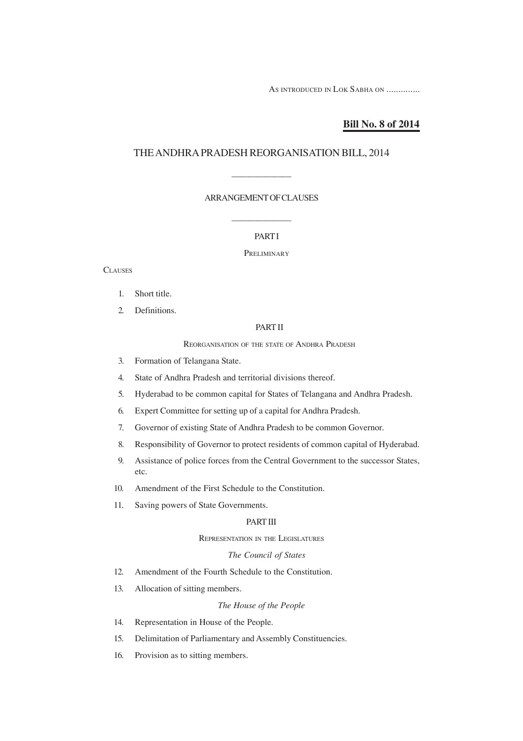As introduced in Lok Sabha on .............

**Bill No. 8 of 2014**

# THE ANDHRA PRADESH REORGANISATION BILL, 2014

## ARRANGEMENT OF CLAUSES

### PART I

PRELIMINARY

CLAUSES

1. Short title.
2. Definitions.

### PART II

REORGANISATION OF THE STATE OF ANDHRA PRADESH

3. Formation of Telangana State.
4. State of Andhra Pradesh and territorial divisions thereof.
5. Hyderabad to be common capital for States of Telangana and Andhra Pradesh.
6. Expert Committee for setting up of a capital for Andhra Pradesh.
7. Governor of existing State of Andhra Pradesh to be common Governor.
8. Responsibility of Governor to protect residents of common capital of Hyderabad.
9. Assistance of police forces from the Central Government to the successor States, etc.
10. Amendment of the First Schedule to the Constitution.
11. Saving powers of State Governments.

### PART III

REPRESENTATION IN THE LEGISLATURES

*The Council of States*

12. Amendment of the Fourth Schedule to the Constitution.
13. Allocation of sitting members.

*The House of the People*

14. Representation in House of the People.
15. Delimitation of Parliamentary and Assembly Constituencies.
16. Provision as to sitting members.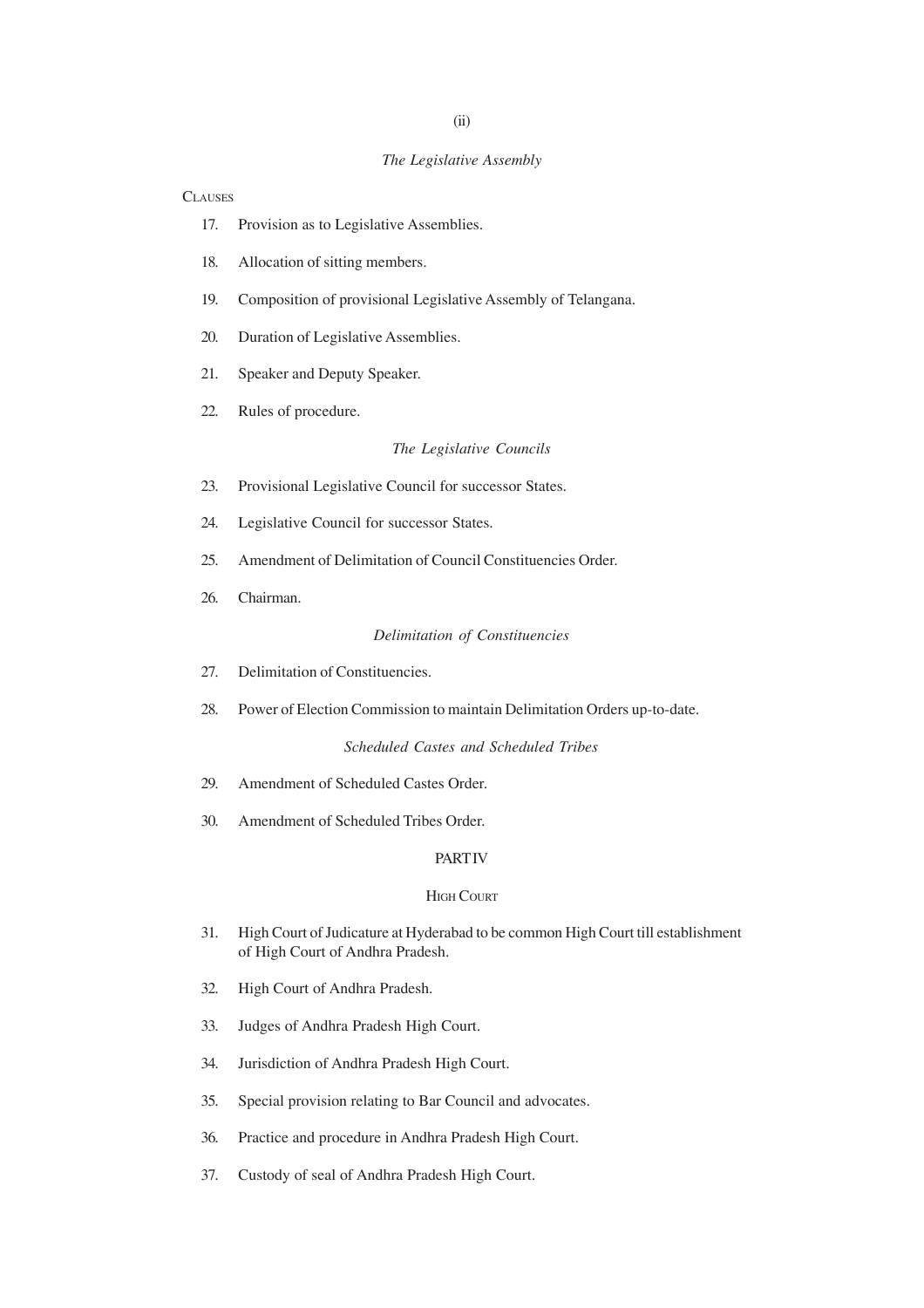*The Legislative Assembly*

CLAUSES

17. Provision as to Legislative Assemblies.
18. Allocation of sitting members.
19. Composition of provisional Legislative Assembly of Telangana.
20. Duration of Legislative Assemblies.
21. Speaker and Deputy Speaker.
22. Rules of procedure.

*The Legislative Councils*

23. Provisional Legislative Council for successor States.
24. Legislative Council for successor States.
25. Amendment of Delimitation of Council Constituencies Order.
26. Chairman.

*Delimitation of Constituencies*

27. Delimitation of Constituencies.
28. Power of Election Commission to maintain Delimitation Orders up-to-date.

*Scheduled Castes and Scheduled Tribes*

29. Amendment of Scheduled Castes Order.
30. Amendment of Scheduled Tribes Order.

## PART IV

### HIGH COURT

31. High Court of Judicature at Hyderabad to be common High Court till establishment of High Court of Andhra Pradesh.
32. High Court of Andhra Pradesh.
33. Judges of Andhra Pradesh High Court.
34. Jurisdiction of Andhra Pradesh High Court.
35. Special provision relating to Bar Council and advocates.
36. Practice and procedure in Andhra Pradesh High Court.
37. Custody of seal of Andhra Pradesh High Court.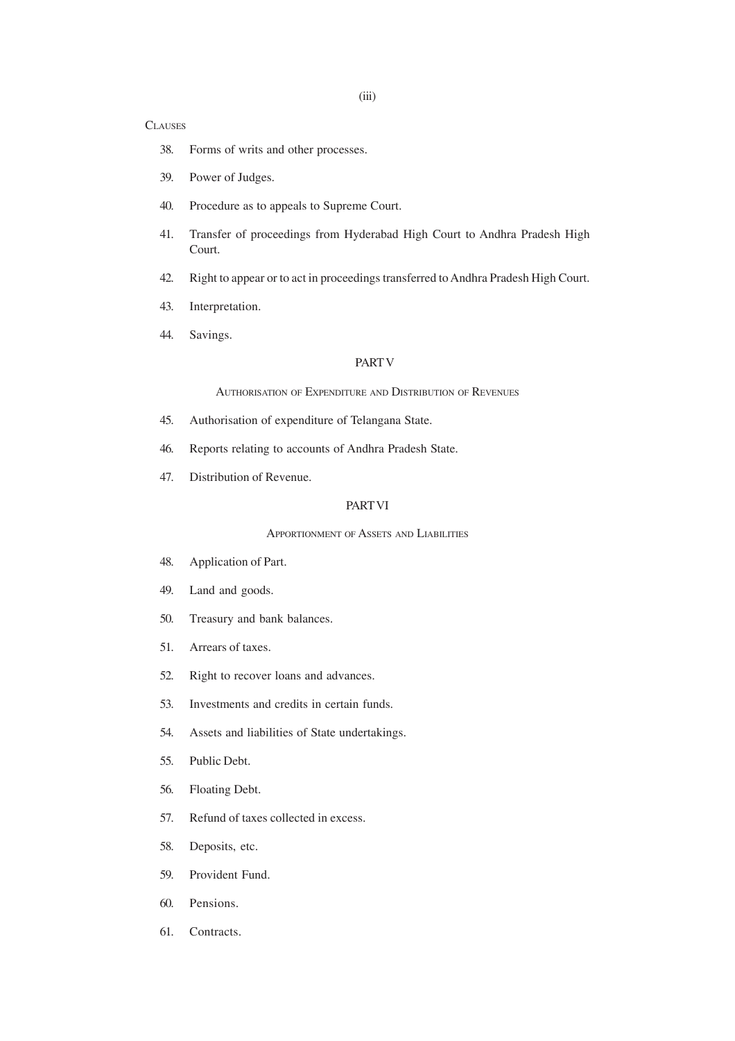CLAUSES

38. Forms of writs and other processes.
39. Power of Judges.
40. Procedure as to appeals to Supreme Court.
41. Transfer of proceedings from Hyderabad High Court to Andhra Pradesh High Court.
42. Right to appear or to act in proceedings transferred to Andhra Pradesh High Court.
43. Interpretation.
44. Savings.

## PART V

### AUTHORISATION OF EXPENDITURE AND DISTRIBUTION OF REVENUES

45. Authorisation of expenditure of Telangana State.
46. Reports relating to accounts of Andhra Pradesh State.
47. Distribution of Revenue.

## PART VI

### APPORTIONMENT OF ASSETS AND LIABILITIES

48. Application of Part.
49. Land and goods.
50. Treasury and bank balances.
51. Arrears of taxes.
52. Right to recover loans and advances.
53. Investments and credits in certain funds.
54. Assets and liabilities of State undertakings.
55. Public Debt.
56. Floating Debt.
57. Refund of taxes collected in excess.
58. Deposits, etc.
59. Provident Fund.
60. Pensions.
61. Contracts.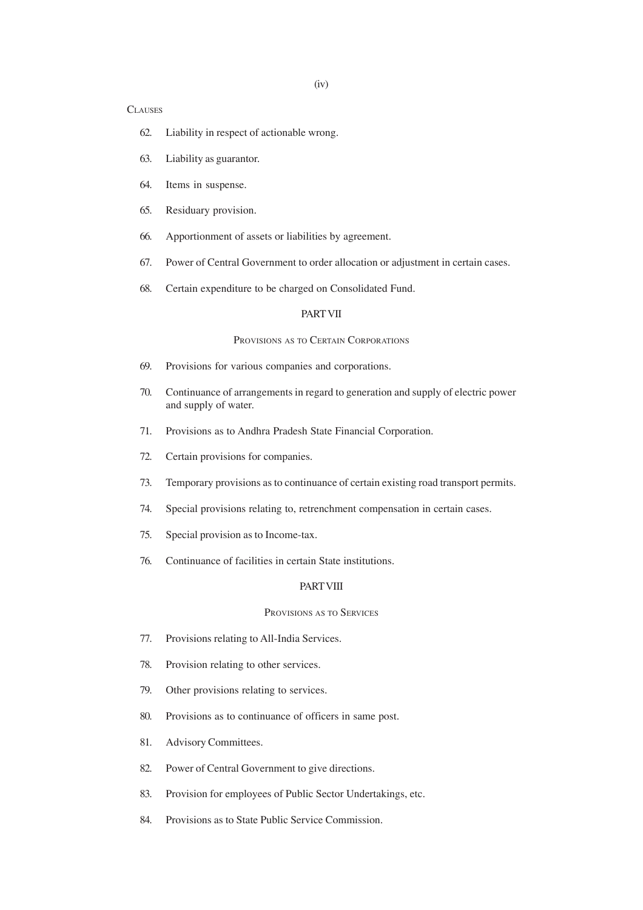CLAUSES

62. Liability in respect of actionable wrong.

63. Liability as guarantor.

64. Items in suspense.

65. Residuary provision.

66. Apportionment of assets or liabilities by agreement.

67. Power of Central Government to order allocation or adjustment in certain cases.

68. Certain expenditure to be charged on Consolidated Fund.

## PART VII

### PROVISIONS AS TO CERTAIN CORPORATIONS

69. Provisions for various companies and corporations.

70. Continuance of arrangements in regard to generation and supply of electric power and supply of water.

71. Provisions as to Andhra Pradesh State Financial Corporation.

72. Certain provisions for companies.

73. Temporary provisions as to continuance of certain existing road transport permits.

74. Special provisions relating to, retrenchment compensation in certain cases.

75. Special provision as to Income-tax.

76. Continuance of facilities in certain State institutions.

## PART VIII

### PROVISIONS AS TO SERVICES

77. Provisions relating to All-India Services.

78. Provision relating to other services.

79. Other provisions relating to services.

80. Provisions as to continuance of officers in same post.

81. Advisory Committees.

82. Power of Central Government to give directions.

83. Provision for employees of Public Sector Undertakings, etc.

84. Provisions as to State Public Service Commission.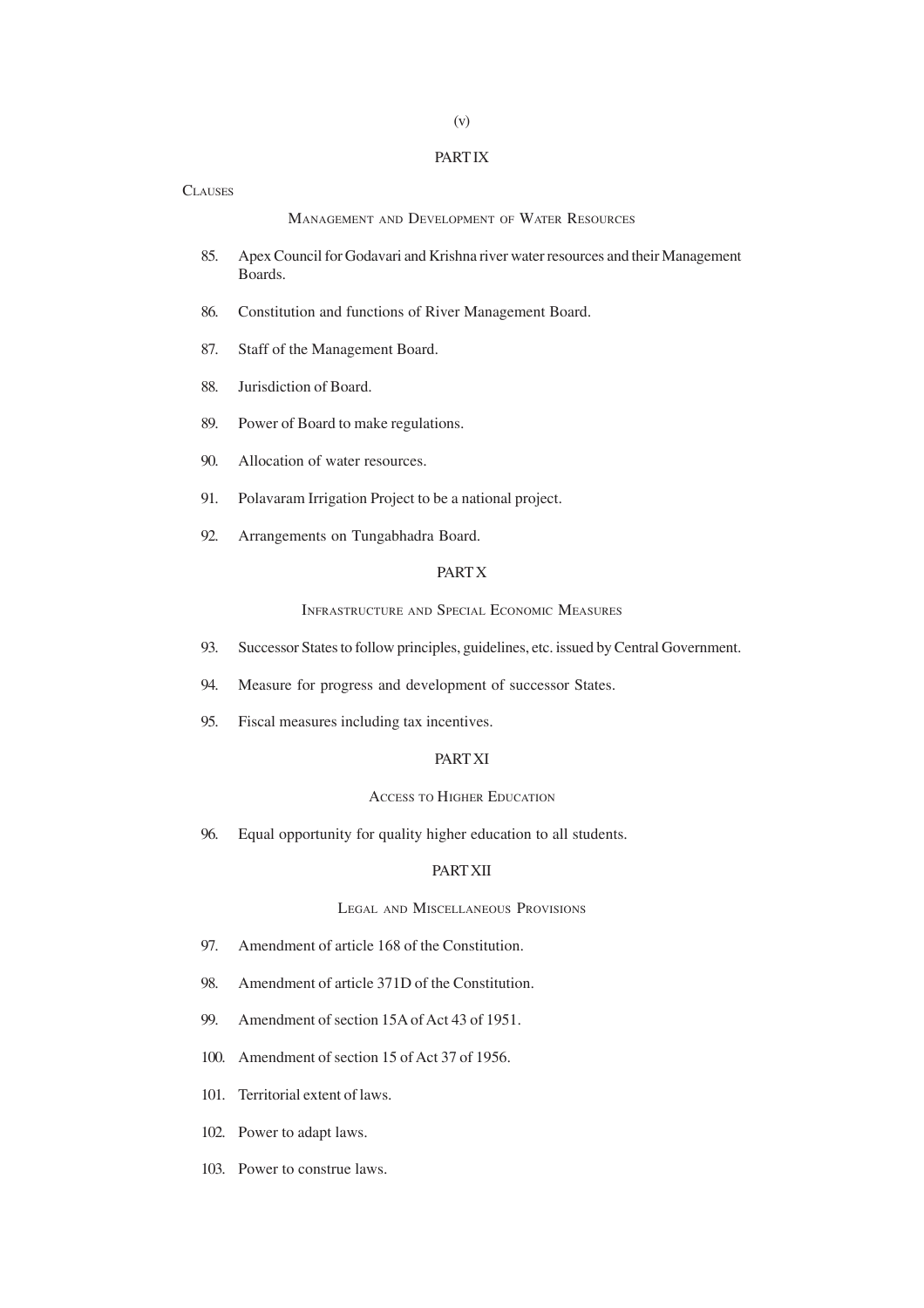## PART IX

CLAUSES

### MANAGEMENT AND DEVELOPMENT OF WATER RESOURCES

85. Apex Council for Godavari and Krishna river water resources and their Management Boards.
86. Constitution and functions of River Management Board.
87. Staff of the Management Board.
88. Jurisdiction of Board.
89. Power of Board to make regulations.
90. Allocation of water resources.
91. Polavaram Irrigation Project to be a national project.
92. Arrangements on Tungabhadra Board.

## PART X

### INFRASTRUCTURE AND SPECIAL ECONOMIC MEASURES

93. Successor States to follow principles, guidelines, etc. issued by Central Government.
94. Measure for progress and development of successor States.
95. Fiscal measures including tax incentives.

## PART XI

### ACCESS TO HIGHER EDUCATION

96. Equal opportunity for quality higher education to all students.

## PART XII

### LEGAL AND MISCELLANEOUS PROVISIONS

97. Amendment of article 168 of the Constitution.
98. Amendment of article 371D of the Constitution.
99. Amendment of section 15A of Act 43 of 1951.
100. Amendment of section 15 of Act 37 of 1956.
101. Territorial extent of laws.
102. Power to adapt laws.
103. Power to construe laws.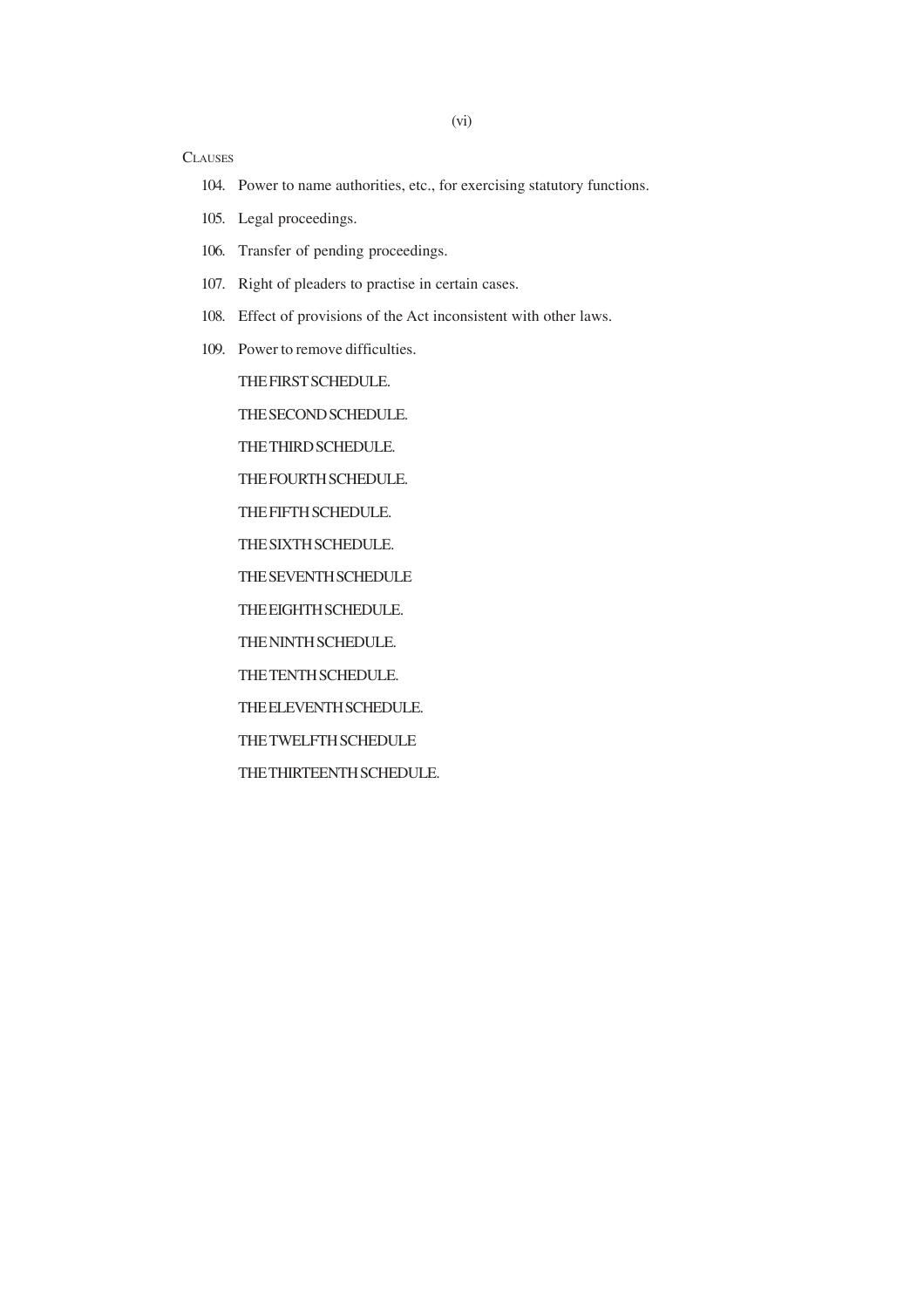CLAUSES

104. Power to name authorities, etc., for exercising statutory functions.

105. Legal proceedings.

106. Transfer of pending proceedings.

107. Right of pleaders to practise in certain cases.

108. Effect of provisions of the Act inconsistent with other laws.

109. Power to remove difficulties.

THE FIRST SCHEDULE.

THE SECOND SCHEDULE.

THE THIRD SCHEDULE.

THE FOURTH SCHEDULE.

THE FIFTH SCHEDULE.

THE SIXTH SCHEDULE.

THE SEVENTH SCHEDULE

THE EIGHTH SCHEDULE.

THE NINTH SCHEDULE.

THE TENTH SCHEDULE.

THE ELEVENTH SCHEDULE.

THE TWELFTH SCHEDULE

THE THIRTEENTH SCHEDULE.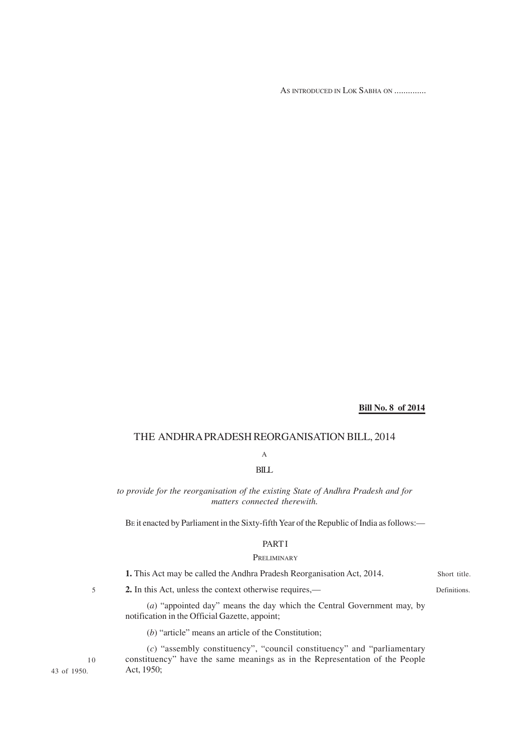AS INTRODUCED IN LOK SABHA ON .............

**Bill No. 8 of 2014**

# THE ANDHRA PRADESH REORGANISATION BILL, 2014

A

BILL

*to provide for the reorganisation of the existing State of Andhra Pradesh and for matters connected therewith.*

BE it enacted by Parliament in the Sixty-fifth Year of the Republic of India as follows:—

## PART I

### PRELIMINARY

Short title.

**1.** This Act may be called the Andhra Pradesh Reorganisation Act, 2014.

Definitions.

**2.** In this Act, unless the context otherwise requires,—

(*a*) "appointed day" means the day which the Central Government may, by notification in the Official Gazette, appoint;

(*b*) "article" means an article of the Constitution;

(*c*) "assembly constituency", "council constituency" and "parliamentary constituency" have the same meanings as in the Representation of the People Act, 1950;

43 of 1950.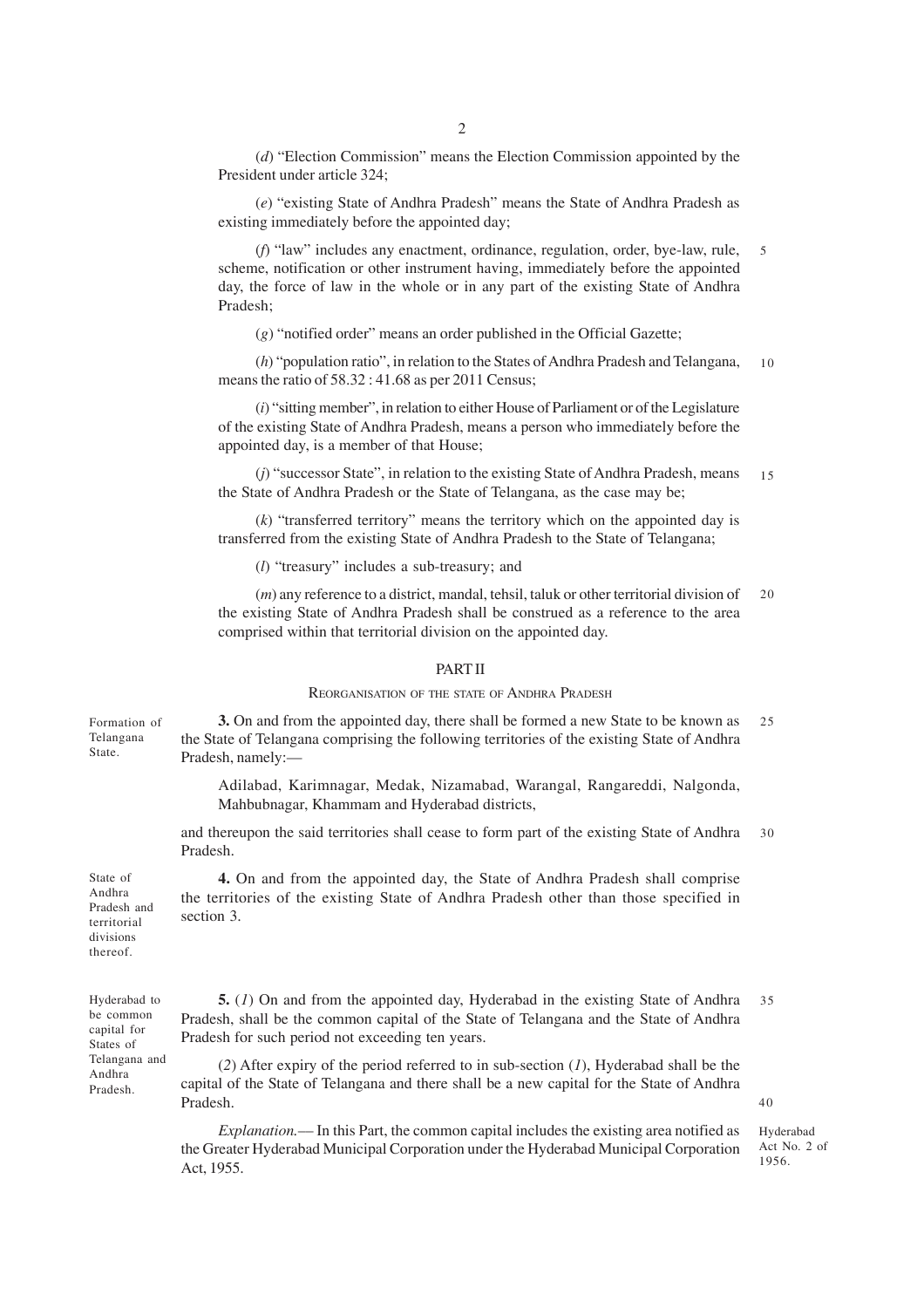(*d*) "Election Commission" means the Election Commission appointed by the President under article 324;

(*e*) "existing State of Andhra Pradesh" means the State of Andhra Pradesh as existing immediately before the appointed day;

(*f*) "law" includes any enactment, ordinance, regulation, order, bye-law, rule, scheme, notification or other instrument having, immediately before the appointed day, the force of law in the whole or in any part of the existing State of Andhra Pradesh;

(*g*) "notified order" means an order published in the Official Gazette;

(*h*) "population ratio", in relation to the States of Andhra Pradesh and Telangana, means the ratio of 58.32 : 41.68 as per 2011 Census;

(*i*) "sitting member", in relation to either House of Parliament or of the Legislature of the existing State of Andhra Pradesh, means a person who immediately before the appointed day, is a member of that House;

(*j*) "successor State", in relation to the existing State of Andhra Pradesh, means the State of Andhra Pradesh or the State of Telangana, as the case may be;

(*k*) "transferred territory" means the territory which on the appointed day is transferred from the existing State of Andhra Pradesh to the State of Telangana;

(*l*) "treasury" includes a sub-treasury; and

(*m*) any reference to a district, mandal, tehsil, taluk or other territorial division of the existing State of Andhra Pradesh shall be construed as a reference to the area comprised within that territorial division on the appointed day.

## PART II

### REORGANISATION OF THE STATE OF ANDHRA PRADESH

Formation of Telangana State.

**3.** On and from the appointed day, there shall be formed a new State to be known as the State of Telangana comprising the following territories of the existing State of Andhra Pradesh, namely:—

Adilabad, Karimnagar, Medak, Nizamabad, Warangal, Rangareddi, Nalgonda, Mahbubnagar, Khammam and Hyderabad districts,

and thereupon the said territories shall cease to form part of the existing State of Andhra Pradesh.

State of Andhra Pradesh and territorial divisions thereof.

**4.** On and from the appointed day, the State of Andhra Pradesh shall comprise the territories of the existing State of Andhra Pradesh other than those specified in section 3.

Hyderabad to be common capital for States of Telangana and Andhra Pradesh.

**5.** (*1*) On and from the appointed day, Hyderabad in the existing State of Andhra Pradesh, shall be the common capital of the State of Telangana and the State of Andhra Pradesh for such period not exceeding ten years.

(*2*) After expiry of the period referred to in sub-section (*1*), Hyderabad shall be the capital of the State of Telangana and there shall be a new capital for the State of Andhra Pradesh.

*Explanation.*— In this Part, the common capital includes the existing area notified as the Greater Hyderabad Municipal Corporation under the Hyderabad Municipal Corporation Act, 1955.

Hyderabad Act No. 2 of 1956.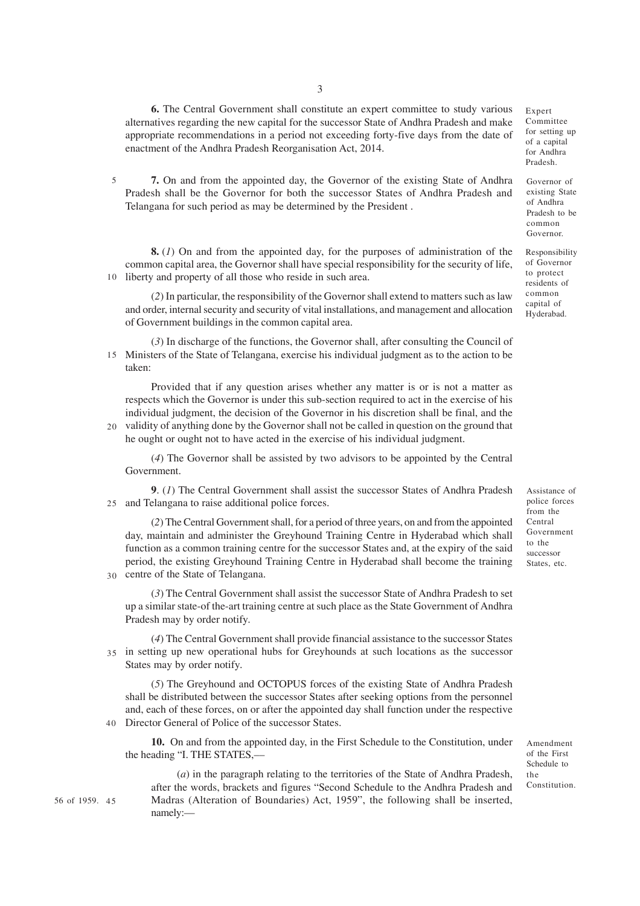**6.** The Central Government shall constitute an expert committee to study various alternatives regarding the new capital for the successor State of Andhra Pradesh and make appropriate recommendations in a period not exceeding forty-five days from the date of enactment of the Andhra Pradesh Reorganisation Act, 2014.

*Expert Committee for setting up of a capital for Andhra Pradesh.*

**7.** On and from the appointed day, the Governor of the existing State of Andhra Pradesh shall be the Governor for both the successor States of Andhra Pradesh and Telangana for such period as may be determined by the President .

*Governor of existing State of Andhra Pradesh to be common Governor.*

**8.** (*1*) On and from the appointed day, for the purposes of administration of the common capital area, the Governor shall have special responsibility for the security of life, liberty and property of all those who reside in such area.

*Responsibility of Governor to protect residents of common capital of Hyderabad.*

(*2*) In particular, the responsibility of the Governor shall extend to matters such as law and order, internal security and security of vital installations, and management and allocation of Government buildings in the common capital area.

(*3*) In discharge of the functions, the Governor shall, after consulting the Council of Ministers of the State of Telangana, exercise his individual judgment as to the action to be taken:

Provided that if any question arises whether any matter is or is not a matter as respects which the Governor is under this sub-section required to act in the exercise of his individual judgment, the decision of the Governor in his discretion shall be final, and the validity of anything done by the Governor shall not be called in question on the ground that he ought or ought not to have acted in the exercise of his individual judgment.

(*4*) The Governor shall be assisted by two advisors to be appointed by the Central Government.

**9**. (*1*) The Central Government shall assist the successor States of Andhra Pradesh and Telangana to raise additional police forces.

*Assistance of police forces from the Central Government to the successor States, etc.*

(*2*) The Central Government shall, for a period of three years, on and from the appointed day, maintain and administer the Greyhound Training Centre in Hyderabad which shall function as a common training centre for the successor States and, at the expiry of the said period, the existing Greyhound Training Centre in Hyderabad shall become the training centre of the State of Telangana.

(*3*) The Central Government shall assist the successor State of Andhra Pradesh to set up a similar state-of the-art training centre at such place as the State Government of Andhra Pradesh may by order notify.

(*4*) The Central Government shall provide financial assistance to the successor States in setting up new operational hubs for Greyhounds at such locations as the successor States may by order notify.

(*5*) The Greyhound and OCTOPUS forces of the existing State of Andhra Pradesh shall be distributed between the successor States after seeking options from the personnel and, each of these forces, on or after the appointed day shall function under the respective Director General of Police of the successor States.

**10.** On and from the appointed day, in the First Schedule to the Constitution, under the heading "I. THE STATES,—

*Amendment of the First Schedule to the Constitution.*

(*a*) in the paragraph relating to the territories of the State of Andhra Pradesh, after the words, brackets and figures "Second Schedule to the Andhra Pradesh and Madras (Alteration of Boundaries) Act, 1959", the following shall be inserted, namely:—

56 of 1959.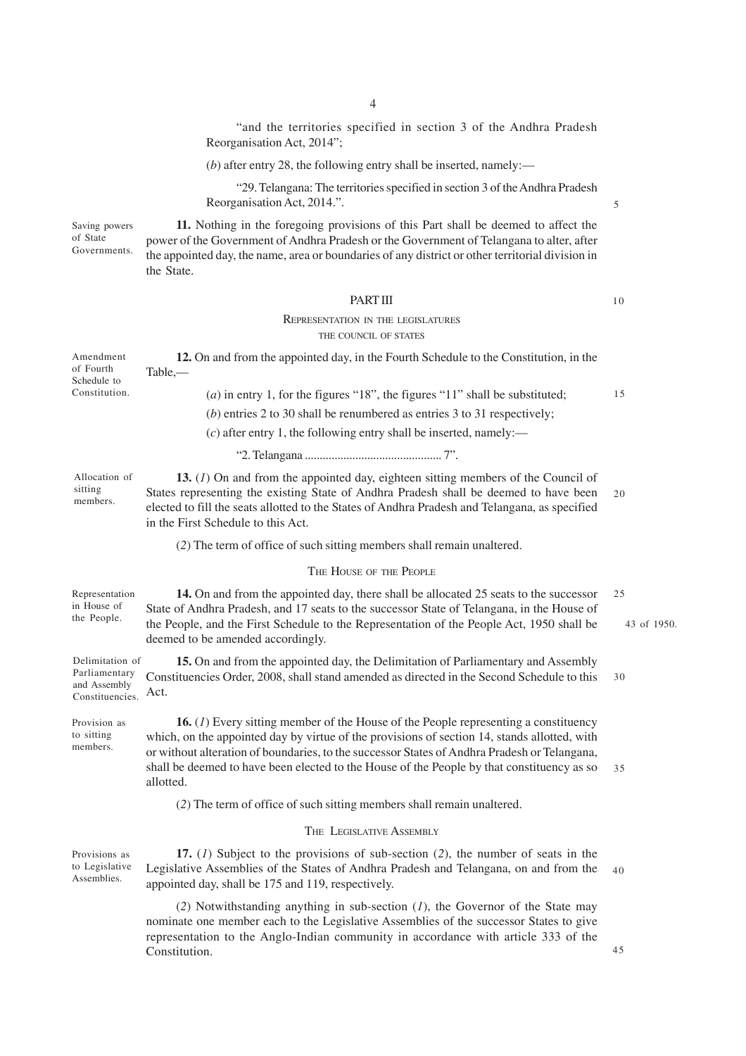"and the territories specified in section 3 of the Andhra Pradesh Reorganisation Act, 2014";

(*b*) after entry 28, the following entry shall be inserted, namely:—

"29. Telangana: The territories specified in section 3 of the Andhra Pradesh Reorganisation Act, 2014.".

Saving powers of State Governments.

**11.** Nothing in the foregoing provisions of this Part shall be deemed to affect the power of the Government of Andhra Pradesh or the Government of Telangana to alter, after the appointed day, the name, area or boundaries of any district or other territorial division in the State.

## PART III

### REPRESENTATION IN THE LEGISLATURES

#### THE COUNCIL OF STATES

Amendment of Fourth Schedule to Constitution.

**12.** On and from the appointed day, in the Fourth Schedule to the Constitution, in the Table,—

(*a*) in entry 1, for the figures "18", the figures "11" shall be substituted;

(*b*) entries 2 to 30 shall be renumbered as entries 3 to 31 respectively;

(*c*) after entry 1, the following entry shall be inserted, namely:—

"2. Telangana ............................................. 7".

Allocation of sitting members.

**13.** (*1*) On and from the appointed day, eighteen sitting members of the Council of States representing the existing State of Andhra Pradesh shall be deemed to have been elected to fill the seats allotted to the States of Andhra Pradesh and Telangana, as specified in the First Schedule to this Act.

(*2*) The term of office of such sitting members shall remain unaltered.

#### THE HOUSE OF THE PEOPLE

Representation in House of the People.

**14.** On and from the appointed day, there shall be allocated 25 seats to the successor State of Andhra Pradesh, and 17 seats to the successor State of Telangana, in the House of the People, and the First Schedule to the Representation of the People Act, 1950 shall be deemed to be amended accordingly.

43 of 1950.

Delimitation of Parliamentary and Assembly Constituencies.

**15.** On and from the appointed day, the Delimitation of Parliamentary and Assembly Constituencies Order, 2008, shall stand amended as directed in the Second Schedule to this Act.

Provision as to sitting members.

**16.** (*1*) Every sitting member of the House of the People representing a constituency which, on the appointed day by virtue of the provisions of section 14, stands allotted, with or without alteration of boundaries, to the successor States of Andhra Pradesh or Telangana, shall be deemed to have been elected to the House of the People by that constituency as so allotted.

(*2*) The term of office of such sitting members shall remain unaltered.

#### THE LEGISLATIVE ASSEMBLY

Provisions as to Legislative Assemblies.

**17.** (*1*) Subject to the provisions of sub-section (*2*), the number of seats in the Legislative Assemblies of the States of Andhra Pradesh and Telangana, on and from the appointed day, shall be 175 and 119, respectively.

(*2*) Notwithstanding anything in sub-section (*1*), the Governor of the State may nominate one member each to the Legislative Assemblies of the successor States to give representation to the Anglo-Indian community in accordance with article 333 of the Constitution.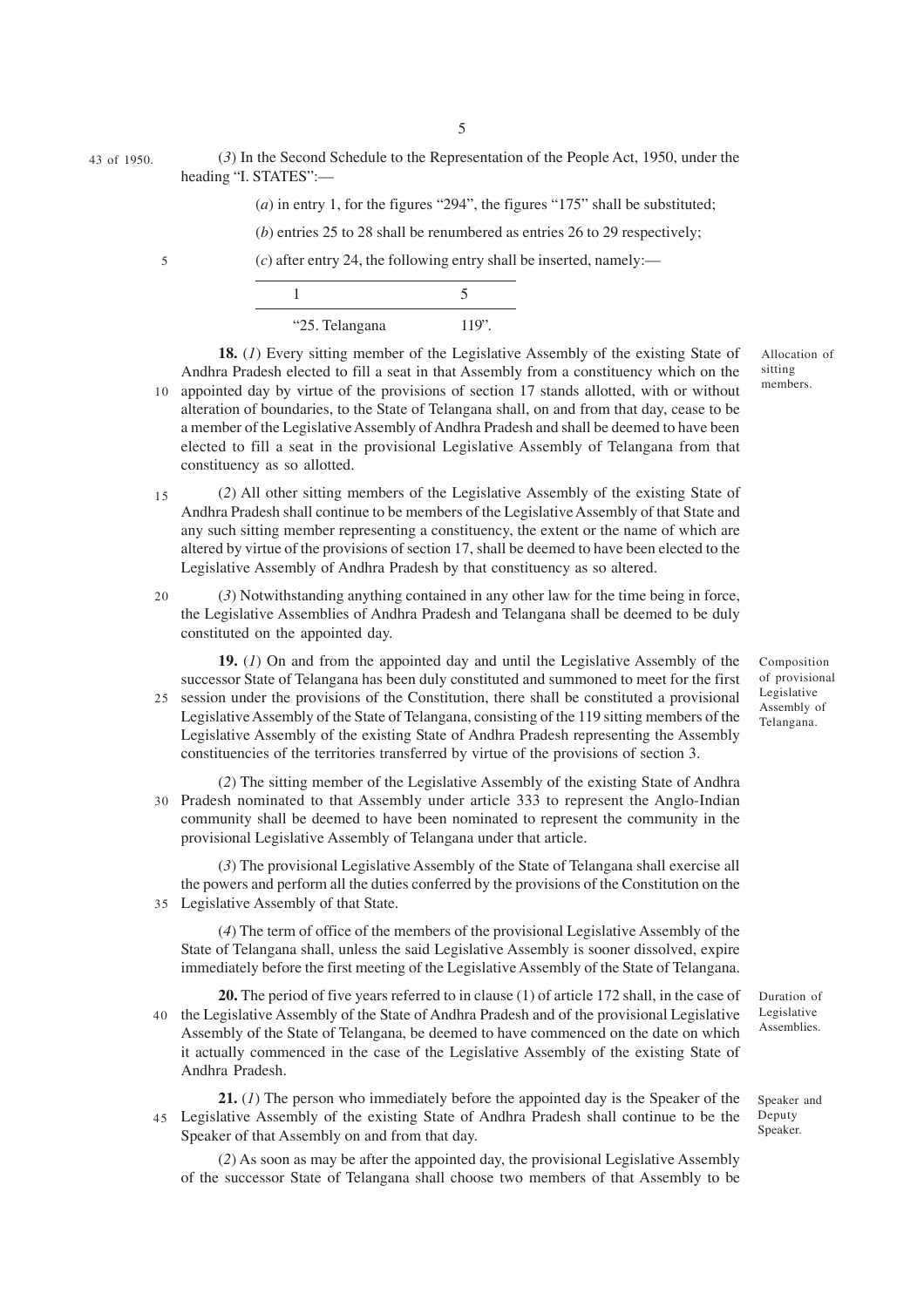43 of 1950.

(*3*) In the Second Schedule to the Representation of the People Act, 1950, under the heading "I. STATES":—

(*a*) in entry 1, for the figures "294", the figures "175" shall be substituted;

(*b*) entries 25 to 28 shall be renumbered as entries 26 to 29 respectively;

(*c*) after entry 24, the following entry shall be inserted, namely:—

| 1 | 5 |
|---|---|
| "25. Telangana | 119". |

Allocation of sitting members.

**18.** (*1*) Every sitting member of the Legislative Assembly of the existing State of Andhra Pradesh elected to fill a seat in that Assembly from a constituency which on the appointed day by virtue of the provisions of section 17 stands allotted, with or without alteration of boundaries, to the State of Telangana shall, on and from that day, cease to be a member of the Legislative Assembly of Andhra Pradesh and shall be deemed to have been elected to fill a seat in the provisional Legislative Assembly of Telangana from that constituency as so allotted.

(*2*) All other sitting members of the Legislative Assembly of the existing State of Andhra Pradesh shall continue to be members of the Legislative Assembly of that State and any such sitting member representing a constituency, the extent or the name of which are altered by virtue of the provisions of section 17, shall be deemed to have been elected to the Legislative Assembly of Andhra Pradesh by that constituency as so altered.

(*3*) Notwithstanding anything contained in any other law for the time being in force, the Legislative Assemblies of Andhra Pradesh and Telangana shall be deemed to be duly constituted on the appointed day.

Composition of provisional Legislative Assembly of Telangana.

**19.** (*1*) On and from the appointed day and until the Legislative Assembly of the successor State of Telangana has been duly constituted and summoned to meet for the first session under the provisions of the Constitution, there shall be constituted a provisional Legislative Assembly of the State of Telangana, consisting of the 119 sitting members of the Legislative Assembly of the existing State of Andhra Pradesh representing the Assembly constituencies of the territories transferred by virtue of the provisions of section 3.

(*2*) The sitting member of the Legislative Assembly of the existing State of Andhra Pradesh nominated to that Assembly under article 333 to represent the Anglo-Indian community shall be deemed to have been nominated to represent the community in the provisional Legislative Assembly of Telangana under that article.

(*3*) The provisional Legislative Assembly of the State of Telangana shall exercise all the powers and perform all the duties conferred by the provisions of the Constitution on the Legislative Assembly of that State.

(*4*) The term of office of the members of the provisional Legislative Assembly of the State of Telangana shall, unless the said Legislative Assembly is sooner dissolved, expire immediately before the first meeting of the Legislative Assembly of the State of Telangana.

Duration of Legislative Assemblies.

**20.** The period of five years referred to in clause (1) of article 172 shall, in the case of the Legislative Assembly of the State of Andhra Pradesh and of the provisional Legislative Assembly of the State of Telangana, be deemed to have commenced on the date on which it actually commenced in the case of the Legislative Assembly of the existing State of Andhra Pradesh.

Speaker and Deputy Speaker.

**21.** (*1*) The person who immediately before the appointed day is the Speaker of the Legislative Assembly of the existing State of Andhra Pradesh shall continue to be the Speaker of that Assembly on and from that day.

(*2*) As soon as may be after the appointed day, the provisional Legislative Assembly of the successor State of Telangana shall choose two members of that Assembly to be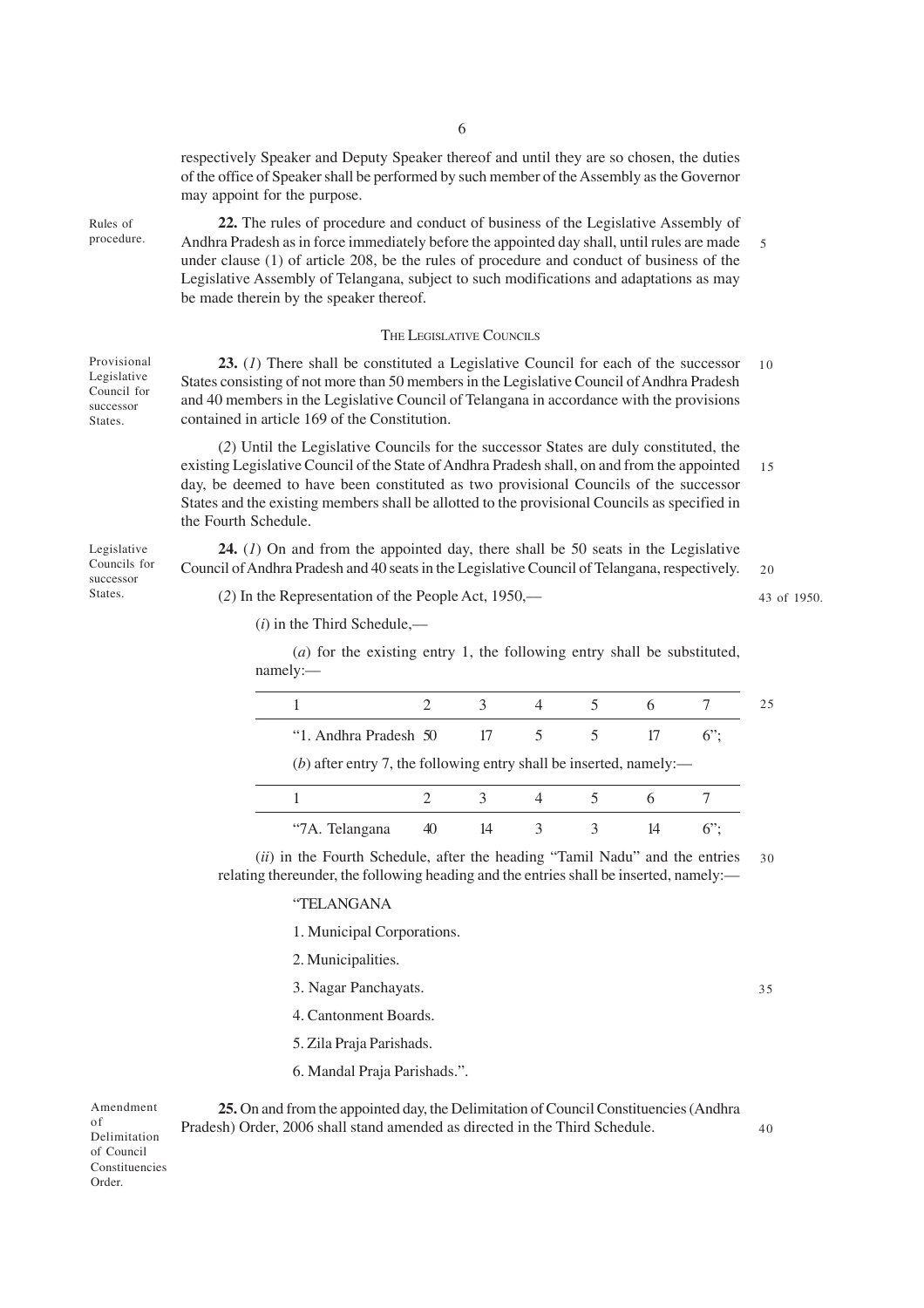respectively Speaker and Deputy Speaker thereof and until they are so chosen, the duties of the office of Speaker shall be performed by such member of the Assembly as the Governor may appoint for the purpose.

Rules of procedure.

**22.** The rules of procedure and conduct of business of the Legislative Assembly of Andhra Pradesh as in force immediately before the appointed day shall, until rules are made under clause (1) of article 208, be the rules of procedure and conduct of business of the Legislative Assembly of Telangana, subject to such modifications and adaptations as may be made therein by the speaker thereof.

### THE LEGISLATIVE COUNCILS

Provisional Legislative Council for successor States.

**23.** (*1*) There shall be constituted a Legislative Council for each of the successor States consisting of not more than 50 members in the Legislative Council of Andhra Pradesh and 40 members in the Legislative Council of Telangana in accordance with the provisions contained in article 169 of the Constitution.

(*2*) Until the Legislative Councils for the successor States are duly constituted, the existing Legislative Council of the State of Andhra Pradesh shall, on and from the appointed day, be deemed to have been constituted as two provisional Councils of the successor States and the existing members shall be allotted to the provisional Councils as specified in the Fourth Schedule.

Legislative Councils for successor States.

**24.** (*1*) On and from the appointed day, there shall be 50 seats in the Legislative Council of Andhra Pradesh and 40 seats in the Legislative Council of Telangana, respectively.

(*2*) In the Representation of the People Act, 1950,—

43 of 1950.

(*i*) in the Third Schedule,—

(*a*) for the existing entry 1, the following entry shall be substituted, namely:—

| 1 | 2 | 3 | 4 | 5 | 6 | 7 |
|---|---|---|---|---|---|---|
| "1. Andhra Pradesh | 50 | 17 | 5 | 5 | 17 | 6"; |

(*b*) after entry 7, the following entry shall be inserted, namely:—

| 1 | 2 | 3 | 4 | 5 | 6 | 7 |
|---|---|---|---|---|---|---|
| "7A. Telangana | 40 | 14 | 3 | 3 | 14 | 6"; |

(*ii*) in the Fourth Schedule, after the heading "Tamil Nadu" and the entries relating thereunder, the following heading and the entries shall be inserted, namely:—

"TELANGANA

1. Municipal Corporations.

2. Municipalities.

3. Nagar Panchayats.

4. Cantonment Boards.

5. Zila Praja Parishads.

6. Mandal Praja Parishads.".

Amendment of Delimitation of Council Constituencies Order.

**25.** On and from the appointed day, the Delimitation of Council Constituencies (Andhra Pradesh) Order, 2006 shall stand amended as directed in the Third Schedule.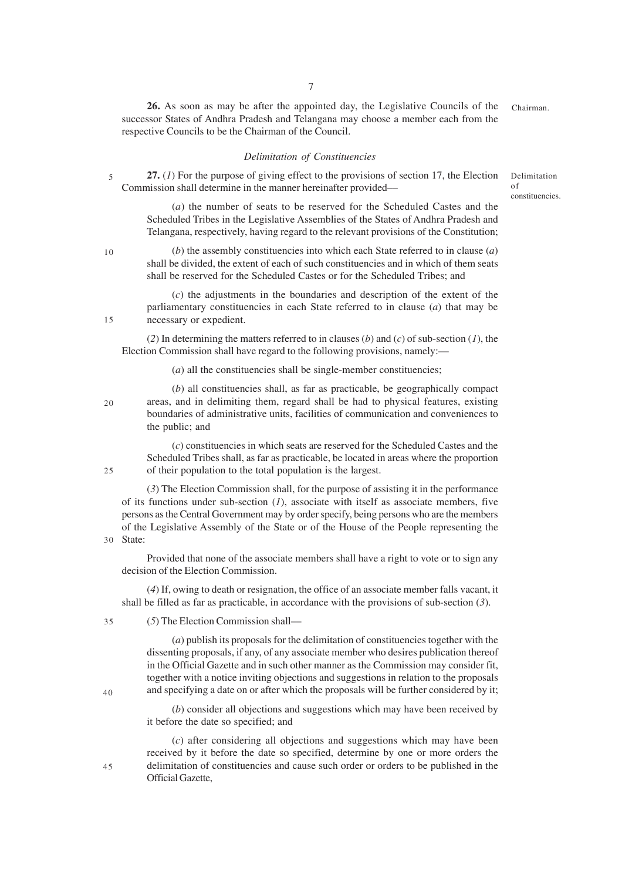**26.** As soon as may be after the appointed day, the Legislative Councils of the successor States of Andhra Pradesh and Telangana may choose a member each from the respective Councils to be the Chairman of the Council.

*Chairman.*

### *Delimitation of Constituencies*

*Delimitation of constituencies.*

**27.** (*1*) For the purpose of giving effect to the provisions of section 17, the Election Commission shall determine in the manner hereinafter provided—

(*a*) the number of seats to be reserved for the Scheduled Castes and the Scheduled Tribes in the Legislative Assemblies of the States of Andhra Pradesh and Telangana, respectively, having regard to the relevant provisions of the Constitution;

(*b*) the assembly constituencies into which each State referred to in clause (*a*) shall be divided, the extent of each of such constituencies and in which of them seats shall be reserved for the Scheduled Castes or for the Scheduled Tribes; and

(*c*) the adjustments in the boundaries and description of the extent of the parliamentary constituencies in each State referred to in clause (*a*) that may be necessary or expedient.

(*2*) In determining the matters referred to in clauses (*b*) and (*c*) of sub-section (*1*), the Election Commission shall have regard to the following provisions, namely:—

(*a*) all the constituencies shall be single-member constituencies;

(*b*) all constituencies shall, as far as practicable, be geographically compact areas, and in delimiting them, regard shall be had to physical features, existing boundaries of administrative units, facilities of communication and conveniences to the public; and

(*c*) constituencies in which seats are reserved for the Scheduled Castes and the Scheduled Tribes shall, as far as practicable, be located in areas where the proportion of their population to the total population is the largest.

(*3*) The Election Commission shall, for the purpose of assisting it in the performance of its functions under sub-section (*1*), associate with itself as associate members, five persons as the Central Government may by order specify, being persons who are the members of the Legislative Assembly of the State or of the House of the People representing the State:

Provided that none of the associate members shall have a right to vote or to sign any decision of the Election Commission.

(*4*) If, owing to death or resignation, the office of an associate member falls vacant, it shall be filled as far as practicable, in accordance with the provisions of sub-section (*3*).

(*5*) The Election Commission shall—

(*a*) publish its proposals for the delimitation of constituencies together with the dissenting proposals, if any, of any associate member who desires publication thereof in the Official Gazette and in such other manner as the Commission may consider fit, together with a notice inviting objections and suggestions in relation to the proposals and specifying a date on or after which the proposals will be further considered by it;

(*b*) consider all objections and suggestions which may have been received by it before the date so specified; and

(*c*) after considering all objections and suggestions which may have been received by it before the date so specified, determine by one or more orders the delimitation of constituencies and cause such order or orders to be published in the Official Gazette,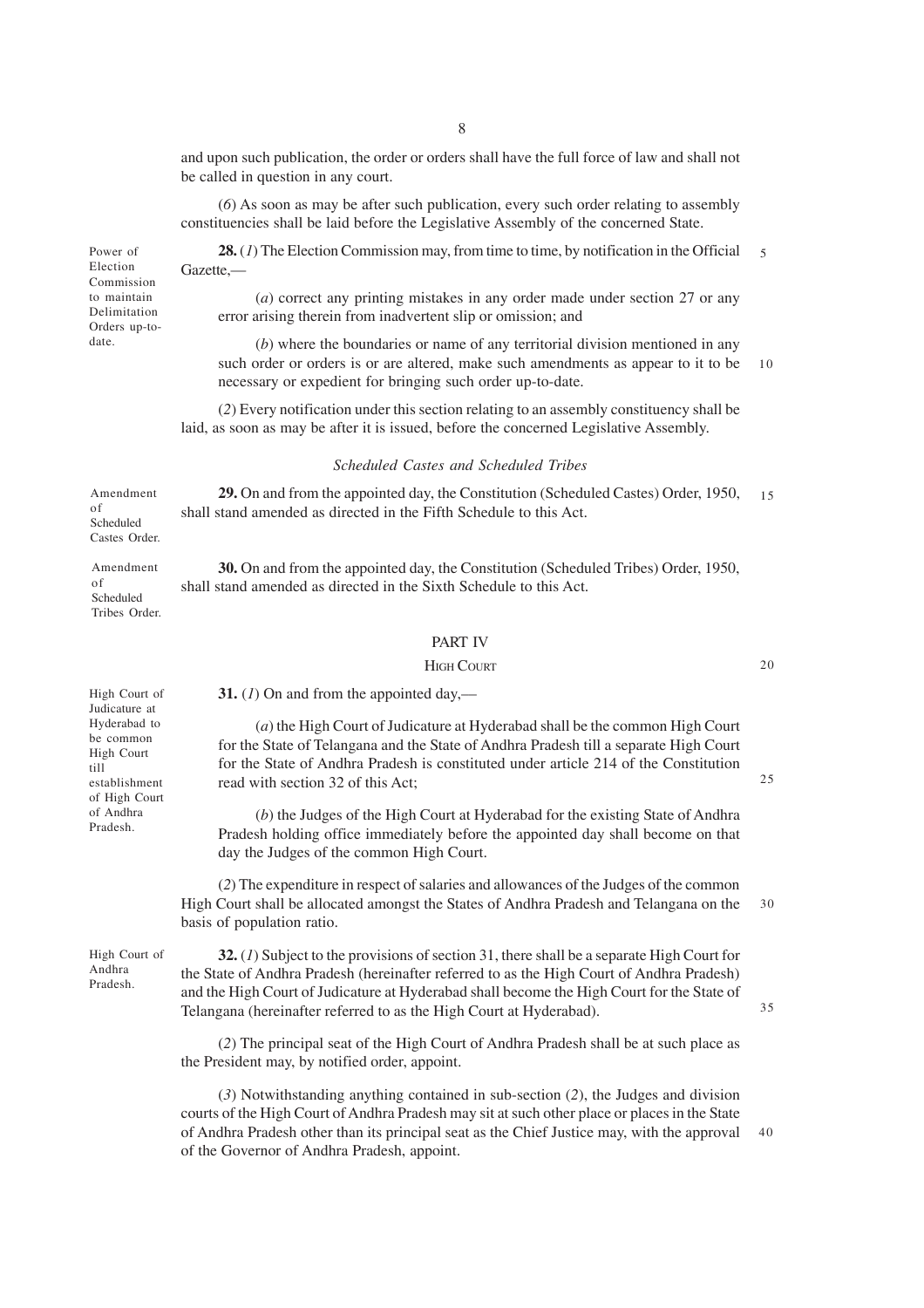and upon such publication, the order or orders shall have the full force of law and shall not be called in question in any court.

(*6*) As soon as may be after such publication, every such order relating to assembly constituencies shall be laid before the Legislative Assembly of the concerned State.

Power of Election Commission to maintain Delimitation Orders up-to-date.

**28.** (*1*) The Election Commission may, from time to time, by notification in the Official Gazette,—

(*a*) correct any printing mistakes in any order made under section 27 or any error arising therein from inadvertent slip or omission; and

(*b*) where the boundaries or name of any territorial division mentioned in any such order or orders is or are altered, make such amendments as appear to it to be necessary or expedient for bringing such order up-to-date.

(*2*) Every notification under this section relating to an assembly constituency shall be laid, as soon as may be after it is issued, before the concerned Legislative Assembly.

*Scheduled Castes and Scheduled Tribes*

Amendment of Scheduled Castes Order.

**29.** On and from the appointed day, the Constitution (Scheduled Castes) Order, 1950, shall stand amended as directed in the Fifth Schedule to this Act.

Amendment of Scheduled Tribes Order.

**30.** On and from the appointed day, the Constitution (Scheduled Tribes) Order, 1950, shall stand amended as directed in the Sixth Schedule to this Act.

## PART IV

## HIGH COURT

High Court of Judicature at Hyderabad to be common High Court till establishment of High Court of Andhra Pradesh.

**31.** (*1*) On and from the appointed day,—

(*a*) the High Court of Judicature at Hyderabad shall be the common High Court for the State of Telangana and the State of Andhra Pradesh till a separate High Court for the State of Andhra Pradesh is constituted under article 214 of the Constitution read with section 32 of this Act;

(*b*) the Judges of the High Court at Hyderabad for the existing State of Andhra Pradesh holding office immediately before the appointed day shall become on that day the Judges of the common High Court.

(*2*) The expenditure in respect of salaries and allowances of the Judges of the common High Court shall be allocated amongst the States of Andhra Pradesh and Telangana on the basis of population ratio.

High Court of Andhra Pradesh.

**32.** (*1*) Subject to the provisions of section 31, there shall be a separate High Court for the State of Andhra Pradesh (hereinafter referred to as the High Court of Andhra Pradesh) and the High Court of Judicature at Hyderabad shall become the High Court for the State of Telangana (hereinafter referred to as the High Court at Hyderabad).

(*2*) The principal seat of the High Court of Andhra Pradesh shall be at such place as the President may, by notified order, appoint.

(*3*) Notwithstanding anything contained in sub-section (*2*), the Judges and division courts of the High Court of Andhra Pradesh may sit at such other place or places in the State of Andhra Pradesh other than its principal seat as the Chief Justice may, with the approval of the Governor of Andhra Pradesh, appoint.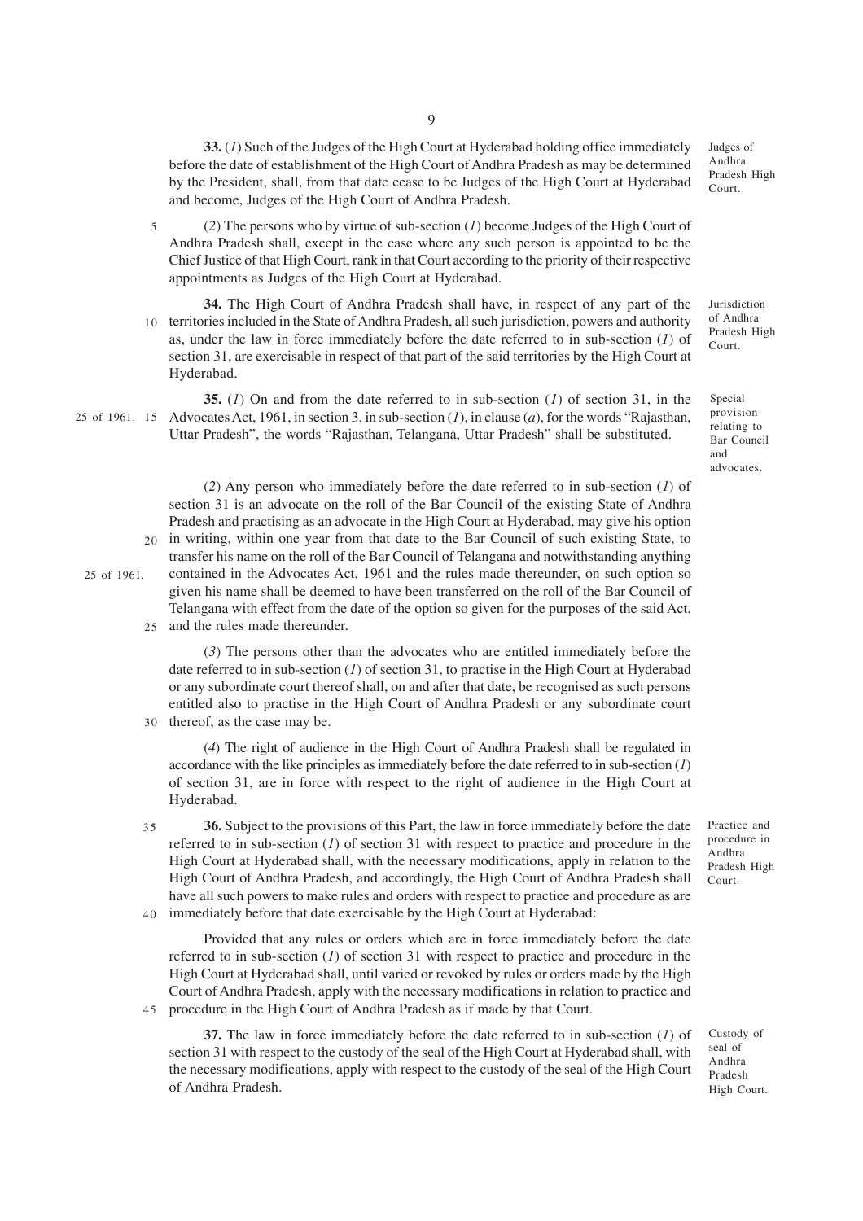**33.** (*1*) Such of the Judges of the High Court at Hyderabad holding office immediately before the date of establishment of the High Court of Andhra Pradesh as may be determined by the President, shall, from that date cease to be Judges of the High Court at Hyderabad and become, Judges of the High Court of Andhra Pradesh.

Judges of Andhra Pradesh High Court.

(*2*) The persons who by virtue of sub-section (*1*) become Judges of the High Court of Andhra Pradesh shall, except in the case where any such person is appointed to be the Chief Justice of that High Court, rank in that Court according to the priority of their respective appointments as Judges of the High Court at Hyderabad.

**34.** The High Court of Andhra Pradesh shall have, in respect of any part of the territories included in the State of Andhra Pradesh, all such jurisdiction, powers and authority as, under the law in force immediately before the date referred to in sub-section (*1*) of section 31, are exercisable in respect of that part of the said territories by the High Court at Hyderabad.

Jurisdiction of Andhra Pradesh High Court.

**35.** (*1*) On and from the date referred to in sub-section (*1*) of section 31, in the Advocates Act, 1961, in section 3, in sub-section (*1*), in clause (*a*), for the words "Rajasthan, Uttar Pradesh", the words "Rajasthan, Telangana, Uttar Pradesh" shall be substituted.

25 of 1961.

Special provision relating to Bar Council and advocates.

(*2*) Any person who immediately before the date referred to in sub-section (*1*) of section 31 is an advocate on the roll of the Bar Council of the existing State of Andhra Pradesh and practising as an advocate in the High Court at Hyderabad, may give his option in writing, within one year from that date to the Bar Council of such existing State, to transfer his name on the roll of the Bar Council of Telangana and notwithstanding anything contained in the Advocates Act, 1961 and the rules made thereunder, on such option so given his name shall be deemed to have been transferred on the roll of the Bar Council of Telangana with effect from the date of the option so given for the purposes of the said Act, and the rules made thereunder.

25 of 1961.

(*3*) The persons other than the advocates who are entitled immediately before the date referred to in sub-section (*1*) of section 31, to practise in the High Court at Hyderabad or any subordinate court thereof shall, on and after that date, be recognised as such persons entitled also to practise in the High Court of Andhra Pradesh or any subordinate court thereof, as the case may be.

(*4*) The right of audience in the High Court of Andhra Pradesh shall be regulated in accordance with the like principles as immediately before the date referred to in sub-section (*1*) of section 31, are in force with respect to the right of audience in the High Court at Hyderabad.

**36.** Subject to the provisions of this Part, the law in force immediately before the date referred to in sub-section (*1*) of section 31 with respect to practice and procedure in the High Court at Hyderabad shall, with the necessary modifications, apply in relation to the High Court of Andhra Pradesh, and accordingly, the High Court of Andhra Pradesh shall have all such powers to make rules and orders with respect to practice and procedure as are immediately before that date exercisable by the High Court at Hyderabad:

Practice and procedure in Andhra Pradesh High Court.

Provided that any rules or orders which are in force immediately before the date referred to in sub-section (*1*) of section 31 with respect to practice and procedure in the High Court at Hyderabad shall, until varied or revoked by rules or orders made by the High Court of Andhra Pradesh, apply with the necessary modifications in relation to practice and procedure in the High Court of Andhra Pradesh as if made by that Court.

**37.** The law in force immediately before the date referred to in sub-section (*1*) of section 31 with respect to the custody of the seal of the High Court at Hyderabad shall, with the necessary modifications, apply with respect to the custody of the seal of the High Court of Andhra Pradesh.

Custody of seal of Andhra Pradesh High Court.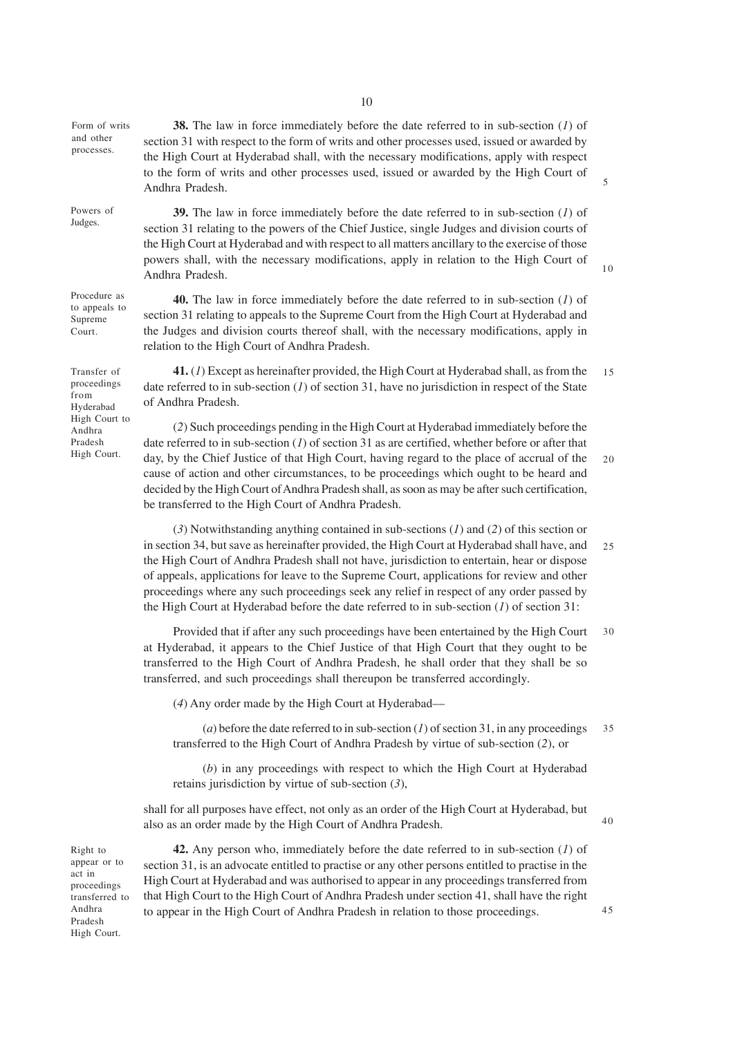Form of writs and other processes.

**38.** The law in force immediately before the date referred to in sub-section (*1*) of section 31 with respect to the form of writs and other processes used, issued or awarded by the High Court at Hyderabad shall, with the necessary modifications, apply with respect to the form of writs and other processes used, issued or awarded by the High Court of Andhra Pradesh.

Powers of Judges.

**39.** The law in force immediately before the date referred to in sub-section (*1*) of section 31 relating to the powers of the Chief Justice, single Judges and division courts of the High Court at Hyderabad and with respect to all matters ancillary to the exercise of those powers shall, with the necessary modifications, apply in relation to the High Court of Andhra Pradesh.

Procedure as to appeals to Supreme Court.

**40.** The law in force immediately before the date referred to in sub-section (*1*) of section 31 relating to appeals to the Supreme Court from the High Court at Hyderabad and the Judges and division courts thereof shall, with the necessary modifications, apply in relation to the High Court of Andhra Pradesh.

Transfer of proceedings from Hyderabad High Court to Andhra Pradesh High Court.

**41.** (*1*) Except as hereinafter provided, the High Court at Hyderabad shall, as from the date referred to in sub-section (*1*) of section 31, have no jurisdiction in respect of the State of Andhra Pradesh.

(*2*) Such proceedings pending in the High Court at Hyderabad immediately before the date referred to in sub-section (*1*) of section 31 as are certified, whether before or after that day, by the Chief Justice of that High Court, having regard to the place of accrual of the cause of action and other circumstances, to be proceedings which ought to be heard and decided by the High Court of Andhra Pradesh shall, as soon as may be after such certification, be transferred to the High Court of Andhra Pradesh.

(*3*) Notwithstanding anything contained in sub-sections (*1*) and (*2*) of this section or in section 34, but save as hereinafter provided, the High Court at Hyderabad shall have, and the High Court of Andhra Pradesh shall not have, jurisdiction to entertain, hear or dispose of appeals, applications for leave to the Supreme Court, applications for review and other proceedings where any such proceedings seek any relief in respect of any order passed by the High Court at Hyderabad before the date referred to in sub-section (*1*) of section 31:

Provided that if after any such proceedings have been entertained by the High Court at Hyderabad, it appears to the Chief Justice of that High Court that they ought to be transferred to the High Court of Andhra Pradesh, he shall order that they shall be so transferred, and such proceedings shall thereupon be transferred accordingly.

(*4*) Any order made by the High Court at Hyderabad—

(*a*) before the date referred to in sub-section (*1*) of section 31, in any proceedings transferred to the High Court of Andhra Pradesh by virtue of sub-section (*2*), or

(*b*) in any proceedings with respect to which the High Court at Hyderabad retains jurisdiction by virtue of sub-section (*3*),

shall for all purposes have effect, not only as an order of the High Court at Hyderabad, but also as an order made by the High Court of Andhra Pradesh.

Right to appear or to act in proceedings transferred to Andhra Pradesh High Court.

**42.** Any person who, immediately before the date referred to in sub-section (*1*) of section 31, is an advocate entitled to practise or any other persons entitled to practise in the High Court at Hyderabad and was authorised to appear in any proceedings transferred from that High Court to the High Court of Andhra Pradesh under section 41, shall have the right to appear in the High Court of Andhra Pradesh in relation to those proceedings.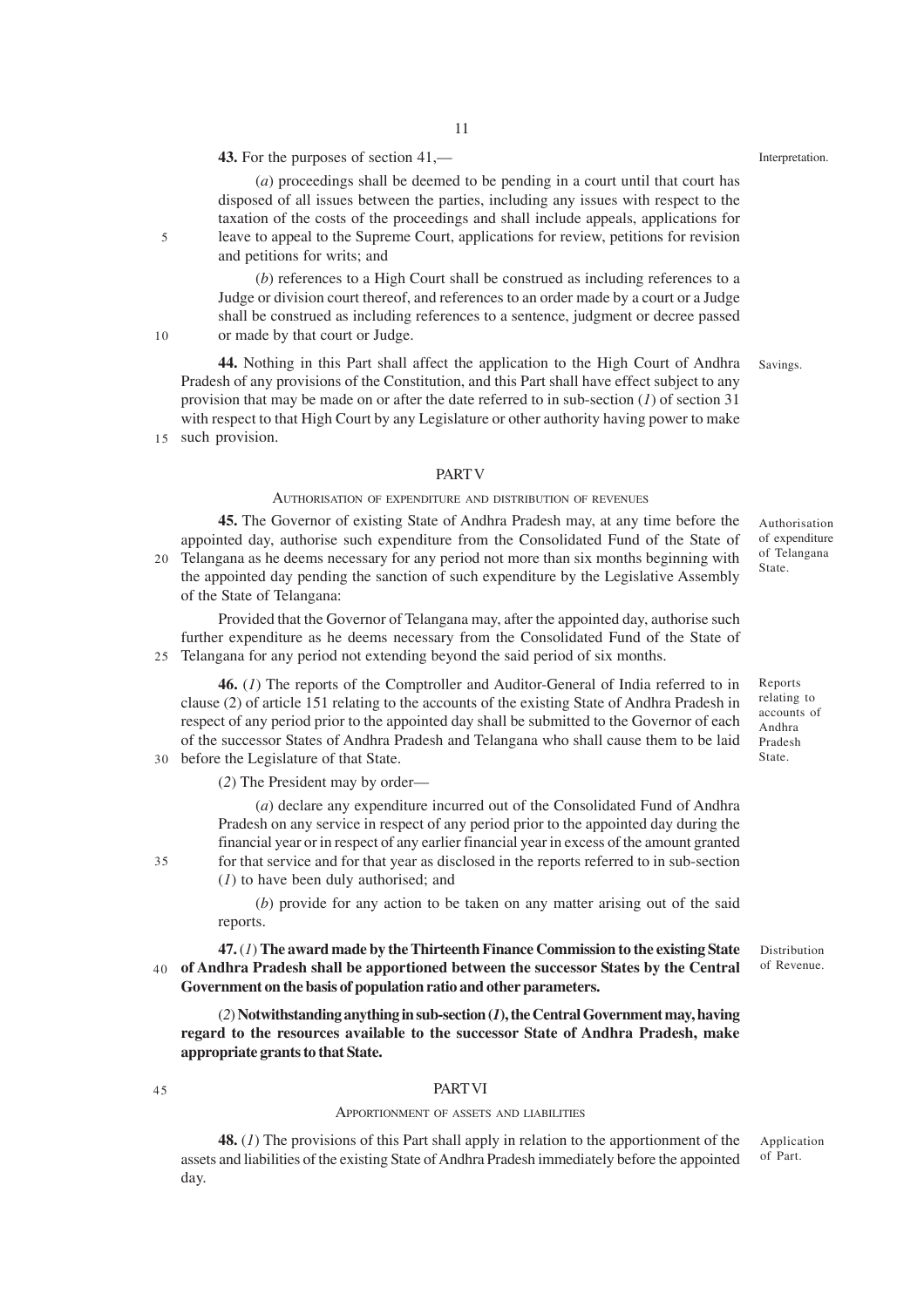**43.** For the purposes of section 41,— *Interpretation.*

(*a*) proceedings shall be deemed to be pending in a court until that court has disposed of all issues between the parties, including any issues with respect to the taxation of the costs of the proceedings and shall include appeals, applications for leave to appeal to the Supreme Court, applications for review, petitions for revision and petitions for writs; and

(*b*) references to a High Court shall be construed as including references to a Judge or division court thereof, and references to an order made by a court or a Judge shall be construed as including references to a sentence, judgment or decree passed or made by that court or Judge.

**44.** Nothing in this Part shall affect the application to the High Court of Andhra Pradesh of any provisions of the Constitution, and this Part shall have effect subject to any provision that may be made on or after the date referred to in sub-section (*1*) of section 31 with respect to that High Court by any Legislature or other authority having power to make such provision. *Savings.*

## PART V

### AUTHORISATION OF EXPENDITURE AND DISTRIBUTION OF REVENUES

**45.** The Governor of existing State of Andhra Pradesh may, at any time before the appointed day, authorise such expenditure from the Consolidated Fund of the State of Telangana as he deems necessary for any period not more than six months beginning with the appointed day pending the sanction of such expenditure by the Legislative Assembly of the State of Telangana: *Authorisation of expenditure of Telangana State.*

Provided that the Governor of Telangana may, after the appointed day, authorise such further expenditure as he deems necessary from the Consolidated Fund of the State of Telangana for any period not extending beyond the said period of six months.

**46.** (*1*) The reports of the Comptroller and Auditor-General of India referred to in clause (2) of article 151 relating to the accounts of the existing State of Andhra Pradesh in respect of any period prior to the appointed day shall be submitted to the Governor of each of the successor States of Andhra Pradesh and Telangana who shall cause them to be laid before the Legislature of that State. *Reports relating to accounts of Andhra Pradesh State.*

(*2*) The President may by order—

(*a*) declare any expenditure incurred out of the Consolidated Fund of Andhra Pradesh on any service in respect of any period prior to the appointed day during the financial year or in respect of any earlier financial year in excess of the amount granted for that service and for that year as disclosed in the reports referred to in sub-section (*1*) to have been duly authorised; and

(*b*) provide for any action to be taken on any matter arising out of the said reports.

**47.** (*1*) **The award made by the Thirteenth Finance Commission to the existing State of Andhra Pradesh shall be apportioned between the successor States by the Central Government on the basis of population ratio and other parameters.** *Distribution of Revenue.*

(*2*) **Notwithstanding anything in sub-section (*1*), the Central Government may, having regard to the resources available to the successor State of Andhra Pradesh, make appropriate grants to that State.**

## PART VI

### APPORTIONMENT OF ASSETS AND LIABILITIES

**48.** (*1*) The provisions of this Part shall apply in relation to the apportionment of the assets and liabilities of the existing State of Andhra Pradesh immediately before the appointed day. *Application of Part.*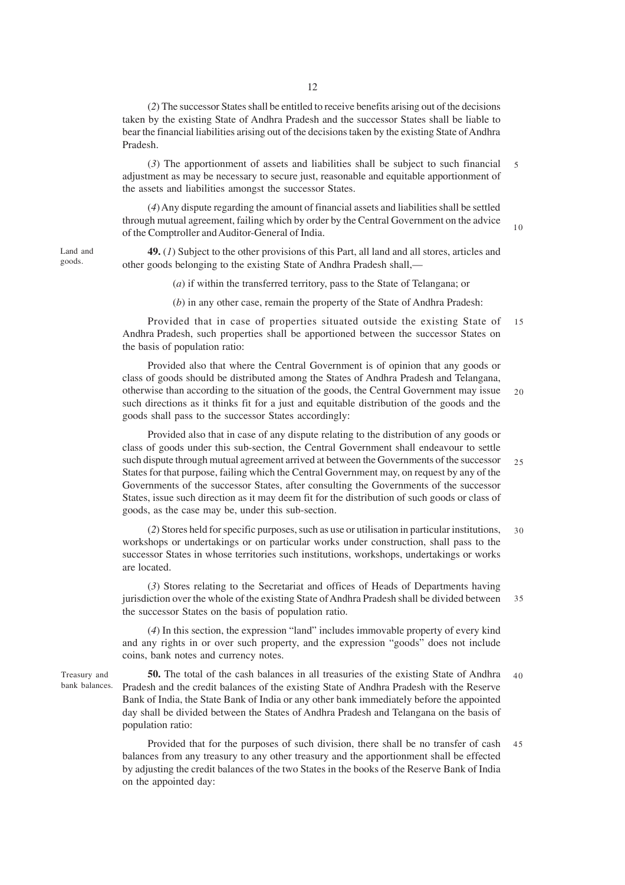(*2*) The successor States shall be entitled to receive benefits arising out of the decisions taken by the existing State of Andhra Pradesh and the successor States shall be liable to bear the financial liabilities arising out of the decisions taken by the existing State of Andhra Pradesh.

(*3*) The apportionment of assets and liabilities shall be subject to such financial adjustment as may be necessary to secure just, reasonable and equitable apportionment of the assets and liabilities amongst the successor States.

(*4*) Any dispute regarding the amount of financial assets and liabilities shall be settled through mutual agreement, failing which by order by the Central Government on the advice of the Comptroller and Auditor-General of India.

Land and goods.

**49.** (*1*) Subject to the other provisions of this Part, all land and all stores, articles and other goods belonging to the existing State of Andhra Pradesh shall,—

(*a*) if within the transferred territory, pass to the State of Telangana; or

(*b*) in any other case, remain the property of the State of Andhra Pradesh:

Provided that in case of properties situated outside the existing State of Andhra Pradesh, such properties shall be apportioned between the successor States on the basis of population ratio:

Provided also that where the Central Government is of opinion that any goods or class of goods should be distributed among the States of Andhra Pradesh and Telangana, otherwise than according to the situation of the goods, the Central Government may issue such directions as it thinks fit for a just and equitable distribution of the goods and the goods shall pass to the successor States accordingly:

Provided also that in case of any dispute relating to the distribution of any goods or class of goods under this sub-section, the Central Government shall endeavour to settle such dispute through mutual agreement arrived at between the Governments of the successor States for that purpose, failing which the Central Government may, on request by any of the Governments of the successor States, after consulting the Governments of the successor States, issue such direction as it may deem fit for the distribution of such goods or class of goods, as the case may be, under this sub-section.

(*2*) Stores held for specific purposes, such as use or utilisation in particular institutions, workshops or undertakings or on particular works under construction, shall pass to the successor States in whose territories such institutions, workshops, undertakings or works are located.

(*3*) Stores relating to the Secretariat and offices of Heads of Departments having jurisdiction over the whole of the existing State of Andhra Pradesh shall be divided between the successor States on the basis of population ratio.

(*4*) In this section, the expression "land" includes immovable property of every kind and any rights in or over such property, and the expression "goods" does not include coins, bank notes and currency notes.

Treasury and bank balances.

**50.** The total of the cash balances in all treasuries of the existing State of Andhra Pradesh and the credit balances of the existing State of Andhra Pradesh with the Reserve Bank of India, the State Bank of India or any other bank immediately before the appointed day shall be divided between the States of Andhra Pradesh and Telangana on the basis of population ratio:

Provided that for the purposes of such division, there shall be no transfer of cash balances from any treasury to any other treasury and the apportionment shall be effected by adjusting the credit balances of the two States in the books of the Reserve Bank of India on the appointed day: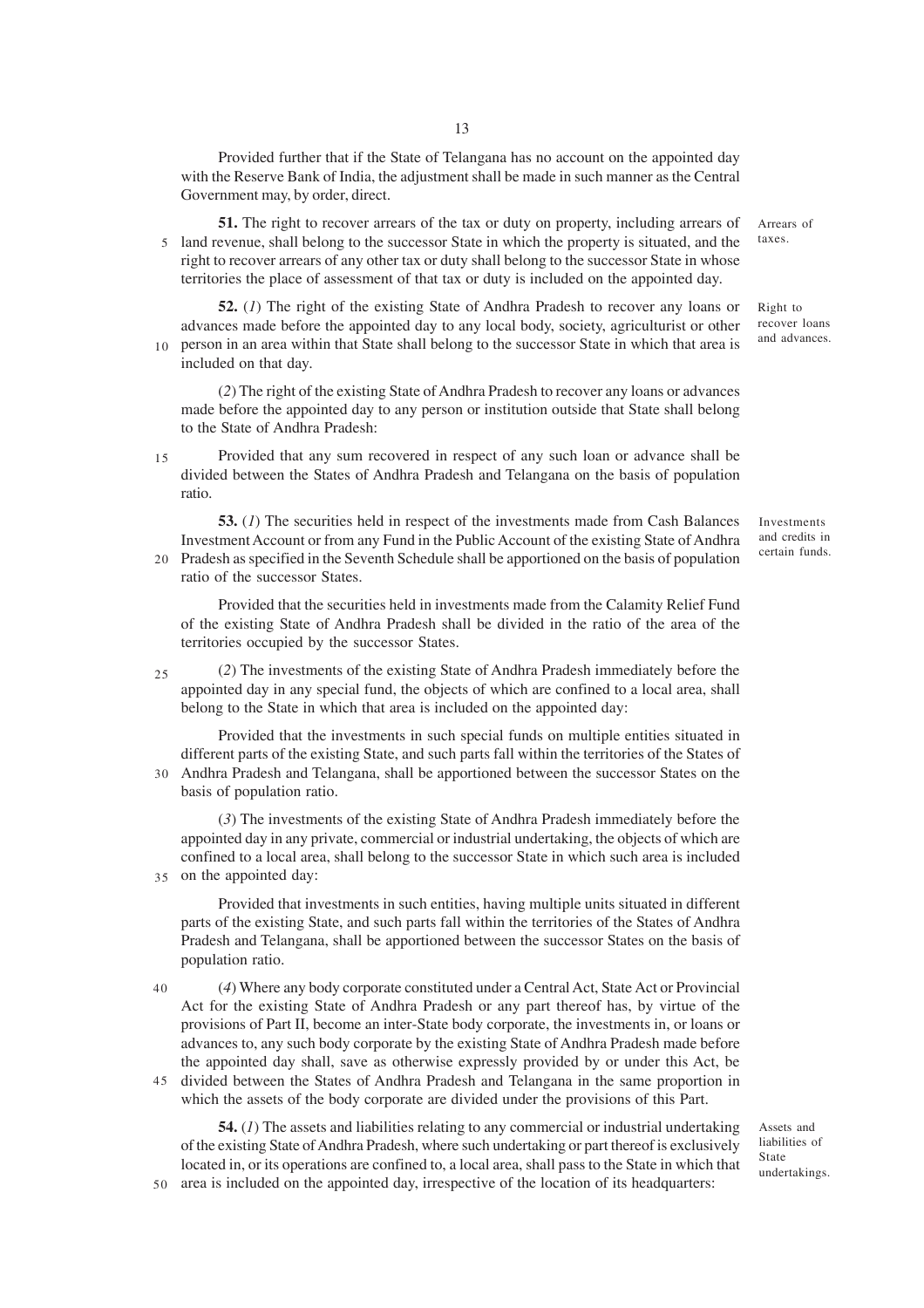Provided further that if the State of Telangana has no account on the appointed day with the Reserve Bank of India, the adjustment shall be made in such manner as the Central Government may, by order, direct.

Arrears of taxes.

**51.** The right to recover arrears of the tax or duty on property, including arrears of land revenue, shall belong to the successor State in which the property is situated, and the right to recover arrears of any other tax or duty shall belong to the successor State in whose territories the place of assessment of that tax or duty is included on the appointed day.

Right to recover loans and advances.

**52.** (*1*) The right of the existing State of Andhra Pradesh to recover any loans or advances made before the appointed day to any local body, society, agriculturist or other person in an area within that State shall belong to the successor State in which that area is included on that day.

(*2*) The right of the existing State of Andhra Pradesh to recover any loans or advances made before the appointed day to any person or institution outside that State shall belong to the State of Andhra Pradesh:

Provided that any sum recovered in respect of any such loan or advance shall be divided between the States of Andhra Pradesh and Telangana on the basis of population ratio.

Investments and credits in certain funds.

**53.** (*1*) The securities held in respect of the investments made from Cash Balances Investment Account or from any Fund in the Public Account of the existing State of Andhra Pradesh as specified in the Seventh Schedule shall be apportioned on the basis of population ratio of the successor States.

Provided that the securities held in investments made from the Calamity Relief Fund of the existing State of Andhra Pradesh shall be divided in the ratio of the area of the territories occupied by the successor States.

(*2*) The investments of the existing State of Andhra Pradesh immediately before the appointed day in any special fund, the objects of which are confined to a local area, shall belong to the State in which that area is included on the appointed day:

Provided that the investments in such special funds on multiple entities situated in different parts of the existing State, and such parts fall within the territories of the States of Andhra Pradesh and Telangana, shall be apportioned between the successor States on the basis of population ratio.

(*3*) The investments of the existing State of Andhra Pradesh immediately before the appointed day in any private, commercial or industrial undertaking, the objects of which are confined to a local area, shall belong to the successor State in which such area is included on the appointed day:

Provided that investments in such entities, having multiple units situated in different parts of the existing State, and such parts fall within the territories of the States of Andhra Pradesh and Telangana, shall be apportioned between the successor States on the basis of population ratio.

(*4*) Where any body corporate constituted under a Central Act, State Act or Provincial Act for the existing State of Andhra Pradesh or any part thereof has, by virtue of the provisions of Part II, become an inter-State body corporate, the investments in, or loans or advances to, any such body corporate by the existing State of Andhra Pradesh made before the appointed day shall, save as otherwise expressly provided by or under this Act, be divided between the States of Andhra Pradesh and Telangana in the same proportion in which the assets of the body corporate are divided under the provisions of this Part.

Assets and liabilities of State undertakings.

**54.** (*1*) The assets and liabilities relating to any commercial or industrial undertaking of the existing State of Andhra Pradesh, where such undertaking or part thereof is exclusively located in, or its operations are confined to, a local area, shall pass to the State in which that area is included on the appointed day, irrespective of the location of its headquarters: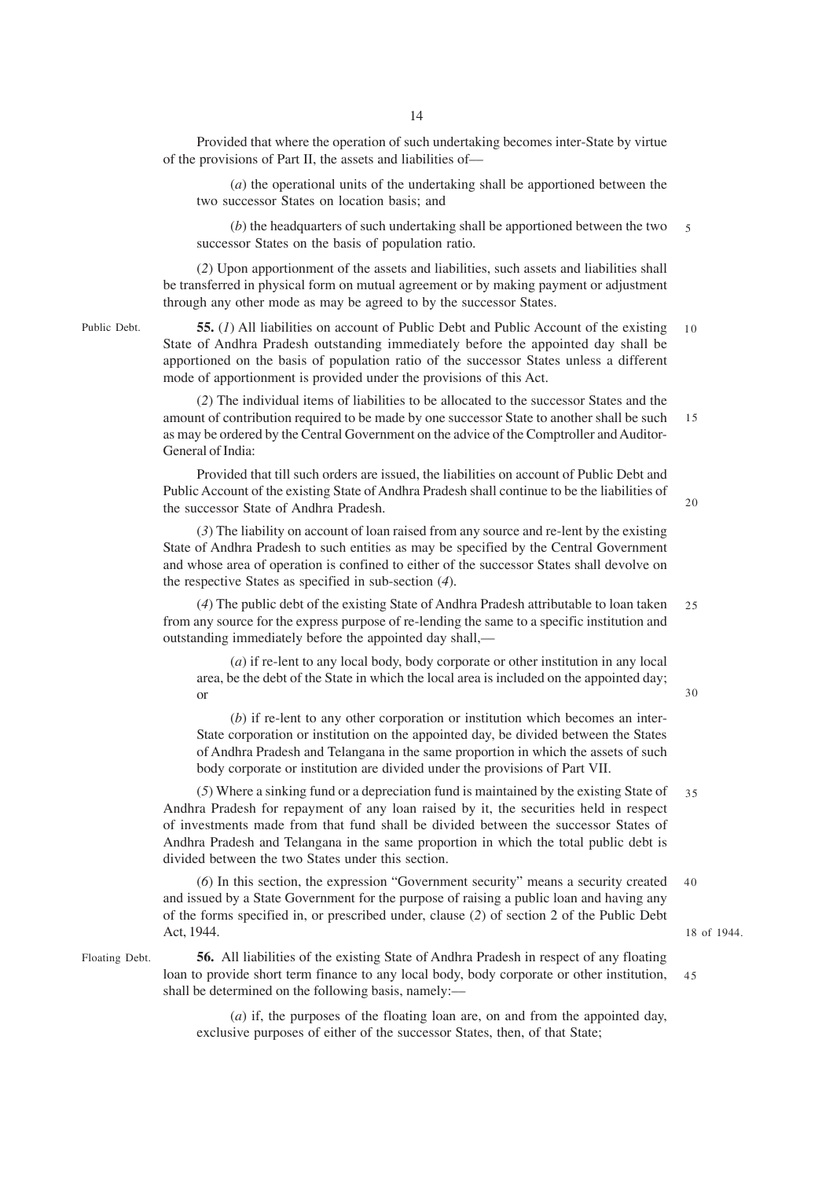Provided that where the operation of such undertaking becomes inter-State by virtue of the provisions of Part II, the assets and liabilities of—

(*a*) the operational units of the undertaking shall be apportioned between the two successor States on location basis; and

(*b*) the headquarters of such undertaking shall be apportioned between the two successor States on the basis of population ratio.

(*2*) Upon apportionment of the assets and liabilities, such assets and liabilities shall be transferred in physical form on mutual agreement or by making payment or adjustment through any other mode as may be agreed to by the successor States.

Public Debt.

**55.** (*1*) All liabilities on account of Public Debt and Public Account of the existing State of Andhra Pradesh outstanding immediately before the appointed day shall be apportioned on the basis of population ratio of the successor States unless a different mode of apportionment is provided under the provisions of this Act.

(*2*) The individual items of liabilities to be allocated to the successor States and the amount of contribution required to be made by one successor State to another shall be such as may be ordered by the Central Government on the advice of the Comptroller and Auditor-General of India:

Provided that till such orders are issued, the liabilities on account of Public Debt and Public Account of the existing State of Andhra Pradesh shall continue to be the liabilities of the successor State of Andhra Pradesh.

(*3*) The liability on account of loan raised from any source and re-lent by the existing State of Andhra Pradesh to such entities as may be specified by the Central Government and whose area of operation is confined to either of the successor States shall devolve on the respective States as specified in sub-section (*4*).

(*4*) The public debt of the existing State of Andhra Pradesh attributable to loan taken from any source for the express purpose of re-lending the same to a specific institution and outstanding immediately before the appointed day shall,—

(*a*) if re-lent to any local body, body corporate or other institution in any local area, be the debt of the State in which the local area is included on the appointed day; or

(*b*) if re-lent to any other corporation or institution which becomes an inter-State corporation or institution on the appointed day, be divided between the States of Andhra Pradesh and Telangana in the same proportion in which the assets of such body corporate or institution are divided under the provisions of Part VII.

(*5*) Where a sinking fund or a depreciation fund is maintained by the existing State of Andhra Pradesh for repayment of any loan raised by it, the securities held in respect of investments made from that fund shall be divided between the successor States of Andhra Pradesh and Telangana in the same proportion in which the total public debt is divided between the two States under this section.

(*6*) In this section, the expression "Government security" means a security created and issued by a State Government for the purpose of raising a public loan and having any of the forms specified in, or prescribed under, clause (*2*) of section 2 of the Public Debt Act, 1944.

18 of 1944.

Floating Debt.

**56.** All liabilities of the existing State of Andhra Pradesh in respect of any floating loan to provide short term finance to any local body, body corporate or other institution, shall be determined on the following basis, namely:—

(*a*) if, the purposes of the floating loan are, on and from the appointed day, exclusive purposes of either of the successor States, then, of that State;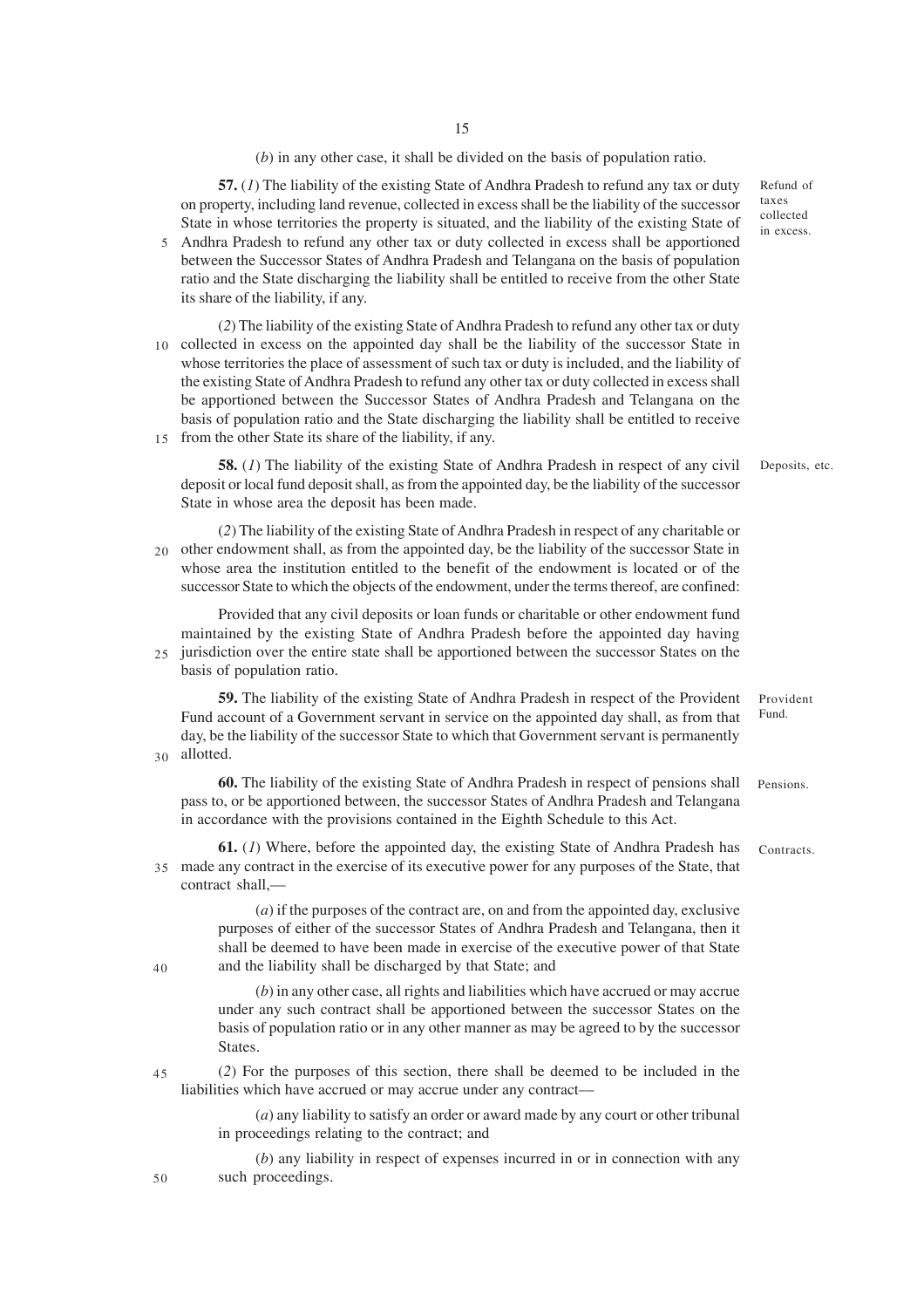(*b*) in any other case, it shall be divided on the basis of population ratio.

**57.** (*1*) The liability of the existing State of Andhra Pradesh to refund any tax or duty on property, including land revenue, collected in excess shall be the liability of the successor State in whose territories the property is situated, and the liability of the existing State of Andhra Pradesh to refund any other tax or duty collected in excess shall be apportioned between the Successor States of Andhra Pradesh and Telangana on the basis of population ratio and the State discharging the liability shall be entitled to receive from the other State its share of the liability, if any.

Refund of taxes collected in excess.

(*2*) The liability of the existing State of Andhra Pradesh to refund any other tax or duty collected in excess on the appointed day shall be the liability of the successor State in whose territories the place of assessment of such tax or duty is included, and the liability of the existing State of Andhra Pradesh to refund any other tax or duty collected in excess shall be apportioned between the Successor States of Andhra Pradesh and Telangana on the basis of population ratio and the State discharging the liability shall be entitled to receive from the other State its share of the liability, if any.

**58.** (*1*) The liability of the existing State of Andhra Pradesh in respect of any civil deposit or local fund deposit shall, as from the appointed day, be the liability of the successor State in whose area the deposit has been made.

Deposits, etc.

(*2*) The liability of the existing State of Andhra Pradesh in respect of any charitable or other endowment shall, as from the appointed day, be the liability of the successor State in whose area the institution entitled to the benefit of the endowment is located or of the successor State to which the objects of the endowment, under the terms thereof, are confined:

Provided that any civil deposits or loan funds or charitable or other endowment fund maintained by the existing State of Andhra Pradesh before the appointed day having jurisdiction over the entire state shall be apportioned between the successor States on the basis of population ratio.

**59.** The liability of the existing State of Andhra Pradesh in respect of the Provident Fund account of a Government servant in service on the appointed day shall, as from that day, be the liability of the successor State to which that Government servant is permanently allotted.

Provident Fund.

**60.** The liability of the existing State of Andhra Pradesh in respect of pensions shall pass to, or be apportioned between, the successor States of Andhra Pradesh and Telangana in accordance with the provisions contained in the Eighth Schedule to this Act.

Pensions.

**61.** (*1*) Where, before the appointed day, the existing State of Andhra Pradesh has made any contract in the exercise of its executive power for any purposes of the State, that contract shall,—

Contracts.

(*a*) if the purposes of the contract are, on and from the appointed day, exclusive purposes of either of the successor States of Andhra Pradesh and Telangana, then it shall be deemed to have been made in exercise of the executive power of that State and the liability shall be discharged by that State; and

(*b*) in any other case, all rights and liabilities which have accrued or may accrue under any such contract shall be apportioned between the successor States on the basis of population ratio or in any other manner as may be agreed to by the successor States.

(*2*) For the purposes of this section, there shall be deemed to be included in the liabilities which have accrued or may accrue under any contract—

(*a*) any liability to satisfy an order or award made by any court or other tribunal in proceedings relating to the contract; and

(*b*) any liability in respect of expenses incurred in or in connection with any such proceedings.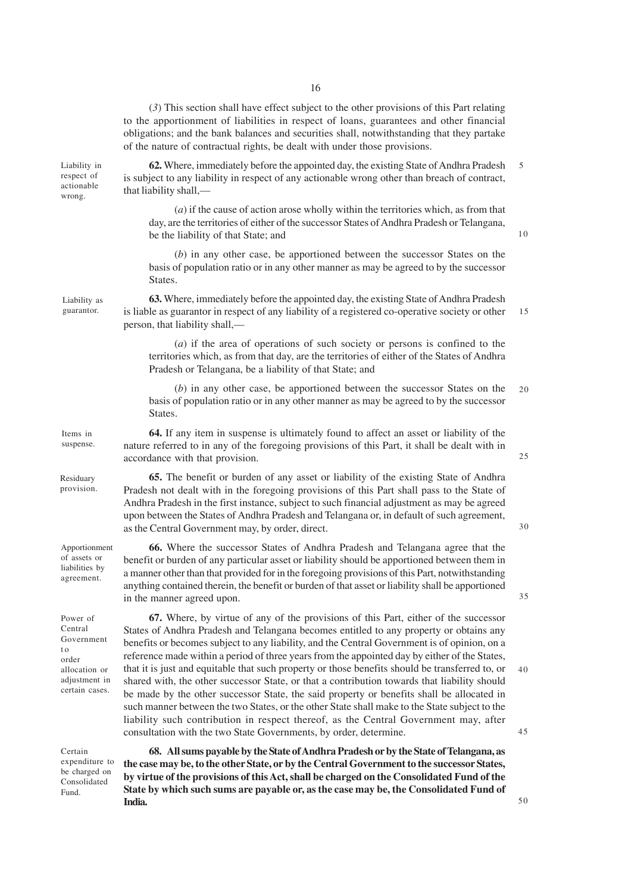(*3*) This section shall have effect subject to the other provisions of this Part relating to the apportionment of liabilities in respect of loans, guarantees and other financial obligations; and the bank balances and securities shall, notwithstanding that they partake of the nature of contractual rights, be dealt with under those provisions.

Liability in respect of actionable wrong.

**62.** Where, immediately before the appointed day, the existing State of Andhra Pradesh is subject to any liability in respect of any actionable wrong other than breach of contract, that liability shall,—

(*a*) if the cause of action arose wholly within the territories which, as from that day, are the territories of either of the successor States of Andhra Pradesh or Telangana, be the liability of that State; and

(*b*) in any other case, be apportioned between the successor States on the basis of population ratio or in any other manner as may be agreed to by the successor States.

Liability as guarantor.

**63.** Where, immediately before the appointed day, the existing State of Andhra Pradesh is liable as guarantor in respect of any liability of a registered co-operative society or other person, that liability shall,—

(*a*) if the area of operations of such society or persons is confined to the territories which, as from that day, are the territories of either of the States of Andhra Pradesh or Telangana, be a liability of that State; and

(*b*) in any other case, be apportioned between the successor States on the basis of population ratio or in any other manner as may be agreed to by the successor States.

Items in suspense.

**64.** If any item in suspense is ultimately found to affect an asset or liability of the nature referred to in any of the foregoing provisions of this Part, it shall be dealt with in accordance with that provision.

Residuary provision.

**65.** The benefit or burden of any asset or liability of the existing State of Andhra Pradesh not dealt with in the foregoing provisions of this Part shall pass to the State of Andhra Pradesh in the first instance, subject to such financial adjustment as may be agreed upon between the States of Andhra Pradesh and Telangana or, in default of such agreement, as the Central Government may, by order, direct.

Apportionment of assets or liabilities by agreement.

**66.** Where the successor States of Andhra Pradesh and Telangana agree that the benefit or burden of any particular asset or liability should be apportioned between them in a manner other than that provided for in the foregoing provisions of this Part, notwithstanding anything contained therein, the benefit or burden of that asset or liability shall be apportioned in the manner agreed upon.

Power of Central Government to order allocation or adjustment in certain cases.

**67.** Where, by virtue of any of the provisions of this Part, either of the successor States of Andhra Pradesh and Telangana becomes entitled to any property or obtains any benefits or becomes subject to any liability, and the Central Government is of opinion, on a reference made within a period of three years from the appointed day by either of the States, that it is just and equitable that such property or those benefits should be transferred to, or shared with, the other successor State, or that a contribution towards that liability should be made by the other successor State, the said property or benefits shall be allocated in such manner between the two States, or the other State shall make to the State subject to the liability such contribution in respect thereof, as the Central Government may, after consultation with the two State Governments, by order, determine.

Certain expenditure to be charged on Consolidated Fund.

**68. All sums payable by the State of Andhra Pradesh or by the State of Telangana, as the case may be, to the other State, or by the Central Government to the successor States, by virtue of the provisions of this Act, shall be charged on the Consolidated Fund of the State by which such sums are payable or, as the case may be, the Consolidated Fund of India.**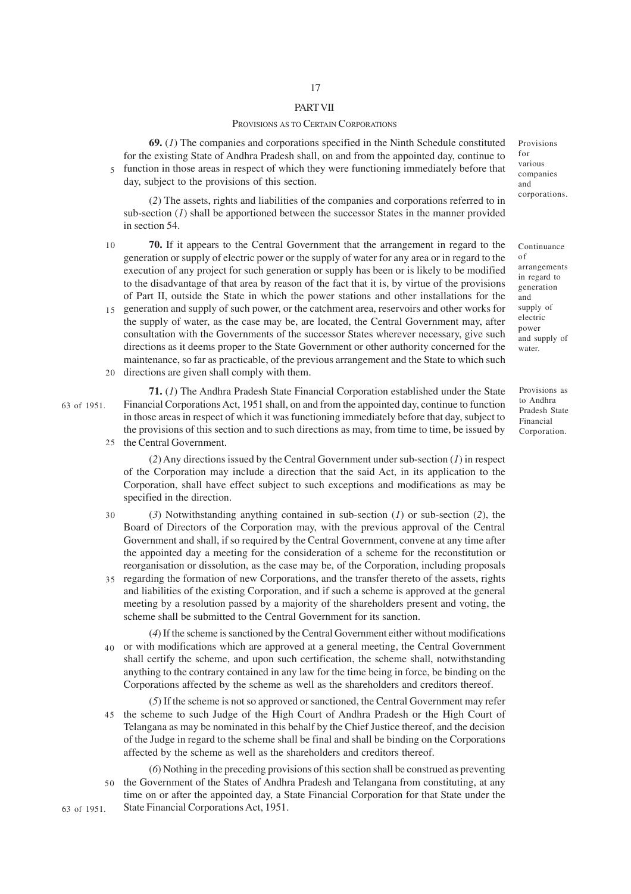## PART VII

### Provisions as to Certain Corporations

*Provisions for various companies and corporations.*

**69.** (*1*) The companies and corporations specified in the Ninth Schedule constituted for the existing State of Andhra Pradesh shall, on and from the appointed day, continue to function in those areas in respect of which they were functioning immediately before that day, subject to the provisions of this section.

(*2*) The assets, rights and liabilities of the companies and corporations referred to in sub-section (*1*) shall be apportioned between the successor States in the manner provided in section 54.

*Continuance of arrangements in regard to generation and supply of electric power and supply of water.*

**70.** If it appears to the Central Government that the arrangement in regard to the generation or supply of electric power or the supply of water for any area or in regard to the execution of any project for such generation or supply has been or is likely to be modified to the disadvantage of that area by reason of the fact that it is, by virtue of the provisions of Part II, outside the State in which the power stations and other installations for the generation and supply of such power, or the catchment area, reservoirs and other works for the supply of water, as the case may be, are located, the Central Government may, after consultation with the Governments of the successor States wherever necessary, give such directions as it deems proper to the State Government or other authority concerned for the maintenance, so far as practicable, of the previous arrangement and the State to which such directions are given shall comply with them.

*Provisions as to Andhra Pradesh State Financial Corporation.*

**71.** (*1*) The Andhra Pradesh State Financial Corporation established under the State Financial Corporations Act, 1951 (63 of 1951) shall, on and from the appointed day, continue to function in those areas in respect of which it was functioning immediately before that day, subject to the provisions of this section and to such directions as may, from time to time, be issued by the Central Government.

(*2*) Any directions issued by the Central Government under sub-section (*1*) in respect of the Corporation may include a direction that the said Act, in its application to the Corporation, shall have effect subject to such exceptions and modifications as may be specified in the direction.

(*3*) Notwithstanding anything contained in sub-section (*1*) or sub-section (*2*), the Board of Directors of the Corporation may, with the previous approval of the Central Government and shall, if so required by the Central Government, convene at any time after the appointed day a meeting for the consideration of a scheme for the reconstitution or reorganisation or dissolution, as the case may be, of the Corporation, including proposals regarding the formation of new Corporations, and the transfer thereto of the assets, rights and liabilities of the existing Corporation, and if such a scheme is approved at the general meeting by a resolution passed by a majority of the shareholders present and voting, the scheme shall be submitted to the Central Government for its sanction.

(*4*) If the scheme is sanctioned by the Central Government either without modifications or with modifications which are approved at a general meeting, the Central Government shall certify the scheme, and upon such certification, the scheme shall, notwithstanding anything to the contrary contained in any law for the time being in force, be binding on the Corporations affected by the scheme as well as the shareholders and creditors thereof.

(*5*) If the scheme is not so approved or sanctioned, the Central Government may refer the scheme to such Judge of the High Court of Andhra Pradesh or the High Court of Telangana as may be nominated in this behalf by the Chief Justice thereof, and the decision of the Judge in regard to the scheme shall be final and shall be binding on the Corporations affected by the scheme as well as the shareholders and creditors thereof.

(*6*) Nothing in the preceding provisions of this section shall be construed as preventing the Government of the States of Andhra Pradesh and Telangana from constituting, at any time on or after the appointed day, a State Financial Corporation for that State under the State Financial Corporations Act, 1951 (63 of 1951).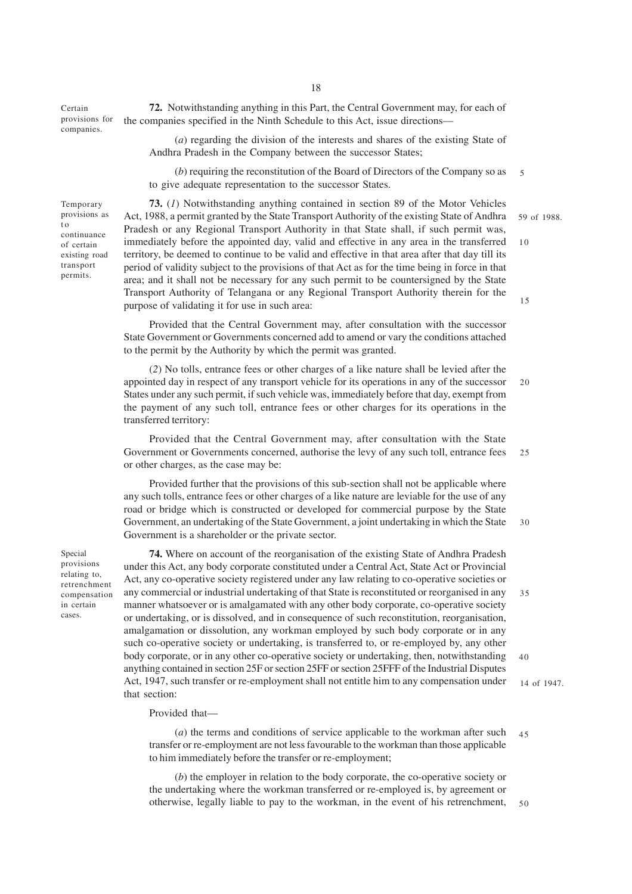Certain provisions for companies.

**72.** Notwithstanding anything in this Part, the Central Government may, for each of the companies specified in the Ninth Schedule to this Act, issue directions—

(*a*) regarding the division of the interests and shares of the existing State of Andhra Pradesh in the Company between the successor States;

(*b*) requiring the reconstitution of the Board of Directors of the Company so as to give adequate representation to the successor States.

Temporary provisions as to continuance of certain existing road transport permits.

**73.** (*1*) Notwithstanding anything contained in section 89 of the Motor Vehicles Act, 1988, a permit granted by the State Transport Authority of the existing State of Andhra Pradesh or any Regional Transport Authority in that State shall, if such permit was, immediately before the appointed day, valid and effective in any area in the transferred territory, be deemed to continue to be valid and effective in that area after that day till its period of validity subject to the provisions of that Act as for the time being in force in that area; and it shall not be necessary for any such permit to be countersigned by the State Transport Authority of Telangana or any Regional Transport Authority therein for the purpose of validating it for use in such area:

59 of 1988.

Provided that the Central Government may, after consultation with the successor State Government or Governments concerned add to amend or vary the conditions attached to the permit by the Authority by which the permit was granted.

(*2*) No tolls, entrance fees or other charges of a like nature shall be levied after the appointed day in respect of any transport vehicle for its operations in any of the successor States under any such permit, if such vehicle was, immediately before that day, exempt from the payment of any such toll, entrance fees or other charges for its operations in the transferred territory:

Provided that the Central Government may, after consultation with the State Government or Governments concerned, authorise the levy of any such toll, entrance fees or other charges, as the case may be:

Provided further that the provisions of this sub-section shall not be applicable where any such tolls, entrance fees or other charges of a like nature are leviable for the use of any road or bridge which is constructed or developed for commercial purpose by the State Government, an undertaking of the State Government, a joint undertaking in which the State Government is a shareholder or the private sector.

Special provisions relating to, retrenchment compensation in certain cases.

**74.** Where on account of the reorganisation of the existing State of Andhra Pradesh under this Act, any body corporate constituted under a Central Act, State Act or Provincial Act, any co-operative society registered under any law relating to co-operative societies or any commercial or industrial undertaking of that State is reconstituted or reorganised in any manner whatsoever or is amalgamated with any other body corporate, co-operative society or undertaking, or is dissolved, and in consequence of such reconstitution, reorganisation, amalgamation or dissolution, any workman employed by such body corporate or in any such co-operative society or undertaking, is transferred to, or re-employed by, any other body corporate, or in any other co-operative society or undertaking, then, notwithstanding anything contained in section 25F or section 25FF or section 25FFF of the Industrial Disputes Act, 1947, such transfer or re-employment shall not entitle him to any compensation under that section:

14 of 1947.

Provided that—

(*a*) the terms and conditions of service applicable to the workman after such transfer or re-employment are not less favourable to the workman than those applicable to him immediately before the transfer or re-employment;

(*b*) the employer in relation to the body corporate, the co-operative society or the undertaking where the workman transferred or re-employed is, by agreement or otherwise, legally liable to pay to the workman, in the event of his retrenchment,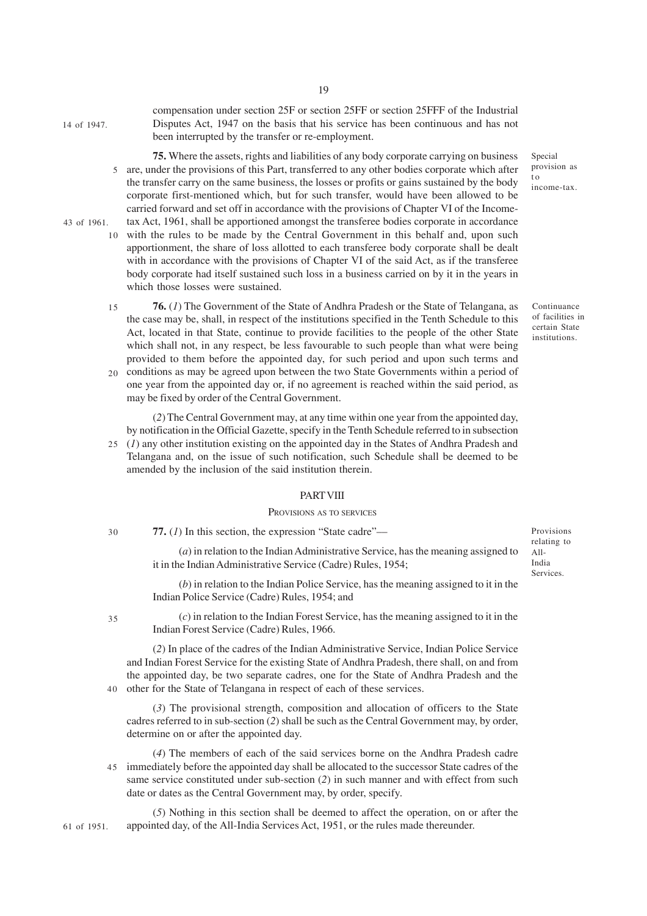compensation under section 25F or section 25FF or section 25FFF of the Industrial Disputes Act, 1947 on the basis that his service has been continuous and has not been interrupted by the transfer or re-employment.

14 of 1947.

Special provision as to income-tax.

**75.** Where the assets, rights and liabilities of any body corporate carrying on business are, under the provisions of this Part, transferred to any other bodies corporate which after the transfer carry on the same business, the losses or profits or gains sustained by the body corporate first-mentioned which, but for such transfer, would have been allowed to be carried forward and set off in accordance with the provisions of Chapter VI of the Income-tax Act, 1961, shall be apportioned amongst the transferee bodies corporate in accordance with the rules to be made by the Central Government in this behalf and, upon such apportionment, the share of loss allotted to each transferee body corporate shall be dealt with in accordance with the provisions of Chapter VI of the said Act, as if the transferee body corporate had itself sustained such loss in a business carried on by it in the years in which those losses were sustained.

43 of 1961.

Continuance of facilities in certain State institutions.

**76.** (*1*) The Government of the State of Andhra Pradesh or the State of Telangana, as the case may be, shall, in respect of the institutions specified in the Tenth Schedule to this Act, located in that State, continue to provide facilities to the people of the other State which shall not, in any respect, be less favourable to such people than what were being provided to them before the appointed day, for such period and upon such terms and conditions as may be agreed upon between the two State Governments within a period of one year from the appointed day or, if no agreement is reached within the said period, as may be fixed by order of the Central Government.

(*2*) The Central Government may, at any time within one year from the appointed day, by notification in the Official Gazette, specify in the Tenth Schedule referred to in subsection (*1*) any other institution existing on the appointed day in the States of Andhra Pradesh and Telangana and, on the issue of such notification, such Schedule shall be deemed to be amended by the inclusion of the said institution therein.

## PART VIII

### PROVISIONS AS TO SERVICES

Provisions relating to All-India Services.

**77.** (*1*) In this section, the expression "State cadre"—

(*a*) in relation to the Indian Administrative Service, has the meaning assigned to it in the Indian Administrative Service (Cadre) Rules, 1954;

(*b*) in relation to the Indian Police Service, has the meaning assigned to it in the Indian Police Service (Cadre) Rules, 1954; and

(*c*) in relation to the Indian Forest Service, has the meaning assigned to it in the Indian Forest Service (Cadre) Rules, 1966.

(*2*) In place of the cadres of the Indian Administrative Service, Indian Police Service and Indian Forest Service for the existing State of Andhra Pradesh, there shall, on and from the appointed day, be two separate cadres, one for the State of Andhra Pradesh and the other for the State of Telangana in respect of each of these services.

(*3*) The provisional strength, composition and allocation of officers to the State cadres referred to in sub-section (*2*) shall be such as the Central Government may, by order, determine on or after the appointed day.

(*4*) The members of each of the said services borne on the Andhra Pradesh cadre immediately before the appointed day shall be allocated to the successor State cadres of the same service constituted under sub-section (*2*) in such manner and with effect from such date or dates as the Central Government may, by order, specify.

(*5*) Nothing in this section shall be deemed to affect the operation, on or after the appointed day, of the All-India Services Act, 1951, or the rules made thereunder.

61 of 1951.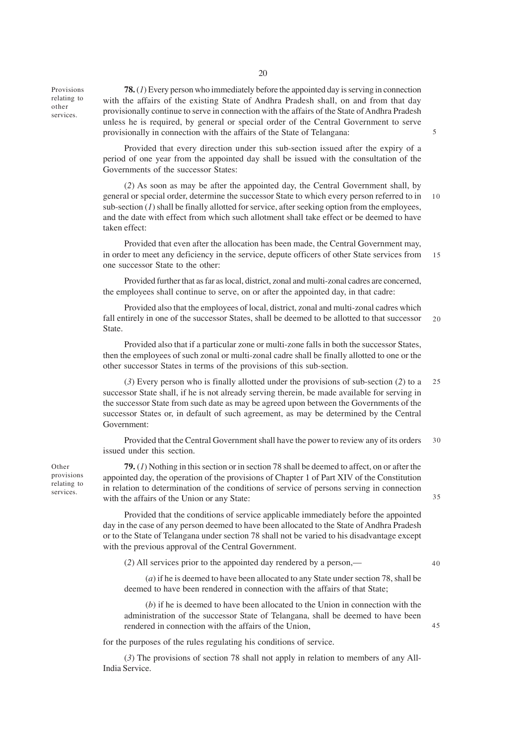**Provisions relating to other services.**

**78.** (*1*) Every person who immediately before the appointed day is serving in connection with the affairs of the existing State of Andhra Pradesh shall, on and from that day provisionally continue to serve in connection with the affairs of the State of Andhra Pradesh unless he is required, by general or special order of the Central Government to serve provisionally in connection with the affairs of the State of Telangana:

Provided that every direction under this sub-section issued after the expiry of a period of one year from the appointed day shall be issued with the consultation of the Governments of the successor States:

(*2*) As soon as may be after the appointed day, the Central Government shall, by general or special order, determine the successor State to which every person referred to in sub-section (*1*) shall be finally allotted for service, after seeking option from the employees, and the date with effect from which such allotment shall take effect or be deemed to have taken effect:

Provided that even after the allocation has been made, the Central Government may, in order to meet any deficiency in the service, depute officers of other State services from one successor State to the other:

Provided further that as far as local, district, zonal and multi-zonal cadres are concerned, the employees shall continue to serve, on or after the appointed day, in that cadre:

Provided also that the employees of local, district, zonal and multi-zonal cadres which fall entirely in one of the successor States, shall be deemed to be allotted to that successor State.

Provided also that if a particular zone or multi-zone falls in both the successor States, then the employees of such zonal or multi-zonal cadre shall be finally allotted to one or the other successor States in terms of the provisions of this sub-section.

(*3*) Every person who is finally allotted under the provisions of sub-section (*2*) to a successor State shall, if he is not already serving therein, be made available for serving in the successor State from such date as may be agreed upon between the Governments of the successor States or, in default of such agreement, as may be determined by the Central Government:

Provided that the Central Government shall have the power to review any of its orders issued under this section.

**Other provisions relating to services.**

**79.** (*1*) Nothing in this section or in section 78 shall be deemed to affect, on or after the appointed day, the operation of the provisions of Chapter 1 of Part XIV of the Constitution in relation to determination of the conditions of service of persons serving in connection with the affairs of the Union or any State:

Provided that the conditions of service applicable immediately before the appointed day in the case of any person deemed to have been allocated to the State of Andhra Pradesh or to the State of Telangana under section 78 shall not be varied to his disadvantage except with the previous approval of the Central Government.

(*2*) All services prior to the appointed day rendered by a person,—

(*a*) if he is deemed to have been allocated to any State under section 78, shall be deemed to have been rendered in connection with the affairs of that State;

(*b*) if he is deemed to have been allocated to the Union in connection with the administration of the successor State of Telangana, shall be deemed to have been rendered in connection with the affairs of the Union,

for the purposes of the rules regulating his conditions of service.

(*3*) The provisions of section 78 shall not apply in relation to members of any All-India Service.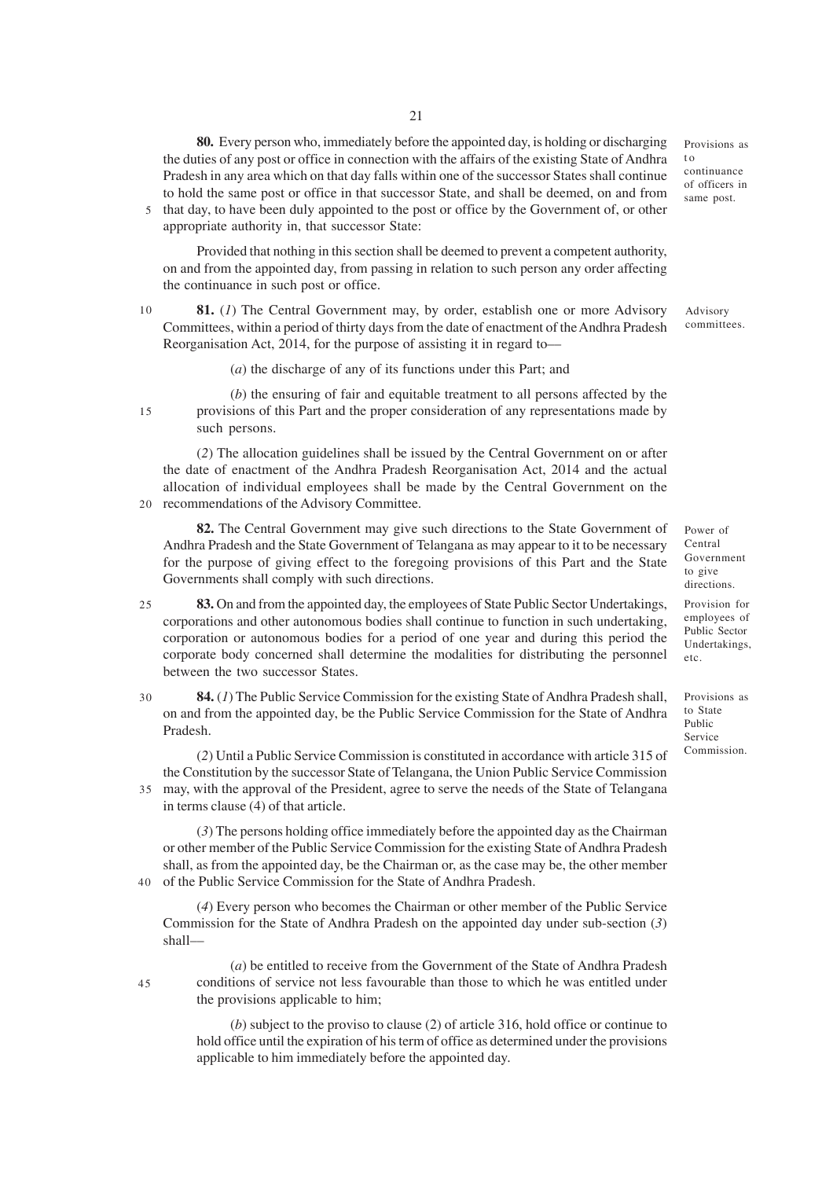**80.** Every person who, immediately before the appointed day, is holding or discharging the duties of any post or office in connection with the affairs of the existing State of Andhra Pradesh in any area which on that day falls within one of the successor States shall continue to hold the same post or office in that successor State, and shall be deemed, on and from that day, to have been duly appointed to the post or office by the Government of, or other appropriate authority in, that successor State:

*Provisions as to continuance of officers in same post.*

Provided that nothing in this section shall be deemed to prevent a competent authority, on and from the appointed day, from passing in relation to such person any order affecting the continuance in such post or office.

**81.** (*1*) The Central Government may, by order, establish one or more Advisory Committees, within a period of thirty days from the date of enactment of the Andhra Pradesh Reorganisation Act, 2014, for the purpose of assisting it in regard to—

*Advisory committees.*

(*a*) the discharge of any of its functions under this Part; and

(*b*) the ensuring of fair and equitable treatment to all persons affected by the provisions of this Part and the proper consideration of any representations made by such persons.

(*2*) The allocation guidelines shall be issued by the Central Government on or after the date of enactment of the Andhra Pradesh Reorganisation Act, 2014 and the actual allocation of individual employees shall be made by the Central Government on the recommendations of the Advisory Committee.

**82.** The Central Government may give such directions to the State Government of Andhra Pradesh and the State Government of Telangana as may appear to it to be necessary for the purpose of giving effect to the foregoing provisions of this Part and the State Governments shall comply with such directions.

*Power of Central Government to give directions.*

**83.** On and from the appointed day, the employees of State Public Sector Undertakings, corporations and other autonomous bodies shall continue to function in such undertaking, corporation or autonomous bodies for a period of one year and during this period the corporate body concerned shall determine the modalities for distributing the personnel between the two successor States.

*Provision for employees of Public Sector Undertakings, etc.*

**84.** (*1*) The Public Service Commission for the existing State of Andhra Pradesh shall, on and from the appointed day, be the Public Service Commission for the State of Andhra Pradesh.

*Provisions as to State Public Service Commission.*

(*2*) Until a Public Service Commission is constituted in accordance with article 315 of the Constitution by the successor State of Telangana, the Union Public Service Commission may, with the approval of the President, agree to serve the needs of the State of Telangana in terms clause (4) of that article.

(*3*) The persons holding office immediately before the appointed day as the Chairman or other member of the Public Service Commission for the existing State of Andhra Pradesh shall, as from the appointed day, be the Chairman or, as the case may be, the other member of the Public Service Commission for the State of Andhra Pradesh.

(*4*) Every person who becomes the Chairman or other member of the Public Service Commission for the State of Andhra Pradesh on the appointed day under sub-section (*3*) shall—

(*a*) be entitled to receive from the Government of the State of Andhra Pradesh conditions of service not less favourable than those to which he was entitled under the provisions applicable to him;

(*b*) subject to the proviso to clause (2) of article 316, hold office or continue to hold office until the expiration of his term of office as determined under the provisions applicable to him immediately before the appointed day.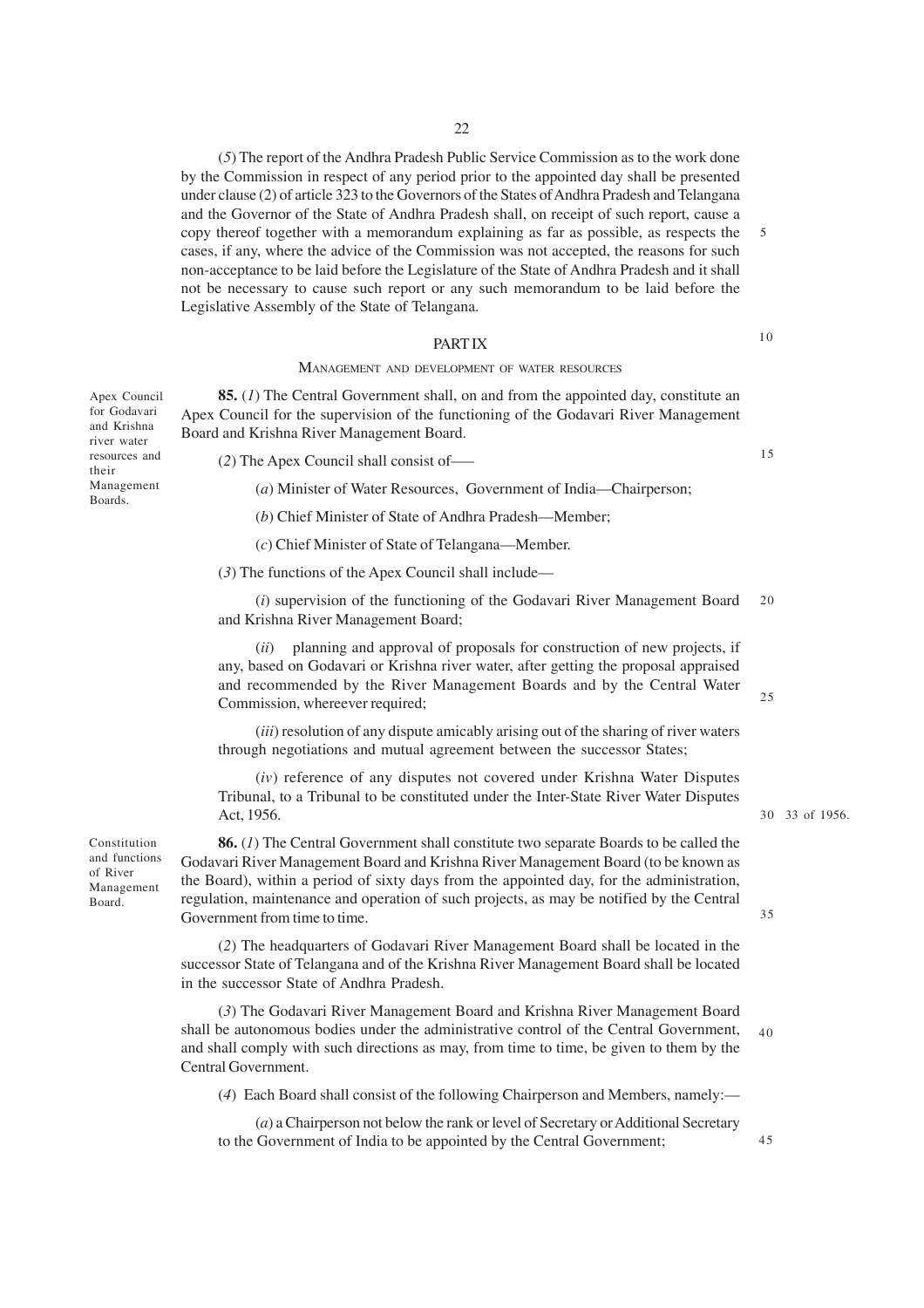(*5*) The report of the Andhra Pradesh Public Service Commission as to the work done by the Commission in respect of any period prior to the appointed day shall be presented under clause (2) of article 323 to the Governors of the States of Andhra Pradesh and Telangana and the Governor of the State of Andhra Pradesh shall, on receipt of such report, cause a copy thereof together with a memorandum explaining as far as possible, as respects the cases, if any, where the advice of the Commission was not accepted, the reasons for such non-acceptance to be laid before the Legislature of the State of Andhra Pradesh and it shall not be necessary to cause such report or any such memorandum to be laid before the Legislative Assembly of the State of Telangana.

## PART IX

### MANAGEMENT AND DEVELOPMENT OF WATER RESOURCES

*Apex Council for Godavari and Krishna river water resources and their Management Boards.*

**85.** (*1*) The Central Government shall, on and from the appointed day, constitute an Apex Council for the supervision of the functioning of the Godavari River Management Board and Krishna River Management Board.

(*2*) The Apex Council shall consist of—

(*a*) Minister of Water Resources, Government of India—Chairperson;

(*b*) Chief Minister of State of Andhra Pradesh—Member;

(*c*) Chief Minister of State of Telangana—Member.

(*3*) The functions of the Apex Council shall include—

(*i*) supervision of the functioning of the Godavari River Management Board and Krishna River Management Board;

(*ii*) planning and approval of proposals for construction of new projects, if any, based on Godavari or Krishna river water, after getting the proposal appraised and recommended by the River Management Boards and by the Central Water Commission, whereever required;

(*iii*) resolution of any dispute amicably arising out of the sharing of river waters through negotiations and mutual agreement between the successor States;

(*iv*) reference of any disputes not covered under Krishna Water Disputes Tribunal, to a Tribunal to be constituted under the Inter-State River Water Disputes Act, 1956. *33 of 1956.*

*Constitution and functions of River Management Board.*

**86.** (*1*) The Central Government shall constitute two separate Boards to be called the Godavari River Management Board and Krishna River Management Board (to be known as the Board), within a period of sixty days from the appointed day, for the administration, regulation, maintenance and operation of such projects, as may be notified by the Central Government from time to time.

(*2*) The headquarters of Godavari River Management Board shall be located in the successor State of Telangana and of the Krishna River Management Board shall be located in the successor State of Andhra Pradesh.

(*3*) The Godavari River Management Board and Krishna River Management Board shall be autonomous bodies under the administrative control of the Central Government, and shall comply with such directions as may, from time to time, be given to them by the Central Government.

(*4*) Each Board shall consist of the following Chairperson and Members, namely:—

(*a*) a Chairperson not below the rank or level of Secretary or Additional Secretary to the Government of India to be appointed by the Central Government;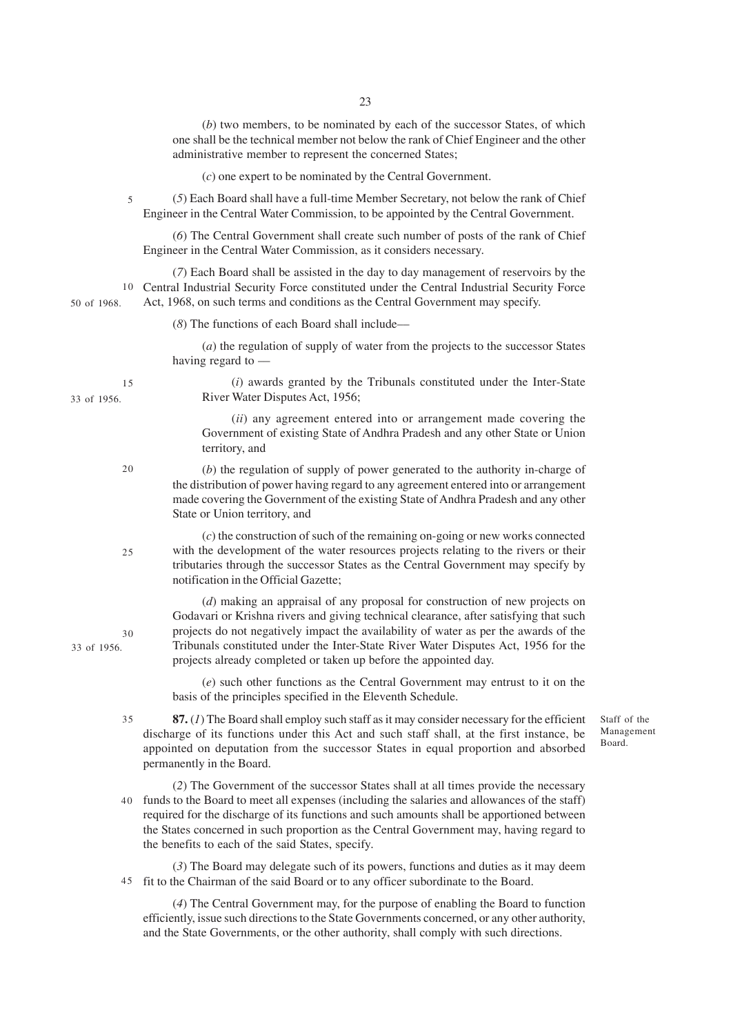(*b*) two members, to be nominated by each of the successor States, of which one shall be the technical member not below the rank of Chief Engineer and the other administrative member to represent the concerned States;

(*c*) one expert to be nominated by the Central Government.

(*5*) Each Board shall have a full-time Member Secretary, not below the rank of Chief Engineer in the Central Water Commission, to be appointed by the Central Government.

(*6*) The Central Government shall create such number of posts of the rank of Chief Engineer in the Central Water Commission, as it considers necessary.

(*7*) Each Board shall be assisted in the day to day management of reservoirs by the Central Industrial Security Force constituted under the Central Industrial Security Force Act, 1968, on such terms and conditions as the Central Government may specify. (50 of 1968.)

(*8*) The functions of each Board shall include—

(*a*) the regulation of supply of water from the projects to the successor States having regard to —

(*i*) awards granted by the Tribunals constituted under the Inter-State River Water Disputes Act, 1956; (33 of 1956.)

(*ii*) any agreement entered into or arrangement made covering the Government of existing State of Andhra Pradesh and any other State or Union territory, and

(*b*) the regulation of supply of power generated to the authority in-charge of the distribution of power having regard to any agreement entered into or arrangement made covering the Government of the existing State of Andhra Pradesh and any other State or Union territory, and

(*c*) the construction of such of the remaining on-going or new works connected with the development of the water resources projects relating to the rivers or their tributaries through the successor States as the Central Government may specify by notification in the Official Gazette;

(*d*) making an appraisal of any proposal for construction of new projects on Godavari or Krishna rivers and giving technical clearance, after satisfying that such projects do not negatively impact the availability of water as per the awards of the Tribunals constituted under the Inter-State River Water Disputes Act, 1956 for the projects already completed or taken up before the appointed day. (33 of 1956.)

(*e*) such other functions as the Central Government may entrust to it on the basis of the principles specified in the Eleventh Schedule.

Staff of the Management Board.

**87.** (*1*) The Board shall employ such staff as it may consider necessary for the efficient discharge of its functions under this Act and such staff shall, at the first instance, be appointed on deputation from the successor States in equal proportion and absorbed permanently in the Board.

(*2*) The Government of the successor States shall at all times provide the necessary funds to the Board to meet all expenses (including the salaries and allowances of the staff) required for the discharge of its functions and such amounts shall be apportioned between the States concerned in such proportion as the Central Government may, having regard to the benefits to each of the said States, specify.

(*3*) The Board may delegate such of its powers, functions and duties as it may deem fit to the Chairman of the said Board or to any officer subordinate to the Board.

(*4*) The Central Government may, for the purpose of enabling the Board to function efficiently, issue such directions to the State Governments concerned, or any other authority, and the State Governments, or the other authority, shall comply with such directions.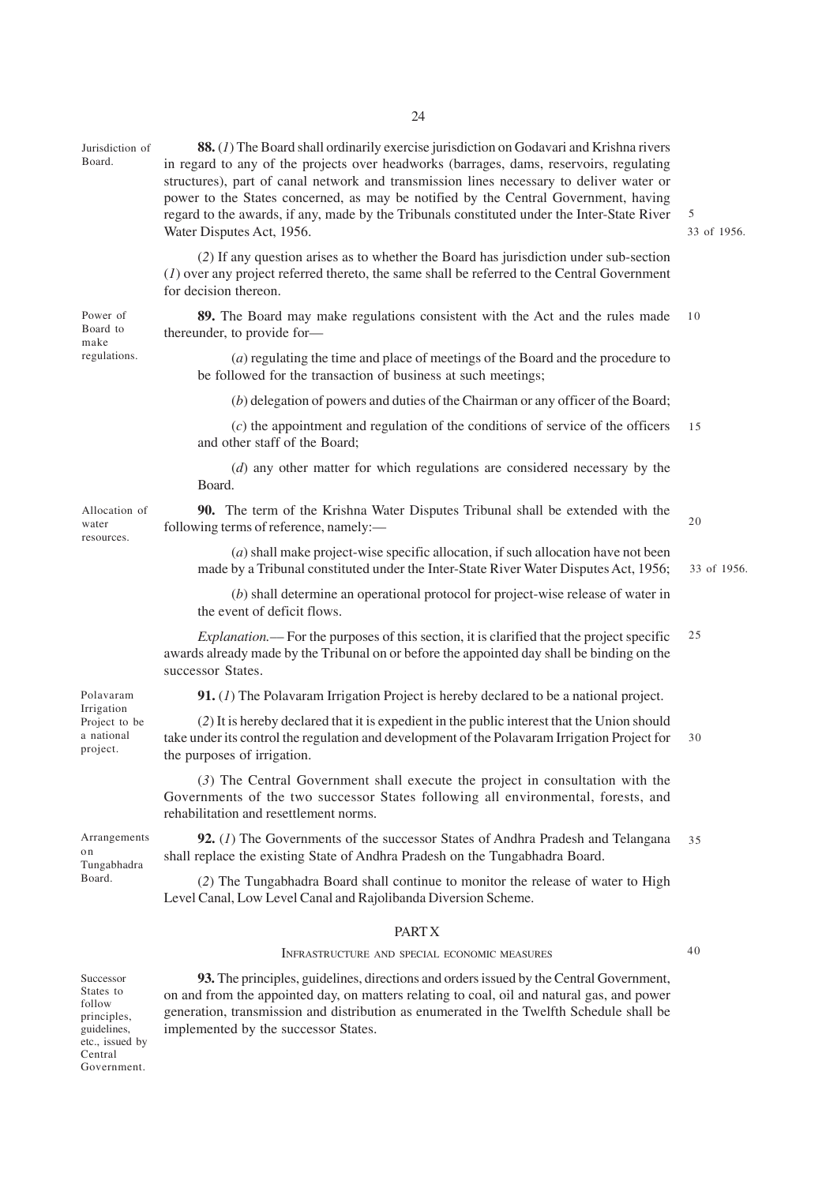Jurisdiction of Board.

**88.** (*1*) The Board shall ordinarily exercise jurisdiction on Godavari and Krishna rivers in regard to any of the projects over headworks (barrages, dams, reservoirs, regulating structures), part of canal network and transmission lines necessary to deliver water or power to the States concerned, as may be notified by the Central Government, having regard to the awards, if any, made by the Tribunals constituted under the Inter-State River Water Disputes Act, 1956. (33 of 1956.)

(*2*) If any question arises as to whether the Board has jurisdiction under sub-section (*1*) over any project referred thereto, the same shall be referred to the Central Government for decision thereon.

Power of Board to make regulations.

**89.** The Board may make regulations consistent with the Act and the rules made thereunder, to provide for—

(*a*) regulating the time and place of meetings of the Board and the procedure to be followed for the transaction of business at such meetings;

(*b*) delegation of powers and duties of the Chairman or any officer of the Board;

(*c*) the appointment and regulation of the conditions of service of the officers and other staff of the Board;

(*d*) any other matter for which regulations are considered necessary by the Board.

Allocation of water resources.

**90.** The term of the Krishna Water Disputes Tribunal shall be extended with the following terms of reference, namely:—

(*a*) shall make project-wise specific allocation, if such allocation have not been made by a Tribunal constituted under the Inter-State River Water Disputes Act, 1956; (33 of 1956.)

(*b*) shall determine an operational protocol for project-wise release of water in the event of deficit flows.

*Explanation.*— For the purposes of this section, it is clarified that the project specific awards already made by the Tribunal on or before the appointed day shall be binding on the successor States.

Polavaram Irrigation Project to be a national project.

**91.** (*1*) The Polavaram Irrigation Project is hereby declared to be a national project.

(*2*) It is hereby declared that it is expedient in the public interest that the Union should take under its control the regulation and development of the Polavaram Irrigation Project for the purposes of irrigation.

(*3*) The Central Government shall execute the project in consultation with the Governments of the two successor States following all environmental, forests, and rehabilitation and resettlement norms.

Arrangements on Tungabhadra Board.

**92.** (*1*) The Governments of the successor States of Andhra Pradesh and Telangana shall replace the existing State of Andhra Pradesh on the Tungabhadra Board.

(*2*) The Tungabhadra Board shall continue to monitor the release of water to High Level Canal, Low Level Canal and Rajolibanda Diversion Scheme.

## PART X

### INFRASTRUCTURE AND SPECIAL ECONOMIC MEASURES

Successor States to follow principles, guidelines, etc., issued by Central Government.

**93.** The principles, guidelines, directions and orders issued by the Central Government, on and from the appointed day, on matters relating to coal, oil and natural gas, and power generation, transmission and distribution as enumerated in the Twelfth Schedule shall be implemented by the successor States.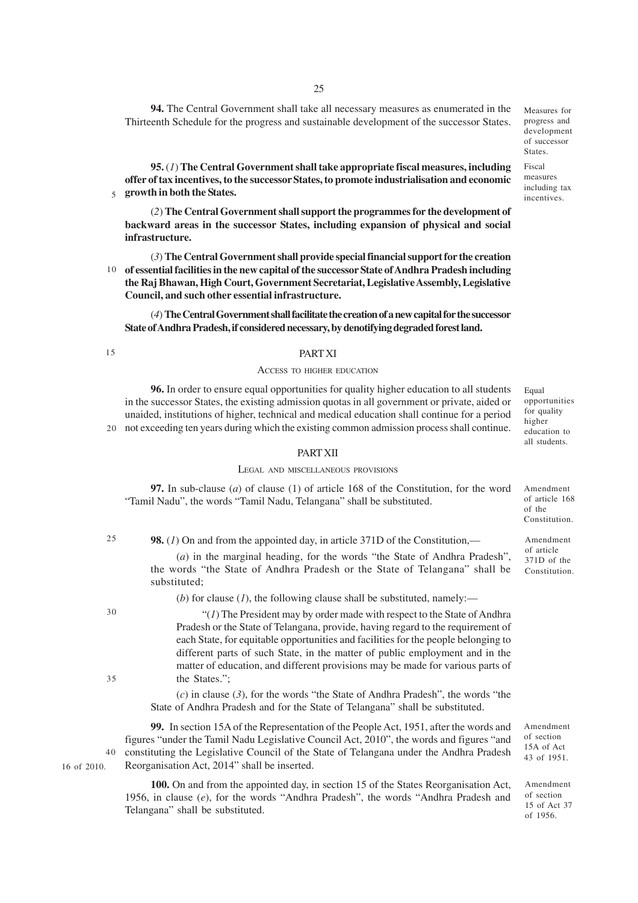**94.** The Central Government shall take all necessary measures as enumerated in the Thirteenth Schedule for the progress and sustainable development of the successor States.

Measures for progress and development of successor States.

**95.** (*1*) **The Central Government shall take appropriate fiscal measures, including offer of tax incentives, to the successor States, to promote industrialisation and economic growth in both the States.**

Fiscal measures including tax incentives.

(*2*) **The Central Government shall support the programmes for the development of backward areas in the successor States, including expansion of physical and social infrastructure.**

(*3*) **The Central Government shall provide special financial support for the creation of essential facilities in the new capital of the successor State of Andhra Pradesh including the Raj Bhawan, High Court, Government Secretariat, Legislative Assembly, Legislative Council, and such other essential infrastructure.**

(*4*) **The Central Government shall facilitate the creation of a new capital for the successor State of Andhra Pradesh, if considered necessary, by denotifying degraded forest land.**

## PART XI

### ACCESS TO HIGHER EDUCATION

**96.** In order to ensure equal opportunities for quality higher education to all students in the successor States, the existing admission quotas in all government or private, aided or unaided, institutions of higher, technical and medical education shall continue for a period not exceeding ten years during which the existing common admission process shall continue.

Equal opportunities for quality higher education to all students.

## PART XII

### LEGAL AND MISCELLANEOUS PROVISIONS

**97.** In sub-clause (*a*) of clause (1) of article 168 of the Constitution, for the word "Tamil Nadu", the words "Tamil Nadu, Telangana" shall be substituted.

Amendment of article 168 of the Constitution.

**98.** (*1*) On and from the appointed day, in article 371D of the Constitution,—

Amendment of article 371D of the Constitution.

(*a*) in the marginal heading, for the words "the State of Andhra Pradesh", the words "the State of Andhra Pradesh or the State of Telangana" shall be substituted;

(*b*) for clause (*1*), the following clause shall be substituted, namely:—

"(*1*) The President may by order made with respect to the State of Andhra Pradesh or the State of Telangana, provide, having regard to the requirement of each State, for equitable opportunities and facilities for the people belonging to different parts of such State, in the matter of public employment and in the matter of education, and different provisions may be made for various parts of the States.";

(*c*) in clause (*3*), for the words "the State of Andhra Pradesh", the words "the State of Andhra Pradesh and for the State of Telangana" shall be substituted.

**99.** In section 15A of the Representation of the People Act, 1951, after the words and figures "under the Tamil Nadu Legislative Council Act, 2010", the words and figures "and constituting the Legislative Council of the State of Telangana under the Andhra Pradesh Reorganisation Act, 2014" shall be inserted.

16 of 2010.

Amendment of section 15A of Act 43 of 1951.

**100.** On and from the appointed day, in section 15 of the States Reorganisation Act, 1956, in clause (*e*), for the words "Andhra Pradesh", the words "Andhra Pradesh and Telangana" shall be substituted.

Amendment of section 15 of Act 37 of 1956.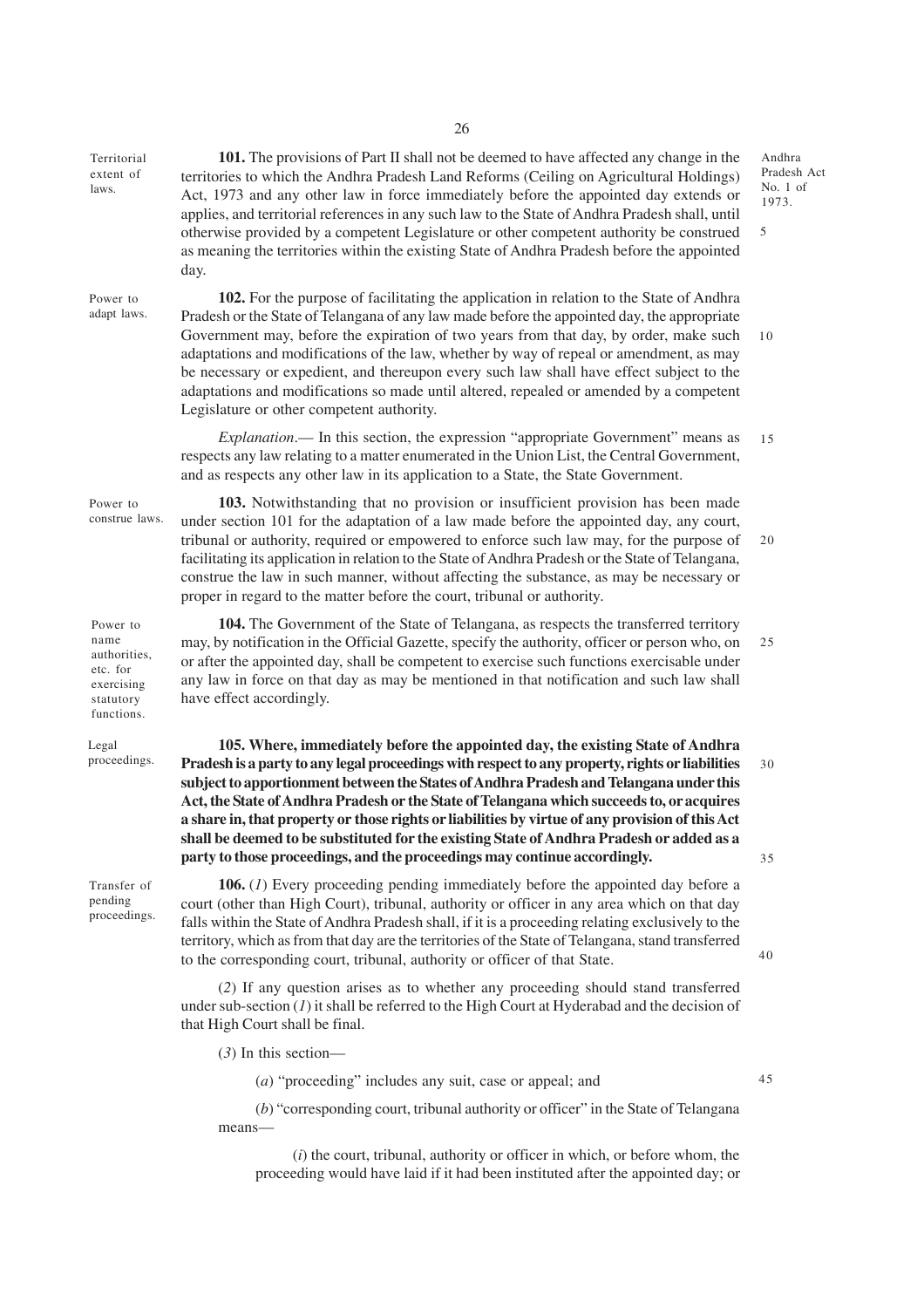Territorial extent of laws.

**101.** The provisions of Part II shall not be deemed to have affected any change in the territories to which the Andhra Pradesh Land Reforms (Ceiling on Agricultural Holdings) Act, 1973 and any other law in force immediately before the appointed day extends or applies, and territorial references in any such law to the State of Andhra Pradesh shall, until otherwise provided by a competent Legislature or other competent authority be construed as meaning the territories within the existing State of Andhra Pradesh before the appointed day.

Andhra Pradesh Act No. 1 of 1973.

Power to adapt laws.

**102.** For the purpose of facilitating the application in relation to the State of Andhra Pradesh or the State of Telangana of any law made before the appointed day, the appropriate Government may, before the expiration of two years from that day, by order, make such adaptations and modifications of the law, whether by way of repeal or amendment, as may be necessary or expedient, and thereupon every such law shall have effect subject to the adaptations and modifications so made until altered, repealed or amended by a competent Legislature or other competent authority.

*Explanation*.— In this section, the expression "appropriate Government" means as respects any law relating to a matter enumerated in the Union List, the Central Government, and as respects any other law in its application to a State, the State Government.

Power to construe laws.

**103.** Notwithstanding that no provision or insufficient provision has been made under section 101 for the adaptation of a law made before the appointed day, any court, tribunal or authority, required or empowered to enforce such law may, for the purpose of facilitating its application in relation to the State of Andhra Pradesh or the State of Telangana, construe the law in such manner, without affecting the substance, as may be necessary or proper in regard to the matter before the court, tribunal or authority.

Power to name authorities, etc. for exercising statutory functions.

**104.** The Government of the State of Telangana, as respects the transferred territory may, by notification in the Official Gazette, specify the authority, officer or person who, on or after the appointed day, shall be competent to exercise such functions exercisable under any law in force on that day as may be mentioned in that notification and such law shall have effect accordingly.

Legal proceedings.

**105. Where, immediately before the appointed day, the existing State of Andhra Pradesh is a party to any legal proceedings with respect to any property, rights or liabilities subject to apportionment between the States of Andhra Pradesh and Telangana under this Act, the State of Andhra Pradesh or the State of Telangana which succeeds to, or acquires a share in, that property or those rights or liabilities by virtue of any provision of this Act shall be deemed to be substituted for the existing State of Andhra Pradesh or added as a party to those proceedings, and the proceedings may continue accordingly.**

Transfer of pending proceedings.

**106.** (*1*) Every proceeding pending immediately before the appointed day before a court (other than High Court), tribunal, authority or officer in any area which on that day falls within the State of Andhra Pradesh shall, if it is a proceeding relating exclusively to the territory, which as from that day are the territories of the State of Telangana, stand transferred to the corresponding court, tribunal, authority or officer of that State.

(*2*) If any question arises as to whether any proceeding should stand transferred under sub-section (*1*) it shall be referred to the High Court at Hyderabad and the decision of that High Court shall be final.

(*3*) In this section—

(*a*) "proceeding" includes any suit, case or appeal; and

(*b*) "corresponding court, tribunal authority or officer" in the State of Telangana means—

(*i*) the court, tribunal, authority or officer in which, or before whom, the proceeding would have laid if it had been instituted after the appointed day; or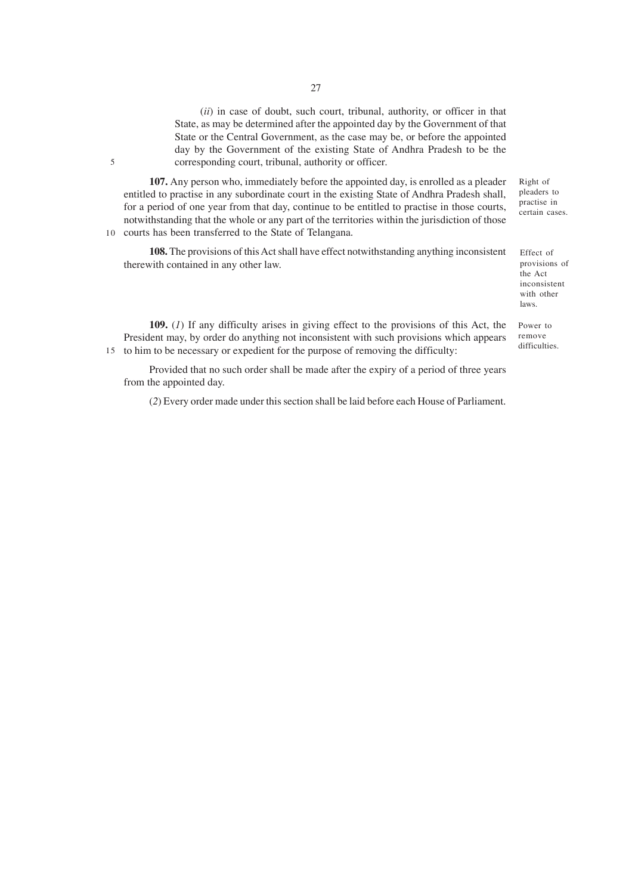(*ii*) in case of doubt, such court, tribunal, authority, or officer in that State, as may be determined after the appointed day by the Government of that State or the Central Government, as the case may be, or before the appointed day by the Government of the existing State of Andhra Pradesh to be the corresponding court, tribunal, authority or officer.

*Right of pleaders to practise in certain cases.*

**107.** Any person who, immediately before the appointed day, is enrolled as a pleader entitled to practise in any subordinate court in the existing State of Andhra Pradesh shall, for a period of one year from that day, continue to be entitled to practise in those courts, notwithstanding that the whole or any part of the territories within the jurisdiction of those courts has been transferred to the State of Telangana.

*Effect of provisions of the Act inconsistent with other laws.*

**108.** The provisions of this Act shall have effect notwithstanding anything inconsistent therewith contained in any other law.

*Power to remove difficulties.*

**109.** (*1*) If any difficulty arises in giving effect to the provisions of this Act, the President may, by order do anything not inconsistent with such provisions which appears to him to be necessary or expedient for the purpose of removing the difficulty:

Provided that no such order shall be made after the expiry of a period of three years from the appointed day.

(*2*) Every order made under this section shall be laid before each House of Parliament.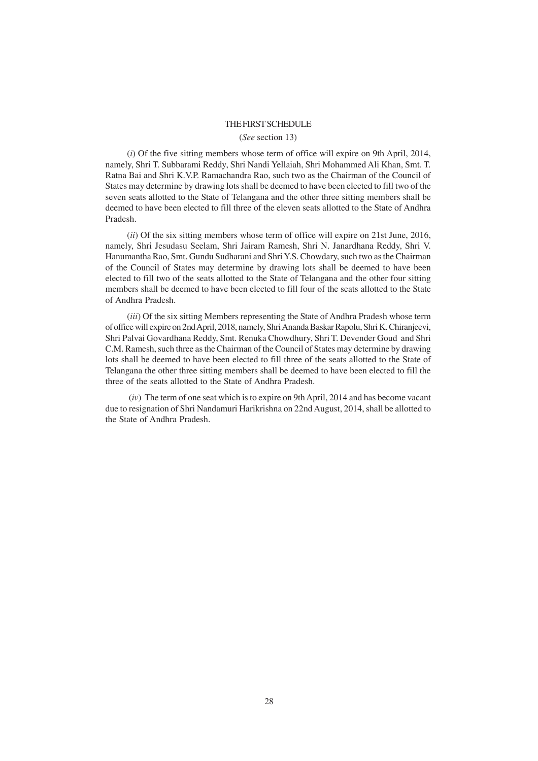# THE FIRST SCHEDULE

(*See* section 13)

(*i*) Of the five sitting members whose term of office will expire on 9th April, 2014, namely, Shri T. Subbarami Reddy, Shri Nandi Yellaiah, Shri Mohammed Ali Khan, Smt. T. Ratna Bai and Shri K.V.P. Ramachandra Rao, such two as the Chairman of the Council of States may determine by drawing lots shall be deemed to have been elected to fill two of the seven seats allotted to the State of Telangana and the other three sitting members shall be deemed to have been elected to fill three of the eleven seats allotted to the State of Andhra Pradesh.

(*ii*) Of the six sitting members whose term of office will expire on 21st June, 2016, namely, Shri Jesudasu Seelam, Shri Jairam Ramesh, Shri N. Janardhana Reddy, Shri V. Hanumantha Rao, Smt. Gundu Sudharani and Shri Y.S. Chowdary, such two as the Chairman of the Council of States may determine by drawing lots shall be deemed to have been elected to fill two of the seats allotted to the State of Telangana and the other four sitting members shall be deemed to have been elected to fill four of the seats allotted to the State of Andhra Pradesh.

(*iii*) Of the six sitting Members representing the State of Andhra Pradesh whose term of office will expire on 2nd April, 2018, namely, Shri Ananda Baskar Rapolu, Shri K. Chiranjeevi, Shri Palvai Govardhana Reddy, Smt. Renuka Chowdhury, Shri T. Devender Goud and Shri C.M. Ramesh, such three as the Chairman of the Council of States may determine by drawing lots shall be deemed to have been elected to fill three of the seats allotted to the State of Telangana the other three sitting members shall be deemed to have been elected to fill the three of the seats allotted to the State of Andhra Pradesh.

(*iv*) The term of one seat which is to expire on 9th April, 2014 and has become vacant due to resignation of Shri Nandamuri Harikrishna on 22nd August, 2014, shall be allotted to the State of Andhra Pradesh.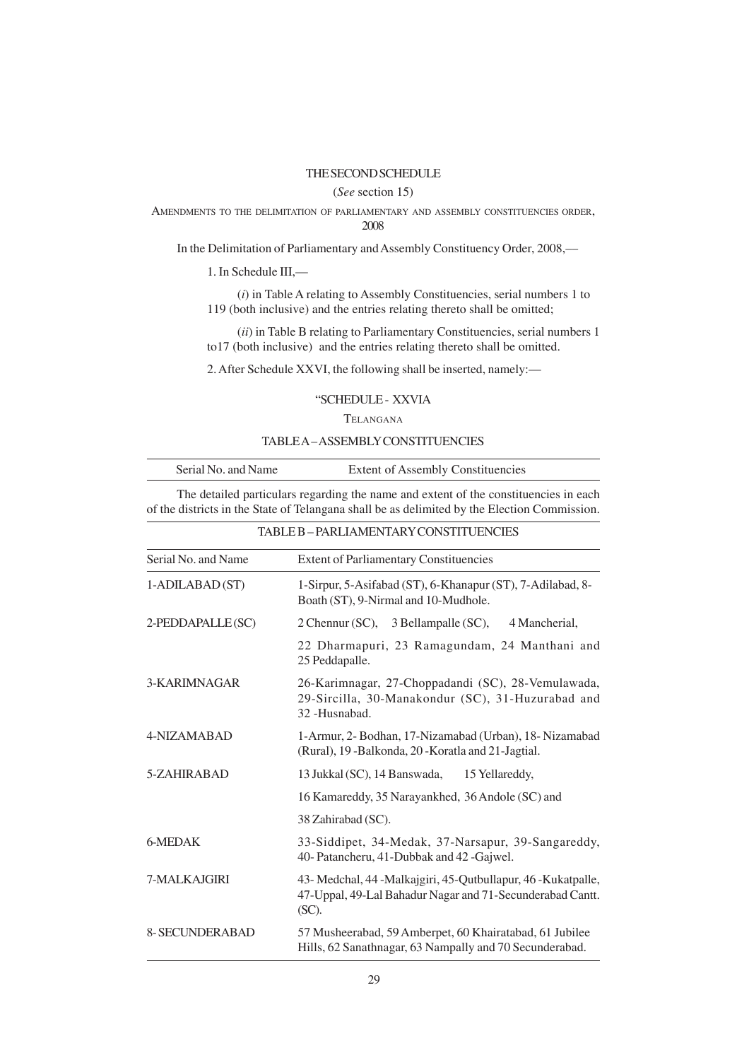## THE SECOND SCHEDULE

(*See* section 15)

AMENDMENTS TO THE DELIMITATION OF PARLIAMENTARY AND ASSEMBLY CONSTITUENCIES ORDER, 2008

In the Delimitation of Parliamentary and Assembly Constituency Order, 2008,—

1. In Schedule III,—

(*i*) in Table A relating to Assembly Constituencies, serial numbers 1 to 119 (both inclusive) and the entries relating thereto shall be omitted;

(*ii*) in Table B relating to Parliamentary Constituencies, serial numbers 1 to17 (both inclusive) and the entries relating thereto shall be omitted.

2. After Schedule XXVI, the following shall be inserted, namely:—

"SCHEDULE - XXVIA

TELANGANA

TABLE A – ASSEMBLY CONSTITUENCIES

| Serial No. and Name | Extent of Assembly Constituencies |
|---|---|

The detailed particulars regarding the name and extent of the constituencies in each of the districts in the State of Telangana shall be as delimited by the Election Commission.

TABLE B – PARLIAMENTARY CONSTITUENCIES

| Serial No. and Name | Extent of Parliamentary Constituencies |
|---|---|
| 1-ADILABAD (ST) | 1-Sirpur, 5-Asifabad (ST), 6-Khanapur (ST), 7-Adilabad, 8-Boath (ST), 9-Nirmal and 10-Mudhole. |
| 2-PEDDAPALLE (SC) | 2 Chennur (SC), 3 Bellampalle (SC), 4 Mancherial, 22 Dharmapuri, 23 Ramagundam, 24 Manthani and 25 Peddapalle. |
| 3-KARIMNAGAR | 26-Karimnagar, 27-Choppadandi (SC), 28-Vemulawada, 29-Sircilla, 30-Manakondur (SC), 31-Huzurabad and 32 -Husnabad. |
| 4-NIZAMABAD | 1-Armur, 2- Bodhan, 17-Nizamabad (Urban), 18- Nizamabad (Rural), 19 -Balkonda, 20 -Koratla and 21-Jagtial. |
| 5-ZAHIRABAD | 13 Jukkal (SC), 14 Banswada, 15 Yellareddy, 16 Kamareddy, 35 Narayankhed, 36 Andole (SC) and 38 Zahirabad (SC). |
| 6-MEDAK | 33-Siddipet, 34-Medak, 37-Narsapur, 39-Sangareddy, 40- Patancheru, 41-Dubbak and 42 -Gajwel. |
| 7-MALKAJGIRI | 43- Medchal, 44 -Malkajgiri, 45-Qutbullapur, 46 -Kukatpalle, 47-Uppal, 49-Lal Bahadur Nagar and 71-Secunderabad Cantt. (SC). |
| 8- SECUNDERABAD | 57 Musheerabad, 59 Amberpet, 60 Khairatabad, 61 Jubilee Hills, 62 Sanathnagar, 63 Nampally and 70 Secunderabad. |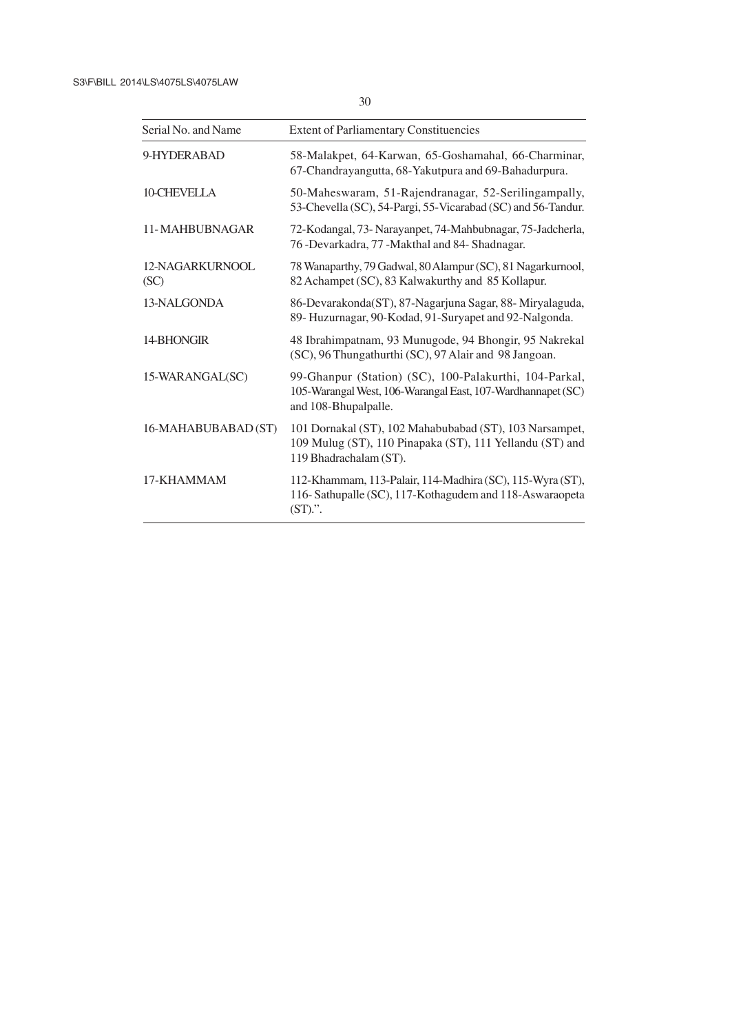| Serial No. and Name | Extent of Parliamentary Constituencies |
|---|---|
| 9-HYDERABAD | 58-Malakpet, 64-Karwan, 65-Goshamahal, 66-Charminar, 67-Chandrayangutta, 68-Yakutpura and 69-Bahadurpura. |
| 10-CHEVELLA | 50-Maheswaram, 51-Rajendranagar, 52-Serilingampally, 53-Chevella (SC), 54-Pargi, 55-Vicarabad (SC) and 56-Tandur. |
| 11- MAHBUBNAGAR | 72-Kodangal, 73- Narayanpet, 74-Mahbubnagar, 75-Jadcherla, 76 -Devarkadra, 77 -Makthal and 84- Shadnagar. |
| 12-NAGARKURNOOL (SC) | 78 Wanaparthy, 79 Gadwal, 80 Alampur (SC), 81 Nagarkurnool, 82 Achampet (SC), 83 Kalwakurthy and 85 Kollapur. |
| 13-NALGONDA | 86-Devarakonda(ST), 87-Nagarjuna Sagar, 88- Miryalaguda, 89- Huzurnagar, 90-Kodad, 91-Suryapet and 92-Nalgonda. |
| 14-BHONGIR | 48 Ibrahimpatnam, 93 Munugode, 94 Bhongir, 95 Nakrekal (SC), 96 Thungathurthi (SC), 97 Alair and 98 Jangoan. |
| 15-WARANGAL(SC) | 99-Ghanpur (Station) (SC), 100-Palakurthi, 104-Parkal, 105-Warangal West, 106-Warangal East, 107-Wardhannapet (SC) and 108-Bhupalpalle. |
| 16-MAHABUBABAD (ST) | 101 Dornakal (ST), 102 Mahabubabad (ST), 103 Narsampet, 109 Mulug (ST), 110 Pinapaka (ST), 111 Yellandu (ST) and 119 Bhadrachalam (ST). |
| 17-KHAMMAM | 112-Khammam, 113-Palair, 114-Madhira (SC), 115-Wyra (ST), 116- Sathupalle (SC), 117-Kothagudem and 118-Aswaraopeta (ST).". |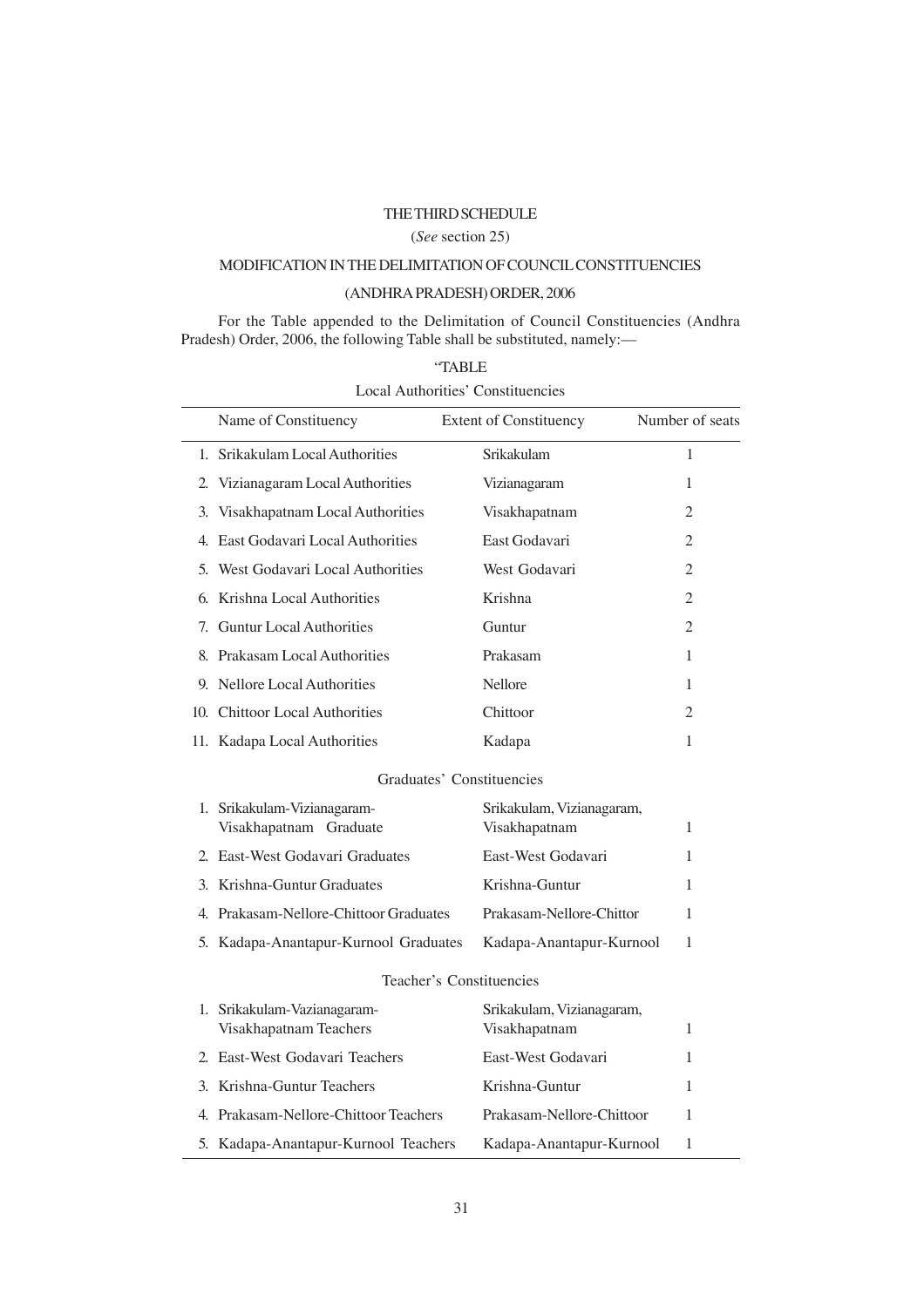# THE THIRD SCHEDULE

(*See* section 25)

## MODIFICATION IN THE DELIMITATION OF COUNCIL CONSTITUENCIES

## (ANDHRA PRADESH) ORDER, 2006

For the Table appended to the Delimitation of Council Constituencies (Andhra Pradesh) Order, 2006, the following Table shall be substituted, namely:—

"TABLE

Local Authorities' Constituencies

| Name of Constituency | Extent of Constituency | Number of seats |
|---|---|---|
| 1. Srikakulam Local Authorities | Srikakulam | 1 |
| 2. Vizianagaram Local Authorities | Vizianagaram | 1 |
| 3. Visakhapatnam Local Authorities | Visakhapatnam | 2 |
| 4. East Godavari Local Authorities | East Godavari | 2 |
| 5. West Godavari Local Authorities | West Godavari | 2 |
| 6. Krishna Local Authorities | Krishna | 2 |
| 7. Guntur Local Authorities | Guntur | 2 |
| 8. Prakasam Local Authorities | Prakasam | 1 |
| 9. Nellore Local Authorities | Nellore | 1 |
| 10. Chittoor Local Authorities | Chittoor | 2 |
| 11. Kadapa Local Authorities | Kadapa | 1 |
| **Graduates' Constituencies** | | |
| 1. Srikakulam-Vizianagaram-Visakhapatnam Graduate | Srikakulam, Vizianagaram, Visakhapatnam | 1 |
| 2. East-West Godavari Graduates | East-West Godavari | 1 |
| 3. Krishna-Guntur Graduates | Krishna-Guntur | 1 |
| 4. Prakasam-Nellore-Chittoor Graduates | Prakasam-Nellore-Chittor | 1 |
| 5. Kadapa-Anantapur-Kurnool Graduates | Kadapa-Anantapur-Kurnool | 1 |
| **Teacher's Constituencies** | | |
| 1. Srikakulam-Vazianagaram-Visakhapatnam Teachers | Srikakulam, Vizianagaram, Visakhapatnam | 1 |
| 2. East-West Godavari Teachers | East-West Godavari | 1 |
| 3. Krishna-Guntur Teachers | Krishna-Guntur | 1 |
| 4. Prakasam-Nellore-Chittoor Teachers | Prakasam-Nellore-Chittoor | 1 |
| 5. Kadapa-Anantapur-Kurnool Teachers | Kadapa-Anantapur-Kurnool | 1 |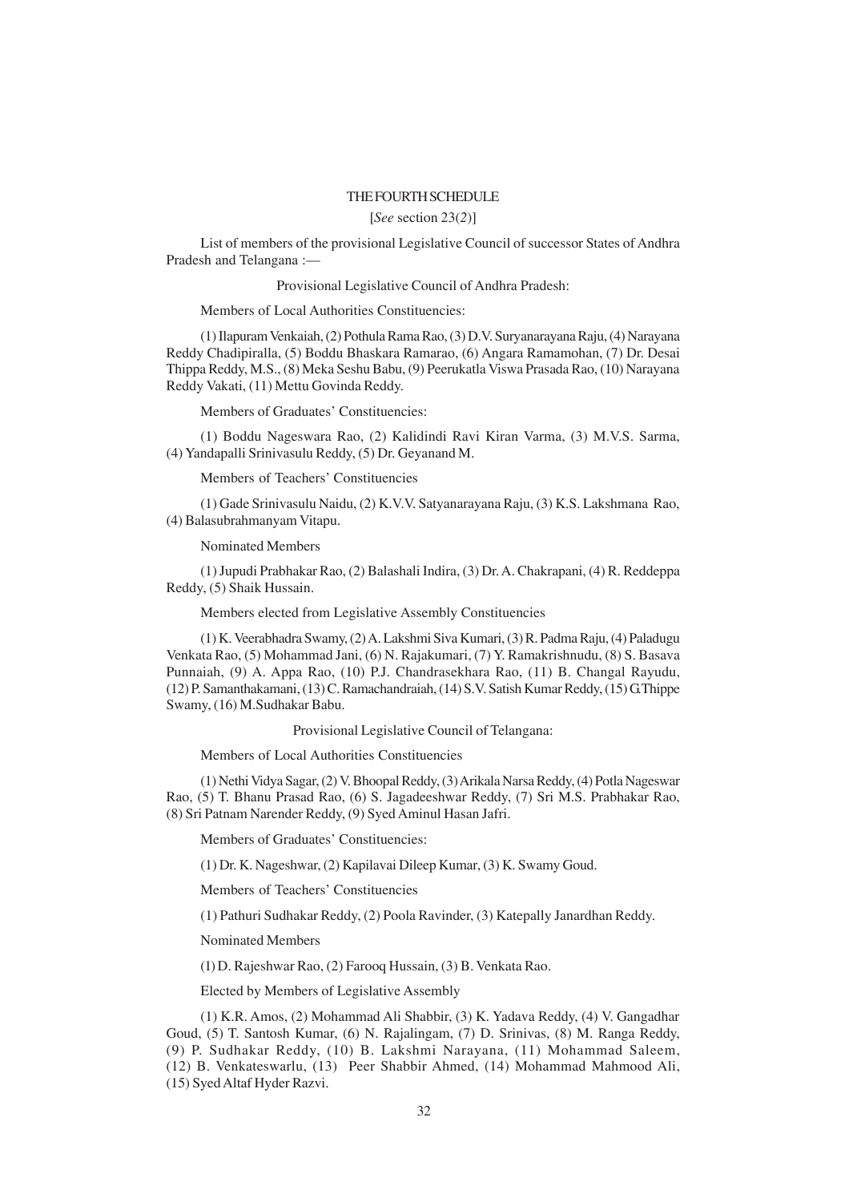# THE FOURTH SCHEDULE

[*See* section 23(*2*)]

List of members of the provisional Legislative Council of successor States of Andhra Pradesh and Telangana :—

Provisional Legislative Council of Andhra Pradesh:

Members of Local Authorities Constituencies:

(1) Ilapuram Venkaiah, (2) Pothula Rama Rao, (3) D.V. Suryanarayana Raju, (4) Narayana Reddy Chadipiralla, (5) Boddu Bhaskara Ramarao, (6) Angara Ramamohan, (7) Dr. Desai Thippa Reddy, M.S., (8) Meka Seshu Babu, (9) Peerukatla Viswa Prasada Rao, (10) Narayana Reddy Vakati, (11) Mettu Govinda Reddy.

Members of Graduates' Constituencies:

(1) Boddu Nageswara Rao, (2) Kalidindi Ravi Kiran Varma, (3) M.V.S. Sarma, (4) Yandapalli Srinivasulu Reddy, (5) Dr. Geyanand M.

Members of Teachers' Constituencies

(1) Gade Srinivasulu Naidu, (2) K.V.V. Satyanarayana Raju, (3) K.S. Lakshmana Rao, (4) Balasubrahmanyam Vitapu.

Nominated Members

(1) Jupudi Prabhakar Rao, (2) Balashali Indira, (3) Dr. A. Chakrapani, (4) R. Reddeppa Reddy, (5) Shaik Hussain.

Members elected from Legislative Assembly Constituencies

(1) K. Veerabhadra Swamy, (2) A. Lakshmi Siva Kumari, (3) R. Padma Raju, (4) Paladugu Venkata Rao, (5) Mohammad Jani, (6) N. Rajakumari, (7) Y. Ramakrishnudu, (8) S. Basava Punnaiah, (9) A. Appa Rao, (10) P.J. Chandrasekhara Rao, (11) B. Changal Rayudu, (12) P. Samanthakamani, (13) C. Ramachandraiah, (14) S.V. Satish Kumar Reddy, (15) G.Thippe Swamy, (16) M.Sudhakar Babu.

Provisional Legislative Council of Telangana:

Members of Local Authorities Constituencies

(1) Nethi Vidya Sagar, (2) V. Bhoopal Reddy, (3) Arikala Narsa Reddy, (4) Potla Nageswar Rao, (5) T. Bhanu Prasad Rao, (6) S. Jagadeeshwar Reddy, (7) Sri M.S. Prabhakar Rao, (8) Sri Patnam Narender Reddy, (9) Syed Aminul Hasan Jafri.

Members of Graduates' Constituencies:

(1) Dr. K. Nageshwar, (2) Kapilavai Dileep Kumar, (3) K. Swamy Goud.

Members of Teachers' Constituencies

(1) Pathuri Sudhakar Reddy, (2) Poola Ravinder, (3) Katepally Janardhan Reddy.

Nominated Members

(1) D. Rajeshwar Rao, (2) Farooq Hussain, (3) B. Venkata Rao.

Elected by Members of Legislative Assembly

(1) K.R. Amos, (2) Mohammad Ali Shabbir, (3) K. Yadava Reddy, (4) V. Gangadhar Goud, (5) T. Santosh Kumar, (6) N. Rajalingam, (7) D. Srinivas, (8) M. Ranga Reddy, (9) P. Sudhakar Reddy, (10) B. Lakshmi Narayana, (11) Mohammad Saleem, (12) B. Venkateswarlu, (13) Peer Shabbir Ahmed, (14) Mohammad Mahmood Ali, (15) Syed Altaf Hyder Razvi.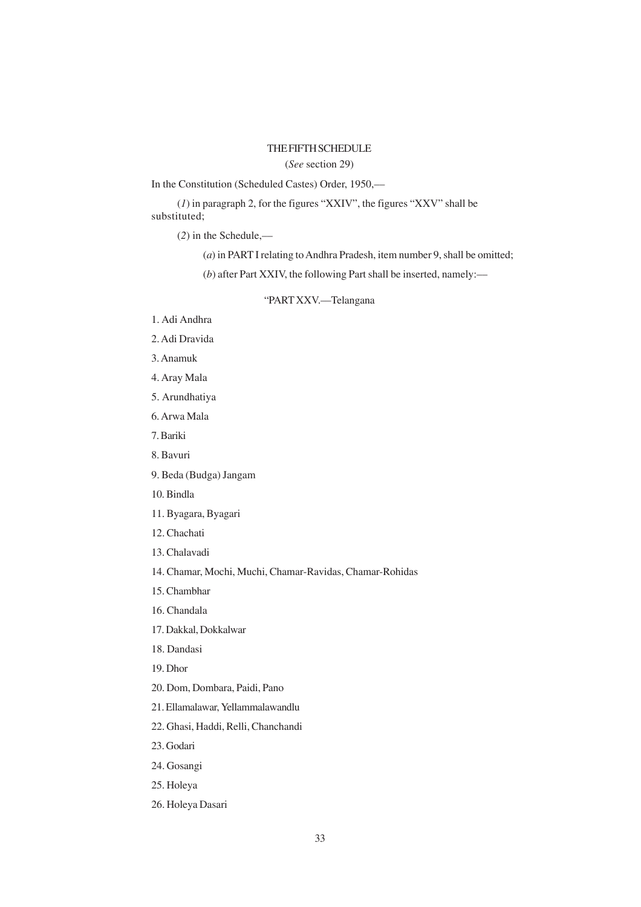## THE FIFTH SCHEDULE

(*See* section 29)

In the Constitution (Scheduled Castes) Order, 1950,—

(*1*) in paragraph 2, for the figures "XXIV", the figures "XXV" shall be substituted;

(*2*) in the Schedule,—

(*a*) in PART I relating to Andhra Pradesh, item number 9, shall be omitted;

(*b*) after Part XXIV, the following Part shall be inserted, namely:—

"PART XXV.—Telangana

1. Adi Andhra
2. Adi Dravida
3. Anamuk
4. Aray Mala
5. Arundhatiya
6. Arwa Mala
7. Bariki
8. Bavuri
9. Beda (Budga) Jangam
10. Bindla
11. Byagara, Byagari
12. Chachati
13. Chalavadi
14. Chamar, Mochi, Muchi, Chamar-Ravidas, Chamar-Rohidas
15. Chambhar
16. Chandala
17. Dakkal, Dokkalwar
18. Dandasi
19. Dhor
20. Dom, Dombara, Paidi, Pano
21. Ellamalawar, Yellammalawandlu
22. Ghasi, Haddi, Relli, Chanchandi
23. Godari
24. Gosangi
25. Holeya
26. Holeya Dasari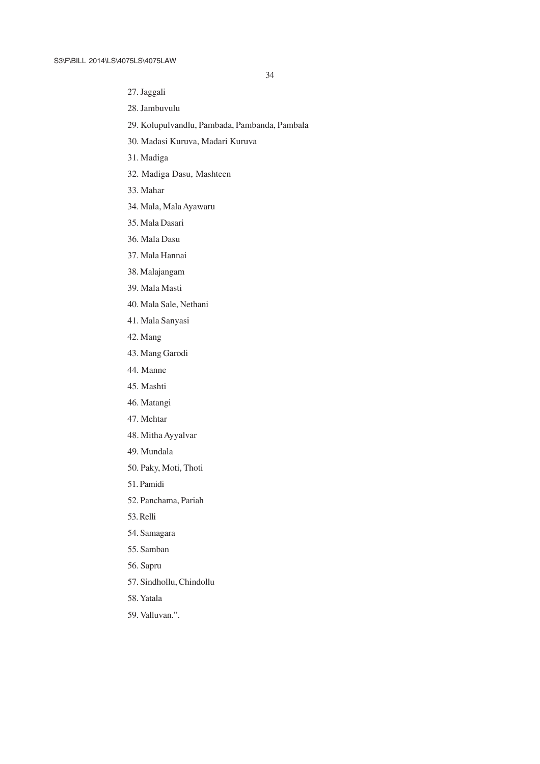27. Jaggali

28. Jambuvulu

29. Kolupulvandlu, Pambada, Pambanda, Pambala

30. Madasi Kuruva, Madari Kuruva

31. Madiga

32. Madiga Dasu, Mashteen

33. Mahar

34. Mala, Mala Ayawaru

35. Mala Dasari

36. Mala Dasu

37. Mala Hannai

38. Malajangam

39. Mala Masti

40. Mala Sale, Nethani

41. Mala Sanyasi

42. Mang

43. Mang Garodi

44. Manne

45. Mashti

46. Matangi

47. Mehtar

48. Mitha Ayyalvar

49. Mundala

50. Paky, Moti, Thoti

51. Pamidi

52. Panchama, Pariah

53. Relli

54. Samagara

55. Samban

56. Sapru

57. Sindhollu, Chindollu

58. Yatala

59. Valluvan.".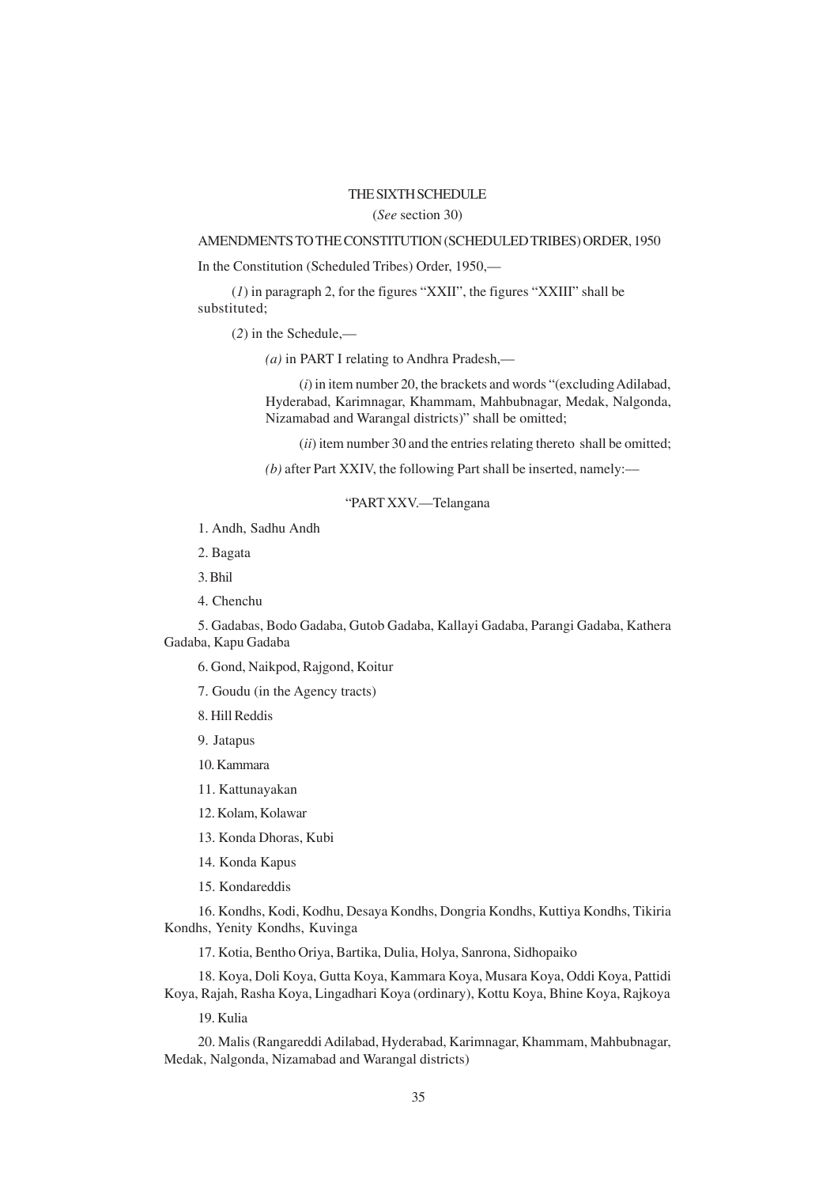## THE SIXTH SCHEDULE

(*See* section 30)

AMENDMENTS TO THE CONSTITUTION (SCHEDULED TRIBES) ORDER, 1950

In the Constitution (Scheduled Tribes) Order, 1950,—

(*1*) in paragraph 2, for the figures "XXII", the figures "XXIII" shall be substituted;

(*2*) in the Schedule,—

*(a)* in PART I relating to Andhra Pradesh,—

(*i*) in item number 20, the brackets and words "(excluding Adilabad, Hyderabad, Karimnagar, Khammam, Mahbubnagar, Medak, Nalgonda, Nizamabad and Warangal districts)" shall be omitted;

(*ii*) item number 30 and the entries relating thereto shall be omitted;

*(b)* after Part XXIV, the following Part shall be inserted, namely:—

"PART XXV.—Telangana

1. Andh, Sadhu Andh

2. Bagata

3. Bhil

4. Chenchu

5. Gadabas, Bodo Gadaba, Gutob Gadaba, Kallayi Gadaba, Parangi Gadaba, Kathera Gadaba, Kapu Gadaba

6. Gond, Naikpod, Rajgond, Koitur

7. Goudu (in the Agency tracts)

8. Hill Reddis

9. Jatapus

10. Kammara

11. Kattunayakan

12. Kolam, Kolawar

13. Konda Dhoras, Kubi

14. Konda Kapus

15. Kondareddis

16. Kondhs, Kodi, Kodhu, Desaya Kondhs, Dongria Kondhs, Kuttiya Kondhs, Tikiria Kondhs, Yenity Kondhs, Kuvinga

17. Kotia, Bentho Oriya, Bartika, Dulia, Holya, Sanrona, Sidhopaiko

18. Koya, Doli Koya, Gutta Koya, Kammara Koya, Musara Koya, Oddi Koya, Pattidi Koya, Rajah, Rasha Koya, Lingadhari Koya (ordinary), Kottu Koya, Bhine Koya, Rajkoya

19. Kulia

20. Malis (Rangareddi Adilabad, Hyderabad, Karimnagar, Khammam, Mahbubnagar, Medak, Nalgonda, Nizamabad and Warangal districts)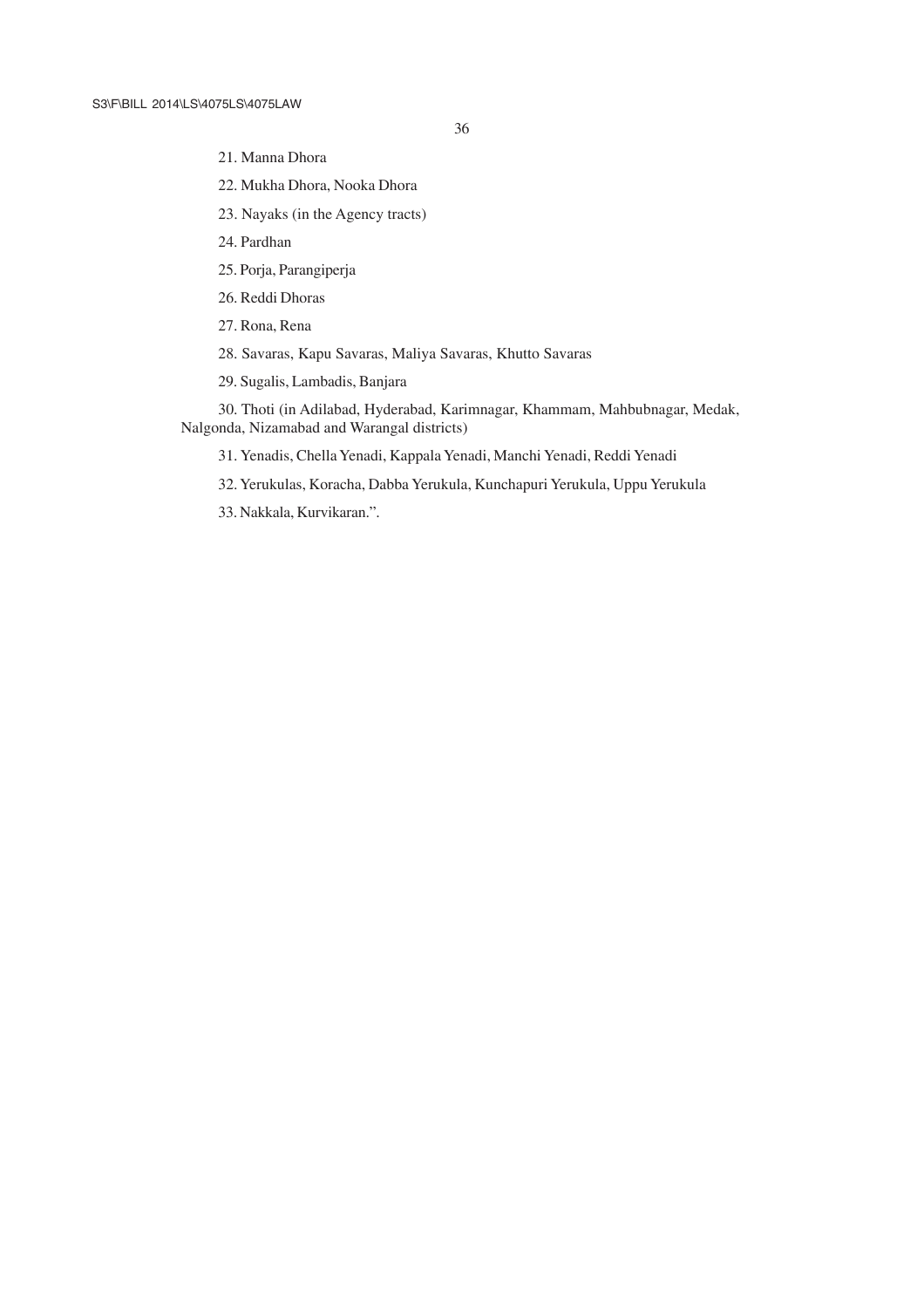21. Manna Dhora

22. Mukha Dhora, Nooka Dhora

23. Nayaks (in the Agency tracts)

24. Pardhan

25. Porja, Parangiperja

26. Reddi Dhoras

27. Rona, Rena

28. Savaras, Kapu Savaras, Maliya Savaras, Khutto Savaras

29. Sugalis, Lambadis, Banjara

30. Thoti (in Adilabad, Hyderabad, Karimnagar, Khammam, Mahbubnagar, Medak, Nalgonda, Nizamabad and Warangal districts)

31. Yenadis, Chella Yenadi, Kappala Yenadi, Manchi Yenadi, Reddi Yenadi

32. Yerukulas, Koracha, Dabba Yerukula, Kunchapuri Yerukula, Uppu Yerukula

33. Nakkala, Kurvikaran.".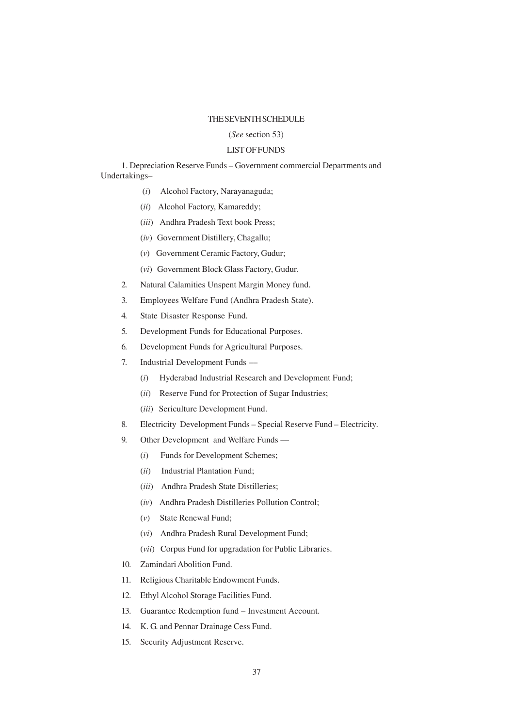# THE SEVENTH SCHEDULE

(*See* section 53)

## LIST OF FUNDS

1. Depreciation Reserve Funds – Government commercial Departments and Undertakings–

   (*i*) Alcohol Factory, Narayanaguda;

   (*ii*) Alcohol Factory, Kamareddy;

   (*iii*) Andhra Pradesh Text book Press;

   (*iv*) Government Distillery, Chagallu;

   (*v*) Government Ceramic Factory, Gudur;

   (*vi*) Government Block Glass Factory, Gudur.

2. Natural Calamities Unspent Margin Money fund.

3. Employees Welfare Fund (Andhra Pradesh State).

4. State Disaster Response Fund.

5. Development Funds for Educational Purposes.

6. Development Funds for Agricultural Purposes.

7. Industrial Development Funds —

   (*i*) Hyderabad Industrial Research and Development Fund;

   (*ii*) Reserve Fund for Protection of Sugar Industries;

   (*iii*) Sericulture Development Fund.

8. Electricity Development Funds – Special Reserve Fund – Electricity.

9. Other Development and Welfare Funds —

   (*i*) Funds for Development Schemes;

   (*ii*) Industrial Plantation Fund;

   (*iii*) Andhra Pradesh State Distilleries;

   (*iv*) Andhra Pradesh Distilleries Pollution Control;

   (*v*) State Renewal Fund;

   (*vi*) Andhra Pradesh Rural Development Fund;

   (*vii*) Corpus Fund for upgradation for Public Libraries.

10. Zamindari Abolition Fund.

11. Religious Charitable Endowment Funds.

12. Ethyl Alcohol Storage Facilities Fund.

13. Guarantee Redemption fund – Investment Account.

14. K. G. and Pennar Drainage Cess Fund.

15. Security Adjustment Reserve.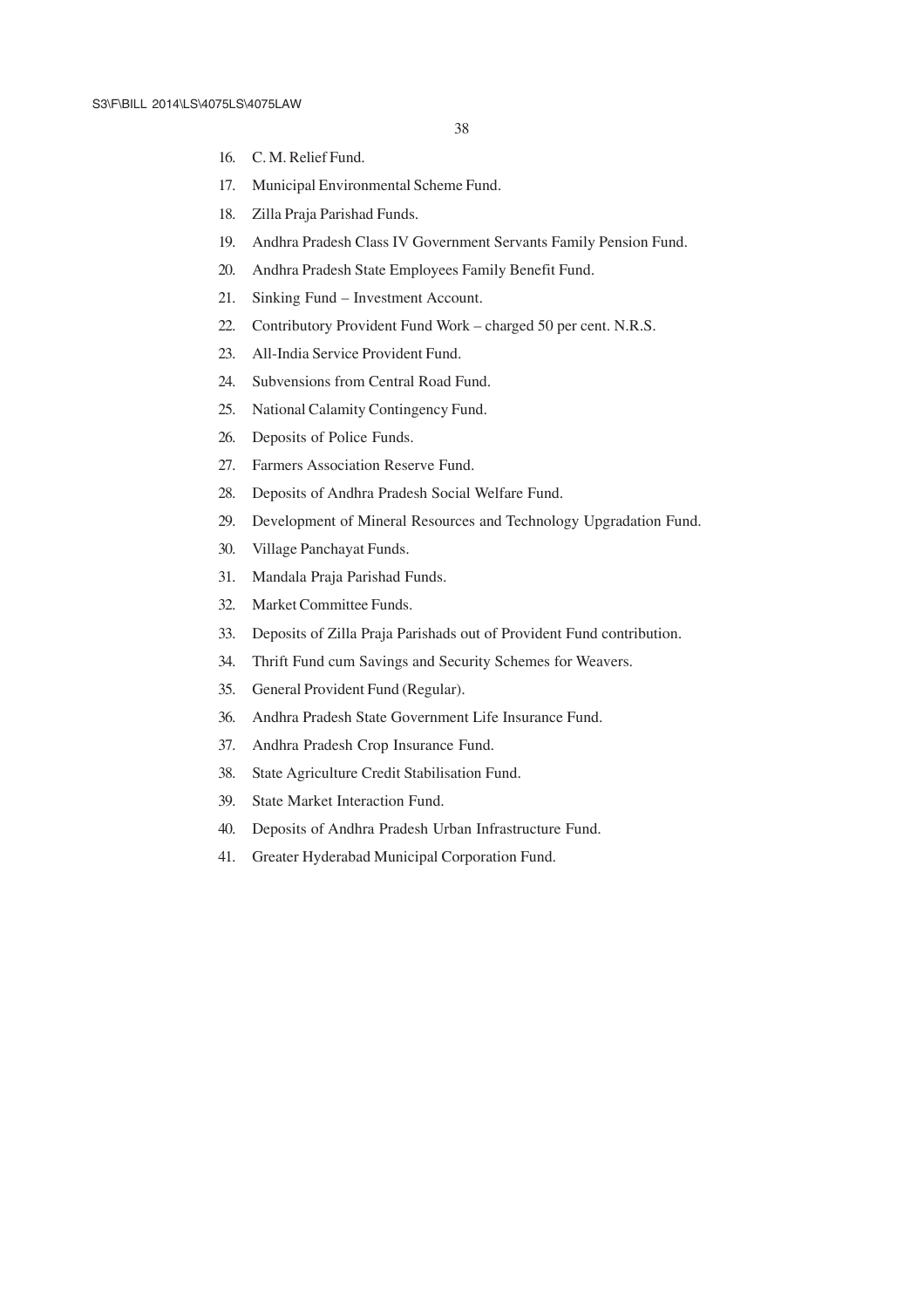16. C. M. Relief Fund.
17. Municipal Environmental Scheme Fund.
18. Zilla Praja Parishad Funds.
19. Andhra Pradesh Class IV Government Servants Family Pension Fund.
20. Andhra Pradesh State Employees Family Benefit Fund.
21. Sinking Fund – Investment Account.
22. Contributory Provident Fund Work – charged 50 per cent. N.R.S.
23. All-India Service Provident Fund.
24. Subvensions from Central Road Fund.
25. National Calamity Contingency Fund.
26. Deposits of Police Funds.
27. Farmers Association Reserve Fund.
28. Deposits of Andhra Pradesh Social Welfare Fund.
29. Development of Mineral Resources and Technology Upgradation Fund.
30. Village Panchayat Funds.
31. Mandala Praja Parishad Funds.
32. Market Committee Funds.
33. Deposits of Zilla Praja Parishads out of Provident Fund contribution.
34. Thrift Fund cum Savings and Security Schemes for Weavers.
35. General Provident Fund (Regular).
36. Andhra Pradesh State Government Life Insurance Fund.
37. Andhra Pradesh Crop Insurance Fund.
38. State Agriculture Credit Stabilisation Fund.
39. State Market Interaction Fund.
40. Deposits of Andhra Pradesh Urban Infrastructure Fund.
41. Greater Hyderabad Municipal Corporation Fund.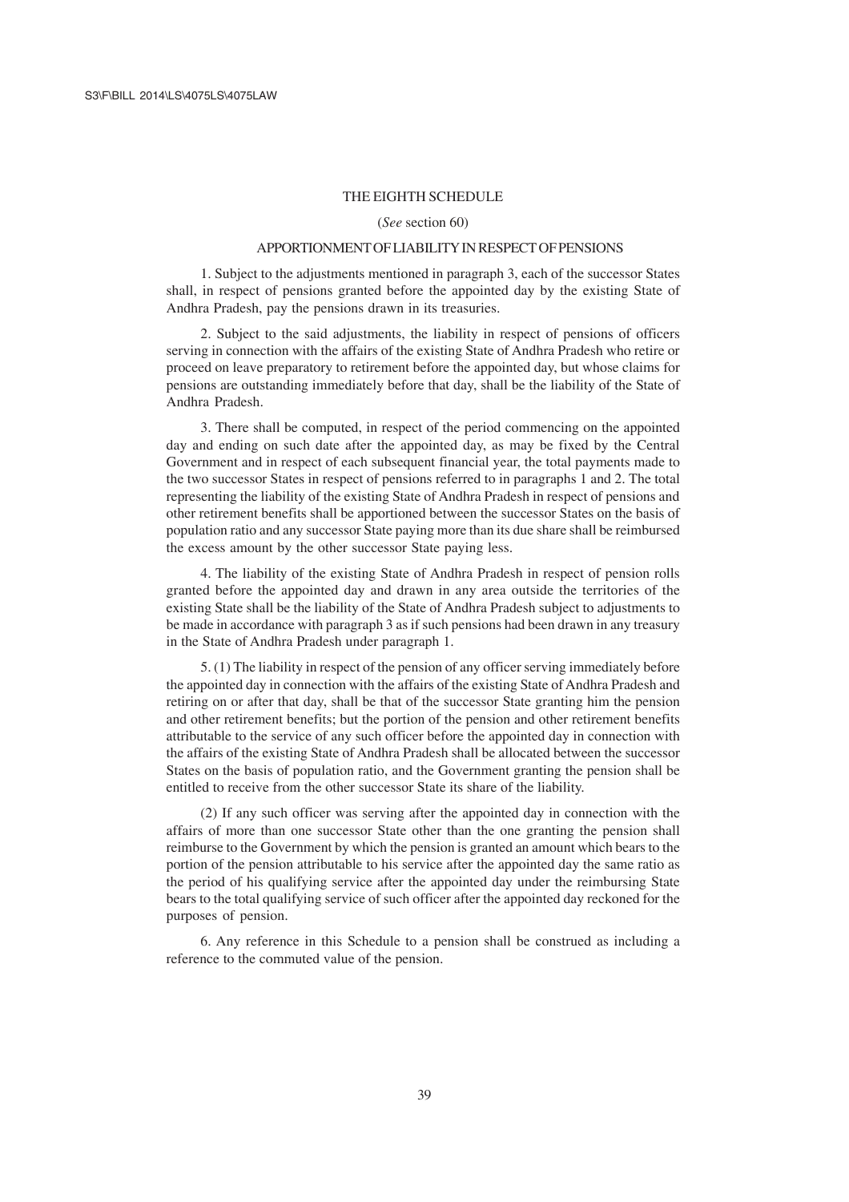# THE EIGHTH SCHEDULE

(*See* section 60)

## APPORTIONMENT OF LIABILITY IN RESPECT OF PENSIONS

1. Subject to the adjustments mentioned in paragraph 3, each of the successor States shall, in respect of pensions granted before the appointed day by the existing State of Andhra Pradesh, pay the pensions drawn in its treasuries.

2. Subject to the said adjustments, the liability in respect of pensions of officers serving in connection with the affairs of the existing State of Andhra Pradesh who retire or proceed on leave preparatory to retirement before the appointed day, but whose claims for pensions are outstanding immediately before that day, shall be the liability of the State of Andhra Pradesh.

3. There shall be computed, in respect of the period commencing on the appointed day and ending on such date after the appointed day, as may be fixed by the Central Government and in respect of each subsequent financial year, the total payments made to the two successor States in respect of pensions referred to in paragraphs 1 and 2. The total representing the liability of the existing State of Andhra Pradesh in respect of pensions and other retirement benefits shall be apportioned between the successor States on the basis of population ratio and any successor State paying more than its due share shall be reimbursed the excess amount by the other successor State paying less.

4. The liability of the existing State of Andhra Pradesh in respect of pension rolls granted before the appointed day and drawn in any area outside the territories of the existing State shall be the liability of the State of Andhra Pradesh subject to adjustments to be made in accordance with paragraph 3 as if such pensions had been drawn in any treasury in the State of Andhra Pradesh under paragraph 1.

5. (1) The liability in respect of the pension of any officer serving immediately before the appointed day in connection with the affairs of the existing State of Andhra Pradesh and retiring on or after that day, shall be that of the successor State granting him the pension and other retirement benefits; but the portion of the pension and other retirement benefits attributable to the service of any such officer before the appointed day in connection with the affairs of the existing State of Andhra Pradesh shall be allocated between the successor States on the basis of population ratio, and the Government granting the pension shall be entitled to receive from the other successor State its share of the liability.

(2) If any such officer was serving after the appointed day in connection with the affairs of more than one successor State other than the one granting the pension shall reimburse to the Government by which the pension is granted an amount which bears to the portion of the pension attributable to his service after the appointed day the same ratio as the period of his qualifying service after the appointed day under the reimbursing State bears to the total qualifying service of such officer after the appointed day reckoned for the purposes of pension.

6. Any reference in this Schedule to a pension shall be construed as including a reference to the commuted value of the pension.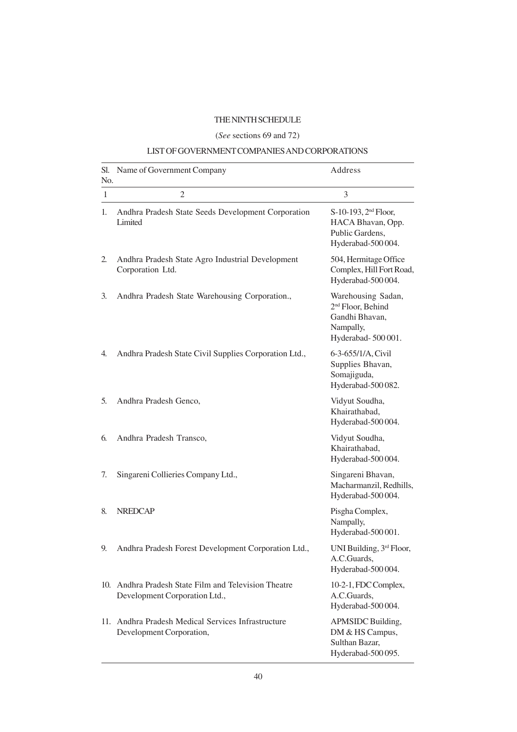# THE NINTH SCHEDULE

(*See* sections 69 and 72)

## LIST OF GOVERNMENT COMPANIES AND CORPORATIONS

| Sl. No. | Name of Government Company | Address |
|---|---|---|
| 1 | 2 | 3 |
| 1. | Andhra Pradesh State Seeds Development Corporation Limited | S-10-193, 2nd Floor, HACA Bhavan, Opp. Public Gardens, Hyderabad-500 004. |
| 2. | Andhra Pradesh State Agro Industrial Development Corporation Ltd. | 504, Hermitage Office Complex, Hill Fort Road, Hyderabad-500 004. |
| 3. | Andhra Pradesh State Warehousing Corporation., | Warehousing Sadan, 2nd Floor, Behind Gandhi Bhavan, Nampally, Hyderabad- 500 001. |
| 4. | Andhra Pradesh State Civil Supplies Corporation Ltd., | 6-3-655/1/A, Civil Supplies Bhavan, Somajiguda, Hyderabad-500 082. |
| 5. | Andhra Pradesh Genco, | Vidyut Soudha, Khairathabad, Hyderabad-500 004. |
| 6. | Andhra Pradesh Transco, | Vidyut Soudha, Khairathabad, Hyderabad-500 004. |
| 7. | Singareni Collieries Company Ltd., | Singareni Bhavan, Macharmanzil, Redhills, Hyderabad-500 004. |
| 8. | NREDCAP | Pisgha Complex, Nampally, Hyderabad-500 001. |
| 9. | Andhra Pradesh Forest Development Corporation Ltd., | UNI Building, 3rd Floor, A.C.Guards, Hyderabad-500 004. |
| 10. | Andhra Pradesh State Film and Television Theatre Development Corporation Ltd., | 10-2-1, FDC Complex, A.C.Guards, Hyderabad-500 004. |
| 11. | Andhra Pradesh Medical Services Infrastructure Development Corporation, | APMSIDC Building, DM & HS Campus, Sulthan Bazar, Hyderabad-500 095. |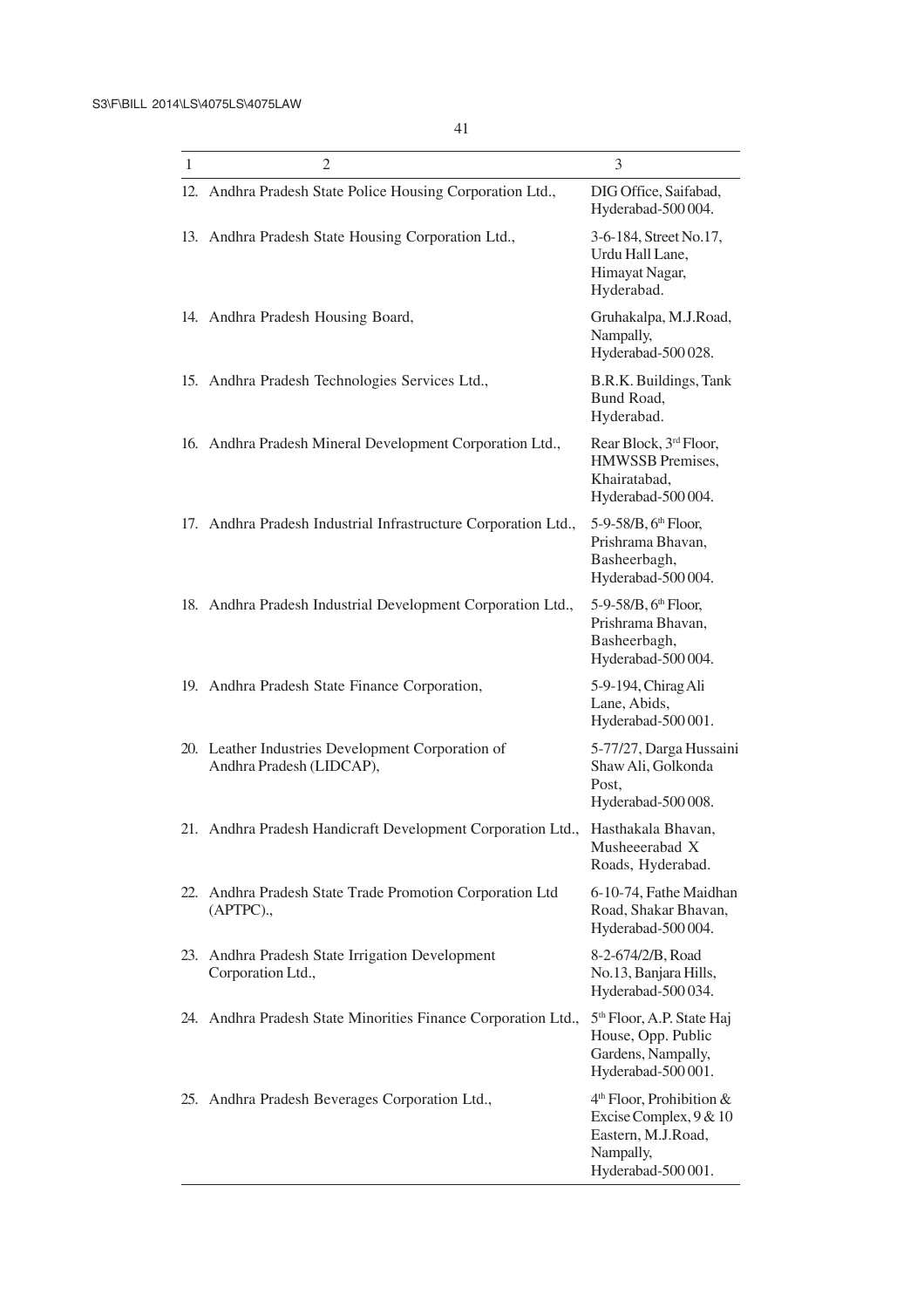| 1 | 2 | 3 |
|---|---|---|
| 12. | Andhra Pradesh State Police Housing Corporation Ltd., | DIG Office, Saifabad, Hyderabad-500 004. |
| 13. | Andhra Pradesh State Housing Corporation Ltd., | 3-6-184, Street No.17, Urdu Hall Lane, Himayat Nagar, Hyderabad. |
| 14. | Andhra Pradesh Housing Board, | Gruhakalpa, M.J.Road, Nampally, Hyderabad-500 028. |
| 15. | Andhra Pradesh Technologies Services Ltd., | B.R.K. Buildings, Tank Bund Road, Hyderabad. |
| 16. | Andhra Pradesh Mineral Development Corporation Ltd., | Rear Block, 3rd Floor, HMWSSB Premises, Khairatabad, Hyderabad-500 004. |
| 17. | Andhra Pradesh Industrial Infrastructure Corporation Ltd., | 5-9-58/B, 6th Floor, Prishrama Bhavan, Basheerbagh, Hyderabad-500 004. |
| 18. | Andhra Pradesh Industrial Development Corporation Ltd., | 5-9-58/B, 6th Floor, Prishrama Bhavan, Basheerbagh, Hyderabad-500 004. |
| 19. | Andhra Pradesh State Finance Corporation, | 5-9-194, Chirag Ali Lane, Abids, Hyderabad-500 001. |
| 20. | Leather Industries Development Corporation of Andhra Pradesh (LIDCAP), | 5-77/27, Darga Hussaini Shaw Ali, Golkonda Post, Hyderabad-500 008. |
| 21. | Andhra Pradesh Handicraft Development Corporation Ltd., | Hasthakala Bhavan, Musheeerabad X Roads, Hyderabad. |
| 22. | Andhra Pradesh State Trade Promotion Corporation Ltd (APTPC)., | 6-10-74, Fathe Maidhan Road, Shakar Bhavan, Hyderabad-500 004. |
| 23. | Andhra Pradesh State Irrigation Development Corporation Ltd., | 8-2-674/2/B, Road No.13, Banjara Hills, Hyderabad-500 034. |
| 24. | Andhra Pradesh State Minorities Finance Corporation Ltd., | 5th Floor, A.P. State Haj House, Opp. Public Gardens, Nampally, Hyderabad-500 001. |
| 25. | Andhra Pradesh Beverages Corporation Ltd., | 4th Floor, Prohibition & Excise Complex, 9 & 10 Eastern, M.J.Road, Nampally, Hyderabad-500 001. |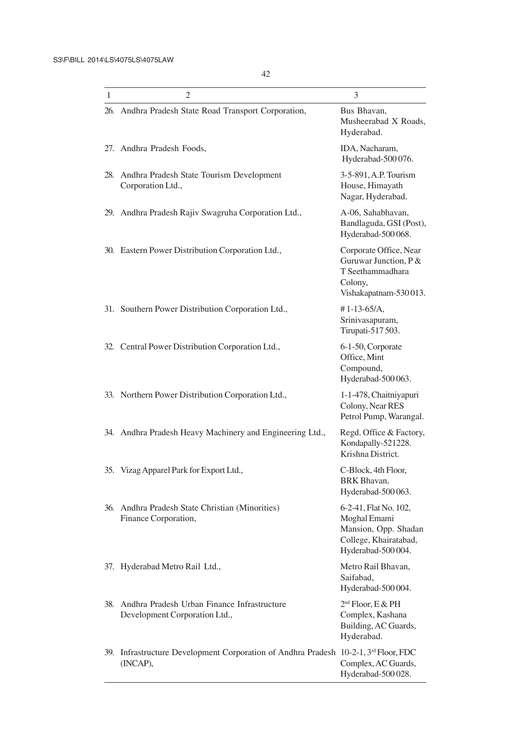| 1 | 2 | 3 |
|---|---|---|
| 26. | Andhra Pradesh State Road Transport Corporation, | Bus Bhavan, Musheerabad X Roads, Hyderabad. |
| 27. | Andhra Pradesh Foods, | IDA, Nacharam, Hyderabad-500 076. |
| 28. | Andhra Pradesh State Tourism Development Corporation Ltd., | 3-5-891, A.P. Tourism House, Himayath Nagar, Hyderabad. |
| 29. | Andhra Pradesh Rajiv Swagruha Corporation Ltd., | A-06, Sahabhavan, Bandlaguda, GSI (Post), Hyderabad-500 068. |
| 30. | Eastern Power Distribution Corporation Ltd., | Corporate Office, Near Guruwar Junction, P & T Seethammadhara Colony, Vishakapatnam-530 013. |
| 31. | Southern Power Distribution Corporation Ltd., | # 1-13-65/A, Srinivasapuram, Tirupati-517 503. |
| 32. | Central Power Distribution Corporation Ltd., | 6-1-50, Corporate Office, Mint Compound, Hyderabad-500 063. |
| 33. | Northern Power Distribution Corporation Ltd., | 1-1-478, Chaitniyapuri Colony, Near RES Petrol Pump, Warangal. |
| 34. | Andhra Pradesh Heavy Machinery and Engineering Ltd., | Regd. Office & Factory, Kondapally-521228. Krishna District. |
| 35. | Vizag Apparel Park for Export Ltd., | C-Block, 4th Floor, BRK Bhavan, Hyderabad-500 063. |
| 36. | Andhra Pradesh State Christian (Minorities) Finance Corporation, | 6-2-41, Flat No. 102, Moghal Emami Mansion, Opp. Shadan College, Khairatabad, Hyderabad-500 004. |
| 37. | Hyderabad Metro Rail Ltd., | Metro Rail Bhavan, Saifabad, Hyderabad-500 004. |
| 38. | Andhra Pradesh Urban Finance Infrastructure Development Corporation Ltd., | 2nd Floor, E & PH Complex, Kashana Building, AC Guards, Hyderabad. |
| 39. | Infrastructure Development Corporation of Andhra Pradesh (INCAP), | 10-2-1, 3rd Floor, FDC Complex, AC Guards, Hyderabad-500 028. |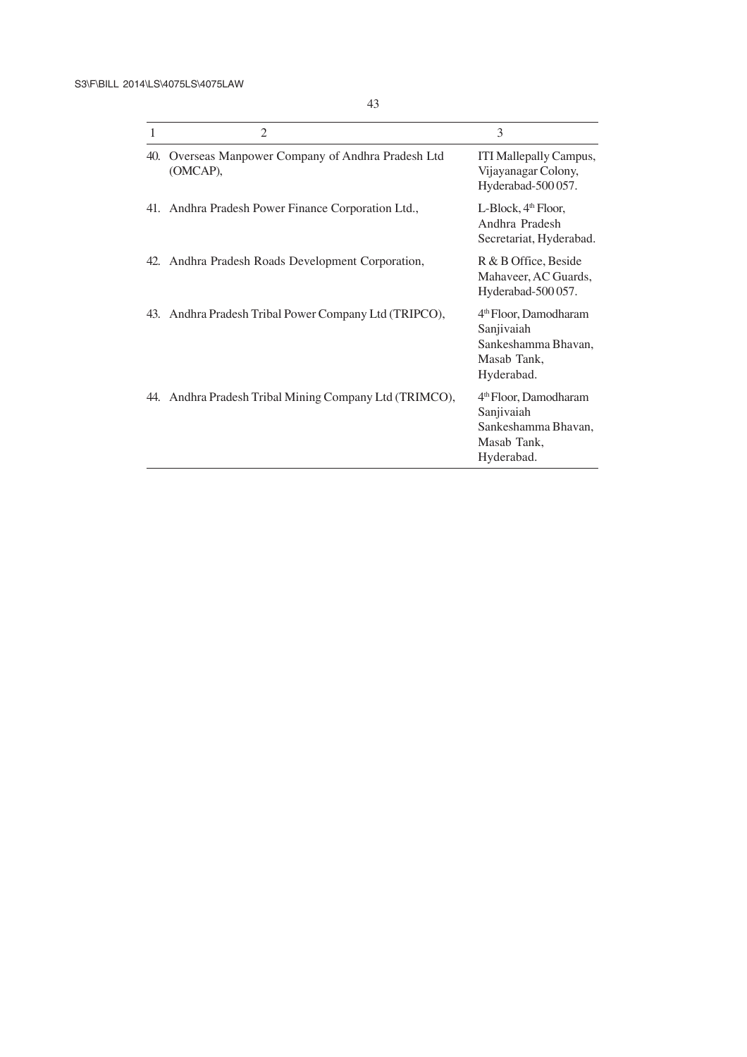| 1 | 2 | 3 |
|---|---|---|
| 40. | Overseas Manpower Company of Andhra Pradesh Ltd (OMCAP), | ITI Mallepally Campus, Vijayanagar Colony, Hyderabad-500 057. |
| 41. | Andhra Pradesh Power Finance Corporation Ltd., | L-Block, 4th Floor, Andhra Pradesh Secretariat, Hyderabad. |
| 42. | Andhra Pradesh Roads Development Corporation, | R & B Office, Beside Mahaveer, AC Guards, Hyderabad-500 057. |
| 43. | Andhra Pradesh Tribal Power Company Ltd (TRIPCO), | 4th Floor, Damodharam Sanjivaiah Sankeshamma Bhavan, Masab Tank, Hyderabad. |
| 44. | Andhra Pradesh Tribal Mining Company Ltd (TRIMCO), | 4th Floor, Damodharam Sanjivaiah Sankeshamma Bhavan, Masab Tank, Hyderabad. |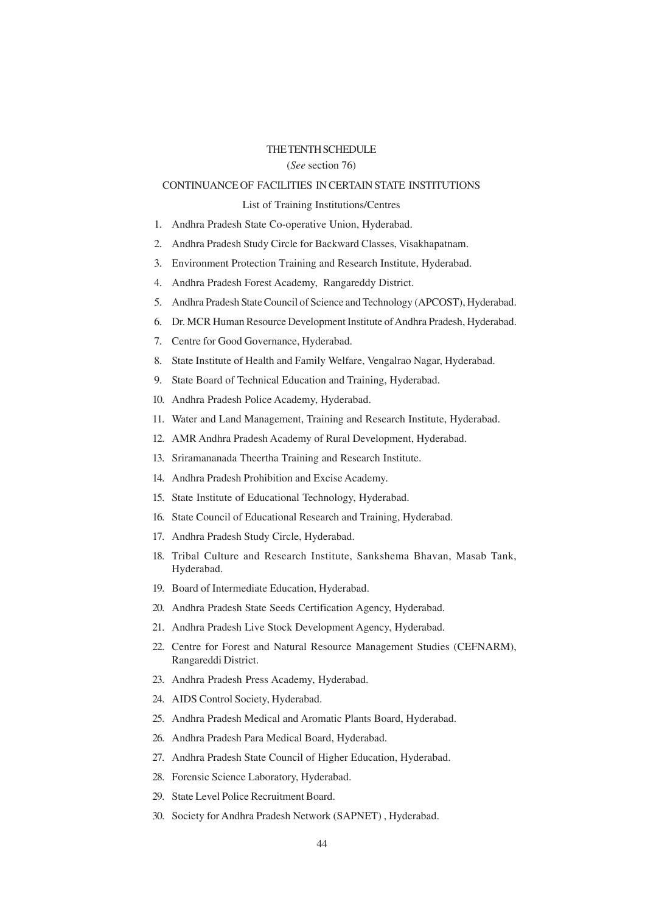# THE TENTH SCHEDULE

(*See* section 76)

## CONTINUANCE OF FACILITIES IN CERTAIN STATE INSTITUTIONS

List of Training Institutions/Centres

1. Andhra Pradesh State Co-operative Union, Hyderabad.
2. Andhra Pradesh Study Circle for Backward Classes, Visakhapatnam.
3. Environment Protection Training and Research Institute, Hyderabad.
4. Andhra Pradesh Forest Academy, Rangareddy District.
5. Andhra Pradesh State Council of Science and Technology (APCOST), Hyderabad.
6. Dr. MCR Human Resource Development Institute of Andhra Pradesh, Hyderabad.
7. Centre for Good Governance, Hyderabad.
8. State Institute of Health and Family Welfare, Vengalrao Nagar, Hyderabad.
9. State Board of Technical Education and Training, Hyderabad.
10. Andhra Pradesh Police Academy, Hyderabad.
11. Water and Land Management, Training and Research Institute, Hyderabad.
12. AMR Andhra Pradesh Academy of Rural Development, Hyderabad.
13. Sriramananada Theertha Training and Research Institute.
14. Andhra Pradesh Prohibition and Excise Academy.
15. State Institute of Educational Technology, Hyderabad.
16. State Council of Educational Research and Training, Hyderabad.
17. Andhra Pradesh Study Circle, Hyderabad.
18. Tribal Culture and Research Institute, Sankshema Bhavan, Masab Tank, Hyderabad.
19. Board of Intermediate Education, Hyderabad.
20. Andhra Pradesh State Seeds Certification Agency, Hyderabad.
21. Andhra Pradesh Live Stock Development Agency, Hyderabad.
22. Centre for Forest and Natural Resource Management Studies (CEFNARM), Rangareddi District.
23. Andhra Pradesh Press Academy, Hyderabad.
24. AIDS Control Society, Hyderabad.
25. Andhra Pradesh Medical and Aromatic Plants Board, Hyderabad.
26. Andhra Pradesh Para Medical Board, Hyderabad.
27. Andhra Pradesh State Council of Higher Education, Hyderabad.
28. Forensic Science Laboratory, Hyderabad.
29. State Level Police Recruitment Board.
30. Society for Andhra Pradesh Network (SAPNET) , Hyderabad.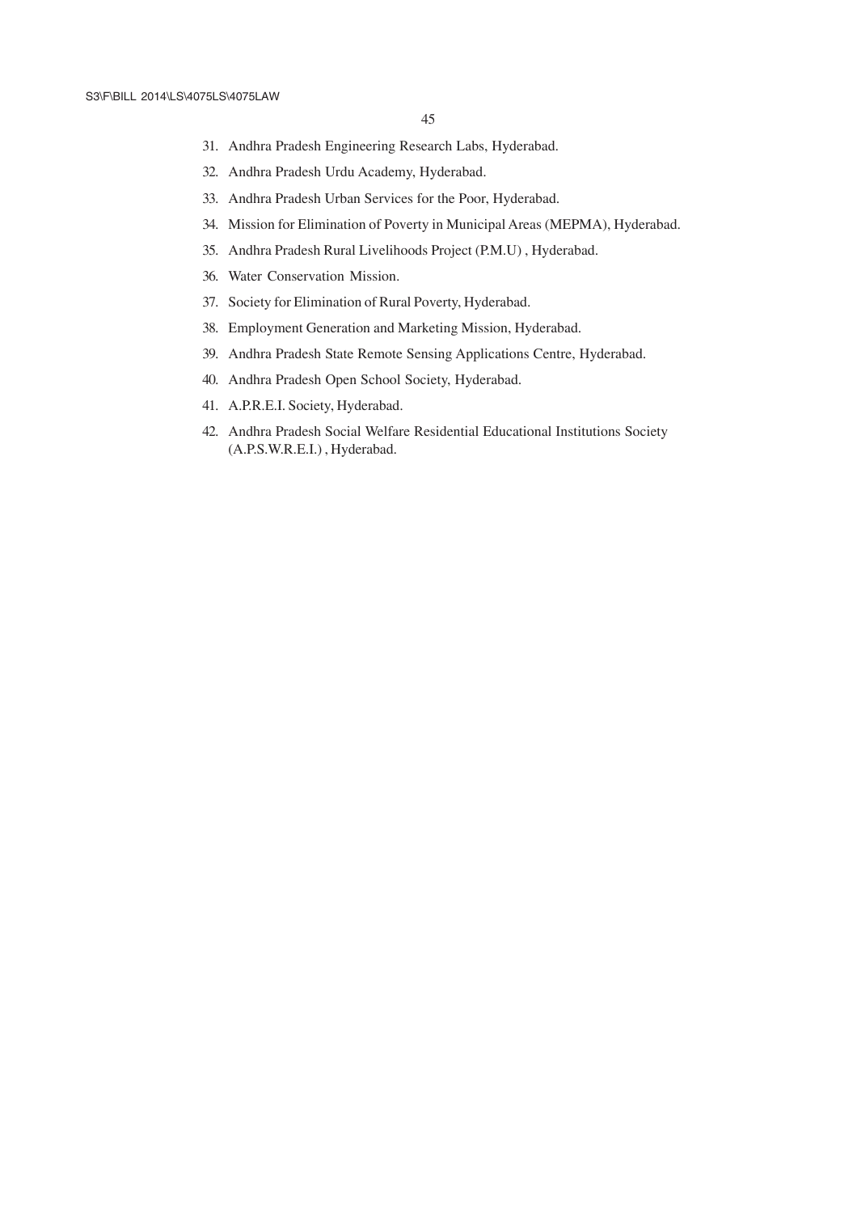31. Andhra Pradesh Engineering Research Labs, Hyderabad.
32. Andhra Pradesh Urdu Academy, Hyderabad.
33. Andhra Pradesh Urban Services for the Poor, Hyderabad.
34. Mission for Elimination of Poverty in Municipal Areas (MEPMA), Hyderabad.
35. Andhra Pradesh Rural Livelihoods Project (P.M.U) , Hyderabad.
36. Water Conservation Mission.
37. Society for Elimination of Rural Poverty, Hyderabad.
38. Employment Generation and Marketing Mission, Hyderabad.
39. Andhra Pradesh State Remote Sensing Applications Centre, Hyderabad.
40. Andhra Pradesh Open School Society, Hyderabad.
41. A.P.R.E.I. Society, Hyderabad.
42. Andhra Pradesh Social Welfare Residential Educational Institutions Society (A.P.S.W.R.E.I.) , Hyderabad.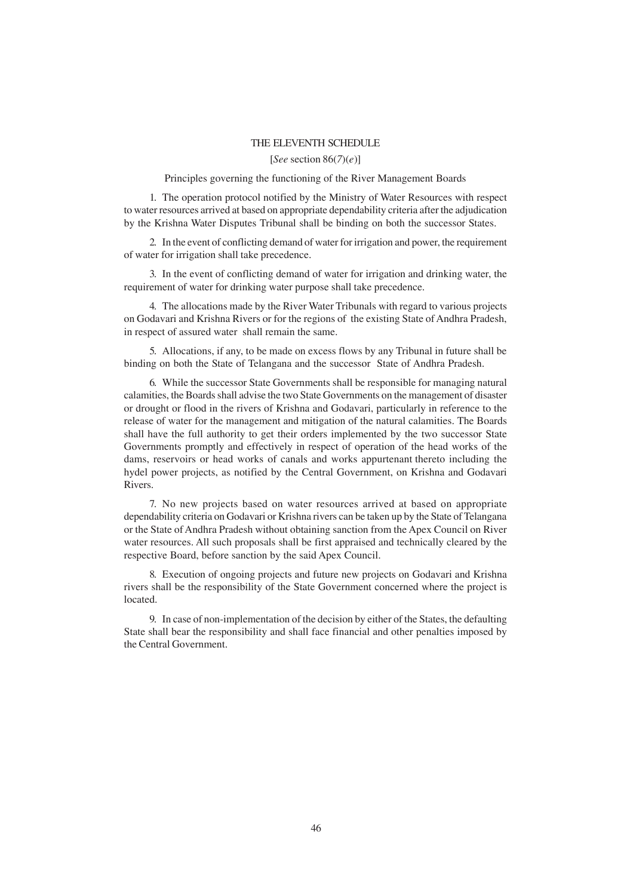# THE ELEVENTH SCHEDULE

[*See* section 86(*7*)(*e*)]

Principles governing the functioning of the River Management Boards

1. The operation protocol notified by the Ministry of Water Resources with respect to water resources arrived at based on appropriate dependability criteria after the adjudication by the Krishna Water Disputes Tribunal shall be binding on both the successor States.

2. In the event of conflicting demand of water for irrigation and power, the requirement of water for irrigation shall take precedence.

3. In the event of conflicting demand of water for irrigation and drinking water, the requirement of water for drinking water purpose shall take precedence.

4. The allocations made by the River Water Tribunals with regard to various projects on Godavari and Krishna Rivers or for the regions of the existing State of Andhra Pradesh, in respect of assured water shall remain the same.

5. Allocations, if any, to be made on excess flows by any Tribunal in future shall be binding on both the State of Telangana and the successor State of Andhra Pradesh.

6. While the successor State Governments shall be responsible for managing natural calamities, the Boards shall advise the two State Governments on the management of disaster or drought or flood in the rivers of Krishna and Godavari, particularly in reference to the release of water for the management and mitigation of the natural calamities. The Boards shall have the full authority to get their orders implemented by the two successor State Governments promptly and effectively in respect of operation of the head works of the dams, reservoirs or head works of canals and works appurtenant thereto including the hydel power projects, as notified by the Central Government, on Krishna and Godavari Rivers.

7. No new projects based on water resources arrived at based on appropriate dependability criteria on Godavari or Krishna rivers can be taken up by the State of Telangana or the State of Andhra Pradesh without obtaining sanction from the Apex Council on River water resources. All such proposals shall be first appraised and technically cleared by the respective Board, before sanction by the said Apex Council.

8. Execution of ongoing projects and future new projects on Godavari and Krishna rivers shall be the responsibility of the State Government concerned where the project is located.

9. In case of non-implementation of the decision by either of the States, the defaulting State shall bear the responsibility and shall face financial and other penalties imposed by the Central Government.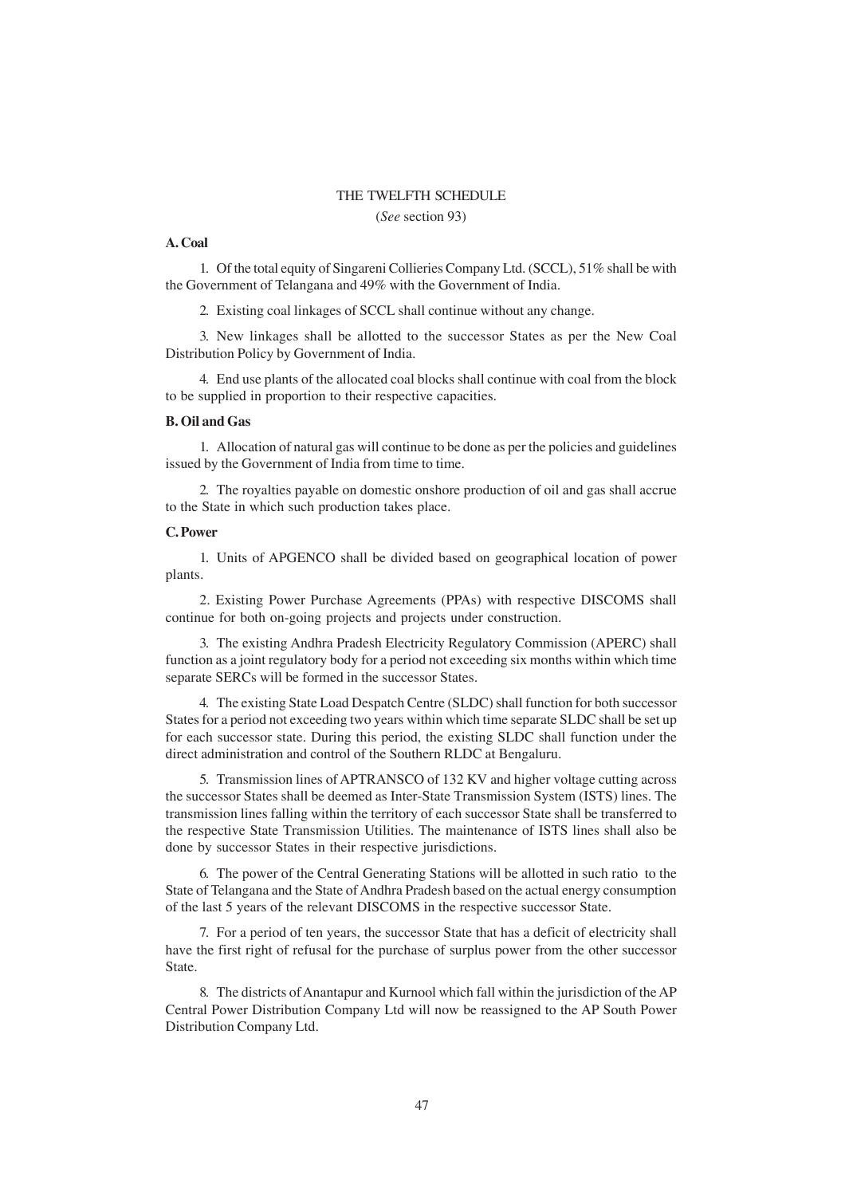# THE TWELFTH SCHEDULE

(*See* section 93)

**A. Coal**

1. Of the total equity of Singareni Collieries Company Ltd. (SCCL), 51% shall be with the Government of Telangana and 49% with the Government of India.

2. Existing coal linkages of SCCL shall continue without any change.

3. New linkages shall be allotted to the successor States as per the New Coal Distribution Policy by Government of India.

4. End use plants of the allocated coal blocks shall continue with coal from the block to be supplied in proportion to their respective capacities.

**B. Oil and Gas**

1. Allocation of natural gas will continue to be done as per the policies and guidelines issued by the Government of India from time to time.

2. The royalties payable on domestic onshore production of oil and gas shall accrue to the State in which such production takes place.

**C. Power**

1. Units of APGENCO shall be divided based on geographical location of power plants.

2. Existing Power Purchase Agreements (PPAs) with respective DISCOMS shall continue for both on-going projects and projects under construction.

3. The existing Andhra Pradesh Electricity Regulatory Commission (APERC) shall function as a joint regulatory body for a period not exceeding six months within which time separate SERCs will be formed in the successor States.

4. The existing State Load Despatch Centre (SLDC) shall function for both successor States for a period not exceeding two years within which time separate SLDC shall be set up for each successor state. During this period, the existing SLDC shall function under the direct administration and control of the Southern RLDC at Bengaluru.

5. Transmission lines of APTRANSCO of 132 KV and higher voltage cutting across the successor States shall be deemed as Inter-State Transmission System (ISTS) lines. The transmission lines falling within the territory of each successor State shall be transferred to the respective State Transmission Utilities. The maintenance of ISTS lines shall also be done by successor States in their respective jurisdictions.

6. The power of the Central Generating Stations will be allotted in such ratio to the State of Telangana and the State of Andhra Pradesh based on the actual energy consumption of the last 5 years of the relevant DISCOMS in the respective successor State.

7. For a period of ten years, the successor State that has a deficit of electricity shall have the first right of refusal for the purchase of surplus power from the other successor State.

8. The districts of Anantapur and Kurnool which fall within the jurisdiction of the AP Central Power Distribution Company Ltd will now be reassigned to the AP South Power Distribution Company Ltd.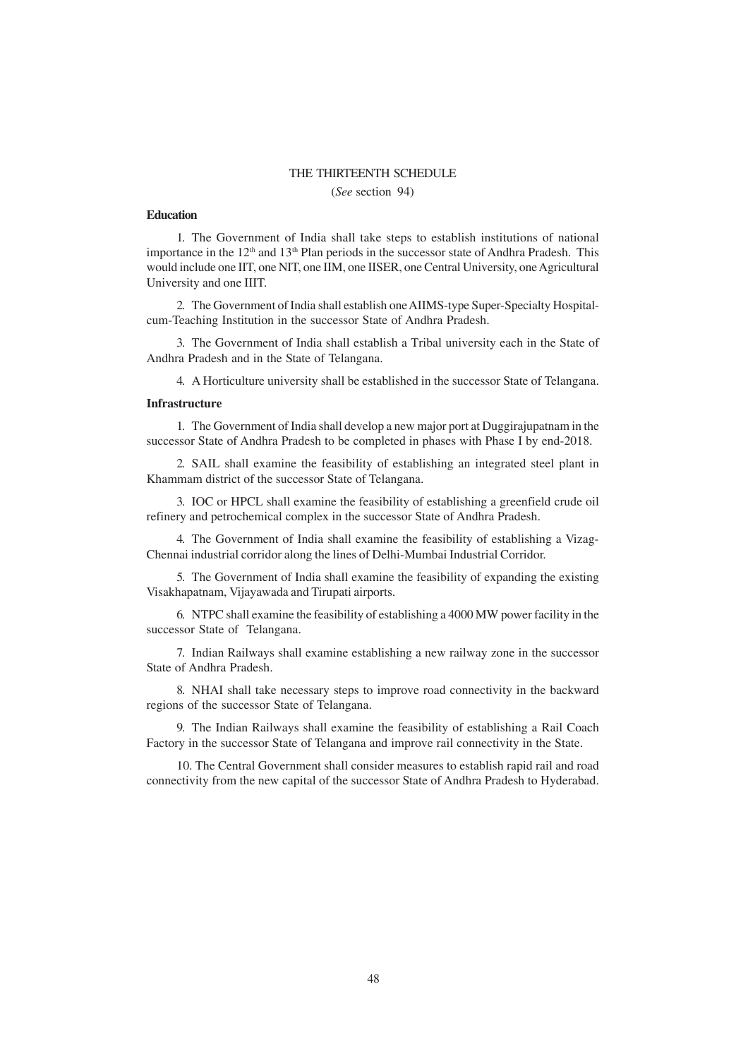# THE THIRTEENTH SCHEDULE

(*See* section 94)

**Education**

1. The Government of India shall take steps to establish institutions of national importance in the 12th and 13th Plan periods in the successor state of Andhra Pradesh. This would include one IIT, one NIT, one IIM, one IISER, one Central University, one Agricultural University and one IIIT.

2. The Government of India shall establish one AIIMS-type Super-Specialty Hospital-cum-Teaching Institution in the successor State of Andhra Pradesh.

3. The Government of India shall establish a Tribal university each in the State of Andhra Pradesh and in the State of Telangana.

4. A Horticulture university shall be established in the successor State of Telangana.

**Infrastructure**

1. The Government of India shall develop a new major port at Duggirajupatnam in the successor State of Andhra Pradesh to be completed in phases with Phase I by end-2018.

2. SAIL shall examine the feasibility of establishing an integrated steel plant in Khammam district of the successor State of Telangana.

3. IOC or HPCL shall examine the feasibility of establishing a greenfield crude oil refinery and petrochemical complex in the successor State of Andhra Pradesh.

4. The Government of India shall examine the feasibility of establishing a Vizag-Chennai industrial corridor along the lines of Delhi-Mumbai Industrial Corridor.

5. The Government of India shall examine the feasibility of expanding the existing Visakhapatnam, Vijayawada and Tirupati airports.

6. NTPC shall examine the feasibility of establishing a 4000 MW power facility in the successor State of Telangana.

7. Indian Railways shall examine establishing a new railway zone in the successor State of Andhra Pradesh.

8. NHAI shall take necessary steps to improve road connectivity in the backward regions of the successor State of Telangana.

9. The Indian Railways shall examine the feasibility of establishing a Rail Coach Factory in the successor State of Telangana and improve rail connectivity in the State.

10. The Central Government shall consider measures to establish rapid rail and road connectivity from the new capital of the successor State of Andhra Pradesh to Hyderabad.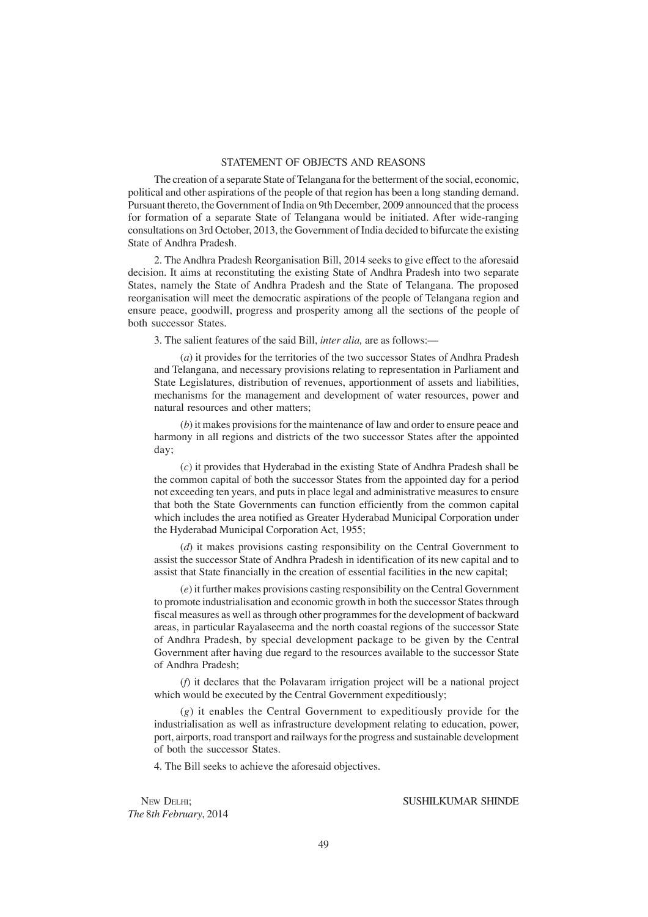## STATEMENT OF OBJECTS AND REASONS

The creation of a separate State of Telangana for the betterment of the social, economic, political and other aspirations of the people of that region has been a long standing demand. Pursuant thereto, the Government of India on 9th December, 2009 announced that the process for formation of a separate State of Telangana would be initiated. After wide-ranging consultations on 3rd October, 2013, the Government of India decided to bifurcate the existing State of Andhra Pradesh.

2. The Andhra Pradesh Reorganisation Bill, 2014 seeks to give effect to the aforesaid decision. It aims at reconstituting the existing State of Andhra Pradesh into two separate States, namely the State of Andhra Pradesh and the State of Telangana. The proposed reorganisation will meet the democratic aspirations of the people of Telangana region and ensure peace, goodwill, progress and prosperity among all the sections of the people of both successor States.

3. The salient features of the said Bill, *inter alia,* are as follows:—

(*a*) it provides for the territories of the two successor States of Andhra Pradesh and Telangana, and necessary provisions relating to representation in Parliament and State Legislatures, distribution of revenues, apportionment of assets and liabilities, mechanisms for the management and development of water resources, power and natural resources and other matters;

(*b*) it makes provisions for the maintenance of law and order to ensure peace and harmony in all regions and districts of the two successor States after the appointed day;

(*c*) it provides that Hyderabad in the existing State of Andhra Pradesh shall be the common capital of both the successor States from the appointed day for a period not exceeding ten years, and puts in place legal and administrative measures to ensure that both the State Governments can function efficiently from the common capital which includes the area notified as Greater Hyderabad Municipal Corporation under the Hyderabad Municipal Corporation Act, 1955;

(*d*) it makes provisions casting responsibility on the Central Government to assist the successor State of Andhra Pradesh in identification of its new capital and to assist that State financially in the creation of essential facilities in the new capital;

(*e*) it further makes provisions casting responsibility on the Central Government to promote industrialisation and economic growth in both the successor States through fiscal measures as well as through other programmes for the development of backward areas, in particular Rayalaseema and the north coastal regions of the successor State of Andhra Pradesh, by special development package to be given by the Central Government after having due regard to the resources available to the successor State of Andhra Pradesh;

(*f*) it declares that the Polavaram irrigation project will be a national project which would be executed by the Central Government expeditiously;

(*g*) it enables the Central Government to expeditiously provide for the industrialisation as well as infrastructure development relating to education, power, port, airports, road transport and railways for the progress and sustainable development of both the successor States.

4. The Bill seeks to achieve the aforesaid objectives.

NEW DELHI;
*The* 8*th February*, 2014

SUSHILKUMAR SHINDE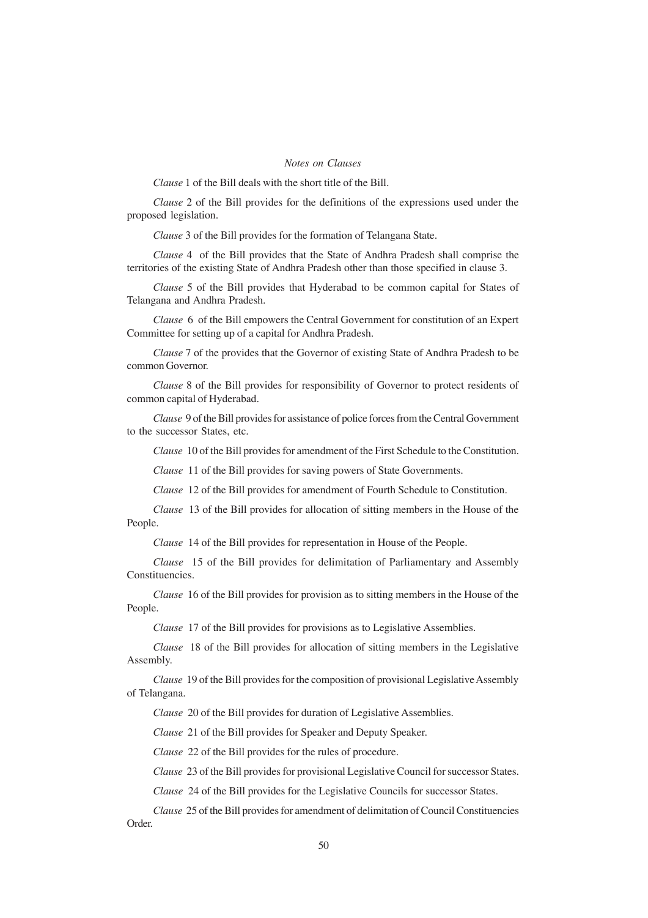*Notes on Clauses*

*Clause* 1 of the Bill deals with the short title of the Bill.

*Clause* 2 of the Bill provides for the definitions of the expressions used under the proposed legislation.

*Clause* 3 of the Bill provides for the formation of Telangana State.

*Clause* 4 of the Bill provides that the State of Andhra Pradesh shall comprise the territories of the existing State of Andhra Pradesh other than those specified in clause 3.

*Clause* 5 of the Bill provides that Hyderabad to be common capital for States of Telangana and Andhra Pradesh.

*Clause* 6 of the Bill empowers the Central Government for constitution of an Expert Committee for setting up of a capital for Andhra Pradesh.

*Clause* 7 of the provides that the Governor of existing State of Andhra Pradesh to be common Governor.

*Clause* 8 of the Bill provides for responsibility of Governor to protect residents of common capital of Hyderabad.

*Clause* 9 of the Bill provides for assistance of police forces from the Central Government to the successor States, etc.

*Clause* 10 of the Bill provides for amendment of the First Schedule to the Constitution.

*Clause* 11 of the Bill provides for saving powers of State Governments.

*Clause* 12 of the Bill provides for amendment of Fourth Schedule to Constitution.

*Clause* 13 of the Bill provides for allocation of sitting members in the House of the People.

*Clause* 14 of the Bill provides for representation in House of the People.

*Clause* 15 of the Bill provides for delimitation of Parliamentary and Assembly Constituencies.

*Clause* 16 of the Bill provides for provision as to sitting members in the House of the People.

*Clause* 17 of the Bill provides for provisions as to Legislative Assemblies.

*Clause* 18 of the Bill provides for allocation of sitting members in the Legislative Assembly.

*Clause* 19 of the Bill provides for the composition of provisional Legislative Assembly of Telangana.

*Clause* 20 of the Bill provides for duration of Legislative Assemblies.

*Clause* 21 of the Bill provides for Speaker and Deputy Speaker.

*Clause* 22 of the Bill provides for the rules of procedure.

*Clause* 23 of the Bill provides for provisional Legislative Council for successor States.

*Clause* 24 of the Bill provides for the Legislative Councils for successor States.

*Clause* 25 of the Bill provides for amendment of delimitation of Council Constituencies Order.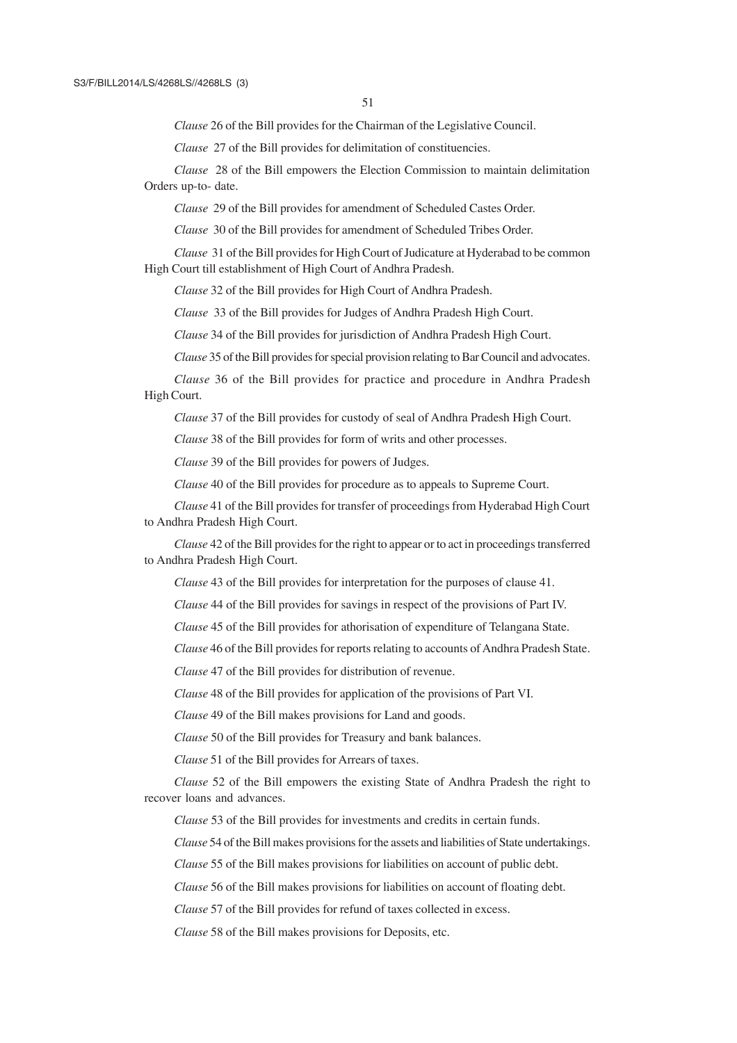*Clause* 26 of the Bill provides for the Chairman of the Legislative Council.

*Clause* 27 of the Bill provides for delimitation of constituencies.

*Clause* 28 of the Bill empowers the Election Commission to maintain delimitation Orders up-to- date.

*Clause* 29 of the Bill provides for amendment of Scheduled Castes Order.

*Clause* 30 of the Bill provides for amendment of Scheduled Tribes Order.

*Clause* 31 of the Bill provides for High Court of Judicature at Hyderabad to be common High Court till establishment of High Court of Andhra Pradesh.

*Clause* 32 of the Bill provides for High Court of Andhra Pradesh.

*Clause* 33 of the Bill provides for Judges of Andhra Pradesh High Court.

*Clause* 34 of the Bill provides for jurisdiction of Andhra Pradesh High Court.

*Clause* 35 of the Bill provides for special provision relating to Bar Council and advocates.

*Clause* 36 of the Bill provides for practice and procedure in Andhra Pradesh High Court.

*Clause* 37 of the Bill provides for custody of seal of Andhra Pradesh High Court.

*Clause* 38 of the Bill provides for form of writs and other processes.

*Clause* 39 of the Bill provides for powers of Judges.

*Clause* 40 of the Bill provides for procedure as to appeals to Supreme Court.

*Clause* 41 of the Bill provides for transfer of proceedings from Hyderabad High Court to Andhra Pradesh High Court.

*Clause* 42 of the Bill provides for the right to appear or to act in proceedings transferred to Andhra Pradesh High Court.

*Clause* 43 of the Bill provides for interpretation for the purposes of clause 41.

*Clause* 44 of the Bill provides for savings in respect of the provisions of Part IV.

*Clause* 45 of the Bill provides for athorisation of expenditure of Telangana State.

*Clause* 46 of the Bill provides for reports relating to accounts of Andhra Pradesh State.

*Clause* 47 of the Bill provides for distribution of revenue.

*Clause* 48 of the Bill provides for application of the provisions of Part VI.

*Clause* 49 of the Bill makes provisions for Land and goods.

*Clause* 50 of the Bill provides for Treasury and bank balances.

*Clause* 51 of the Bill provides for Arrears of taxes.

*Clause* 52 of the Bill empowers the existing State of Andhra Pradesh the right to recover loans and advances.

*Clause* 53 of the Bill provides for investments and credits in certain funds.

*Clause* 54 of the Bill makes provisions for the assets and liabilities of State undertakings.

*Clause* 55 of the Bill makes provisions for liabilities on account of public debt.

*Clause* 56 of the Bill makes provisions for liabilities on account of floating debt.

*Clause* 57 of the Bill provides for refund of taxes collected in excess.

*Clause* 58 of the Bill makes provisions for Deposits, etc.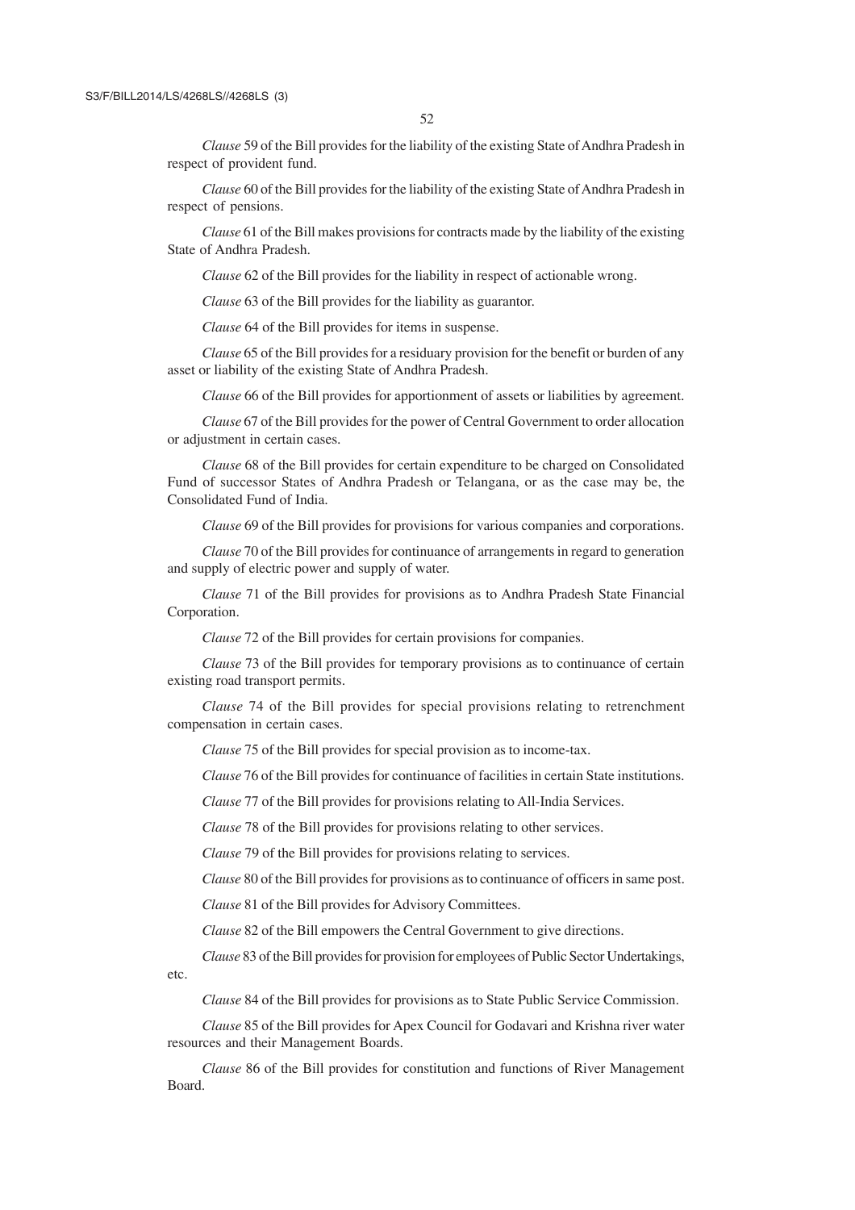*Clause* 59 of the Bill provides for the liability of the existing State of Andhra Pradesh in respect of provident fund.

*Clause* 60 of the Bill provides for the liability of the existing State of Andhra Pradesh in respect of pensions.

*Clause* 61 of the Bill makes provisions for contracts made by the liability of the existing State of Andhra Pradesh.

*Clause* 62 of the Bill provides for the liability in respect of actionable wrong.

*Clause* 63 of the Bill provides for the liability as guarantor.

*Clause* 64 of the Bill provides for items in suspense.

*Clause* 65 of the Bill provides for a residuary provision for the benefit or burden of any asset or liability of the existing State of Andhra Pradesh.

*Clause* 66 of the Bill provides for apportionment of assets or liabilities by agreement.

*Clause* 67 of the Bill provides for the power of Central Government to order allocation or adjustment in certain cases.

*Clause* 68 of the Bill provides for certain expenditure to be charged on Consolidated Fund of successor States of Andhra Pradesh or Telangana, or as the case may be, the Consolidated Fund of India.

*Clause* 69 of the Bill provides for provisions for various companies and corporations.

*Clause* 70 of the Bill provides for continuance of arrangements in regard to generation and supply of electric power and supply of water.

*Clause* 71 of the Bill provides for provisions as to Andhra Pradesh State Financial Corporation.

*Clause* 72 of the Bill provides for certain provisions for companies.

*Clause* 73 of the Bill provides for temporary provisions as to continuance of certain existing road transport permits.

*Clause* 74 of the Bill provides for special provisions relating to retrenchment compensation in certain cases.

*Clause* 75 of the Bill provides for special provision as to income-tax.

*Clause* 76 of the Bill provides for continuance of facilities in certain State institutions.

*Clause* 77 of the Bill provides for provisions relating to All-India Services.

*Clause* 78 of the Bill provides for provisions relating to other services.

*Clause* 79 of the Bill provides for provisions relating to services.

*Clause* 80 of the Bill provides for provisions as to continuance of officers in same post.

*Clause* 81 of the Bill provides for Advisory Committees.

*Clause* 82 of the Bill empowers the Central Government to give directions.

*Clause* 83 of the Bill provides for provision for employees of Public Sector Undertakings, etc.

*Clause* 84 of the Bill provides for provisions as to State Public Service Commission.

*Clause* 85 of the Bill provides for Apex Council for Godavari and Krishna river water resources and their Management Boards.

*Clause* 86 of the Bill provides for constitution and functions of River Management Board.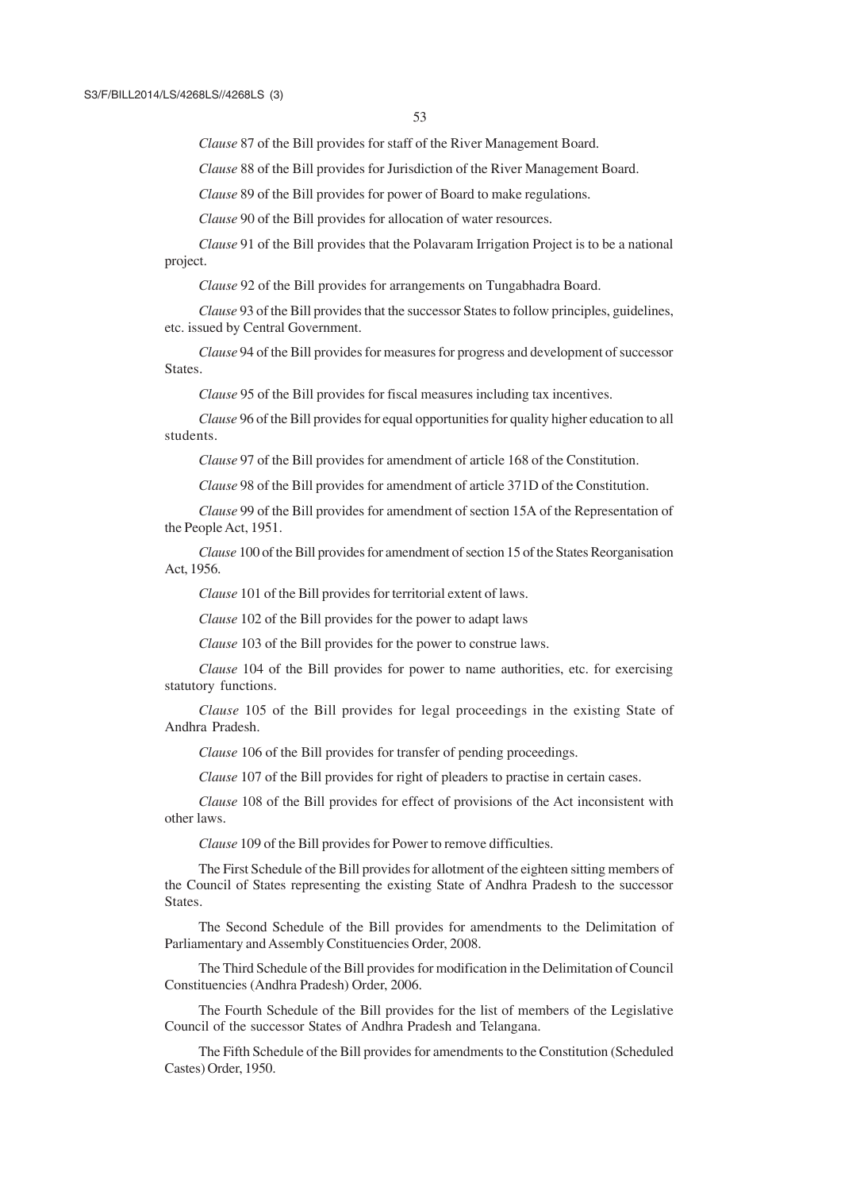*Clause* 87 of the Bill provides for staff of the River Management Board.

*Clause* 88 of the Bill provides for Jurisdiction of the River Management Board.

*Clause* 89 of the Bill provides for power of Board to make regulations.

*Clause* 90 of the Bill provides for allocation of water resources.

*Clause* 91 of the Bill provides that the Polavaram Irrigation Project is to be a national project.

*Clause* 92 of the Bill provides for arrangements on Tungabhadra Board.

*Clause* 93 of the Bill provides that the successor States to follow principles, guidelines, etc. issued by Central Government.

*Clause* 94 of the Bill provides for measures for progress and development of successor States.

*Clause* 95 of the Bill provides for fiscal measures including tax incentives.

*Clause* 96 of the Bill provides for equal opportunities for quality higher education to all students.

*Clause* 97 of the Bill provides for amendment of article 168 of the Constitution.

*Clause* 98 of the Bill provides for amendment of article 371D of the Constitution.

*Clause* 99 of the Bill provides for amendment of section 15A of the Representation of the People Act, 1951.

*Clause* 100 of the Bill provides for amendment of section 15 of the States Reorganisation Act, 1956.

*Clause* 101 of the Bill provides for territorial extent of laws.

*Clause* 102 of the Bill provides for the power to adapt laws

*Clause* 103 of the Bill provides for the power to construe laws.

*Clause* 104 of the Bill provides for power to name authorities, etc. for exercising statutory functions.

*Clause* 105 of the Bill provides for legal proceedings in the existing State of Andhra Pradesh.

*Clause* 106 of the Bill provides for transfer of pending proceedings.

*Clause* 107 of the Bill provides for right of pleaders to practise in certain cases.

*Clause* 108 of the Bill provides for effect of provisions of the Act inconsistent with other laws.

*Clause* 109 of the Bill provides for Power to remove difficulties.

The First Schedule of the Bill provides for allotment of the eighteen sitting members of the Council of States representing the existing State of Andhra Pradesh to the successor States.

The Second Schedule of the Bill provides for amendments to the Delimitation of Parliamentary and Assembly Constituencies Order, 2008.

The Third Schedule of the Bill provides for modification in the Delimitation of Council Constituencies (Andhra Pradesh) Order, 2006.

The Fourth Schedule of the Bill provides for the list of members of the Legislative Council of the successor States of Andhra Pradesh and Telangana.

The Fifth Schedule of the Bill provides for amendments to the Constitution (Scheduled Castes) Order, 1950.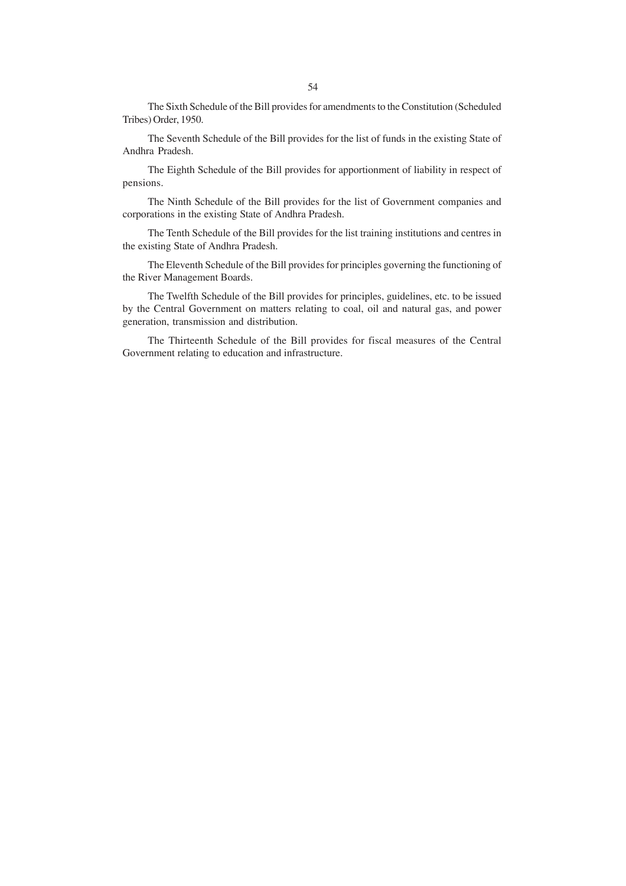The Sixth Schedule of the Bill provides for amendments to the Constitution (Scheduled Tribes) Order, 1950.

The Seventh Schedule of the Bill provides for the list of funds in the existing State of Andhra Pradesh.

The Eighth Schedule of the Bill provides for apportionment of liability in respect of pensions.

The Ninth Schedule of the Bill provides for the list of Government companies and corporations in the existing State of Andhra Pradesh.

The Tenth Schedule of the Bill provides for the list training institutions and centres in the existing State of Andhra Pradesh.

The Eleventh Schedule of the Bill provides for principles governing the functioning of the River Management Boards.

The Twelfth Schedule of the Bill provides for principles, guidelines, etc. to be issued by the Central Government on matters relating to coal, oil and natural gas, and power generation, transmission and distribution.

The Thirteenth Schedule of the Bill provides for fiscal measures of the Central Government relating to education and infrastructure.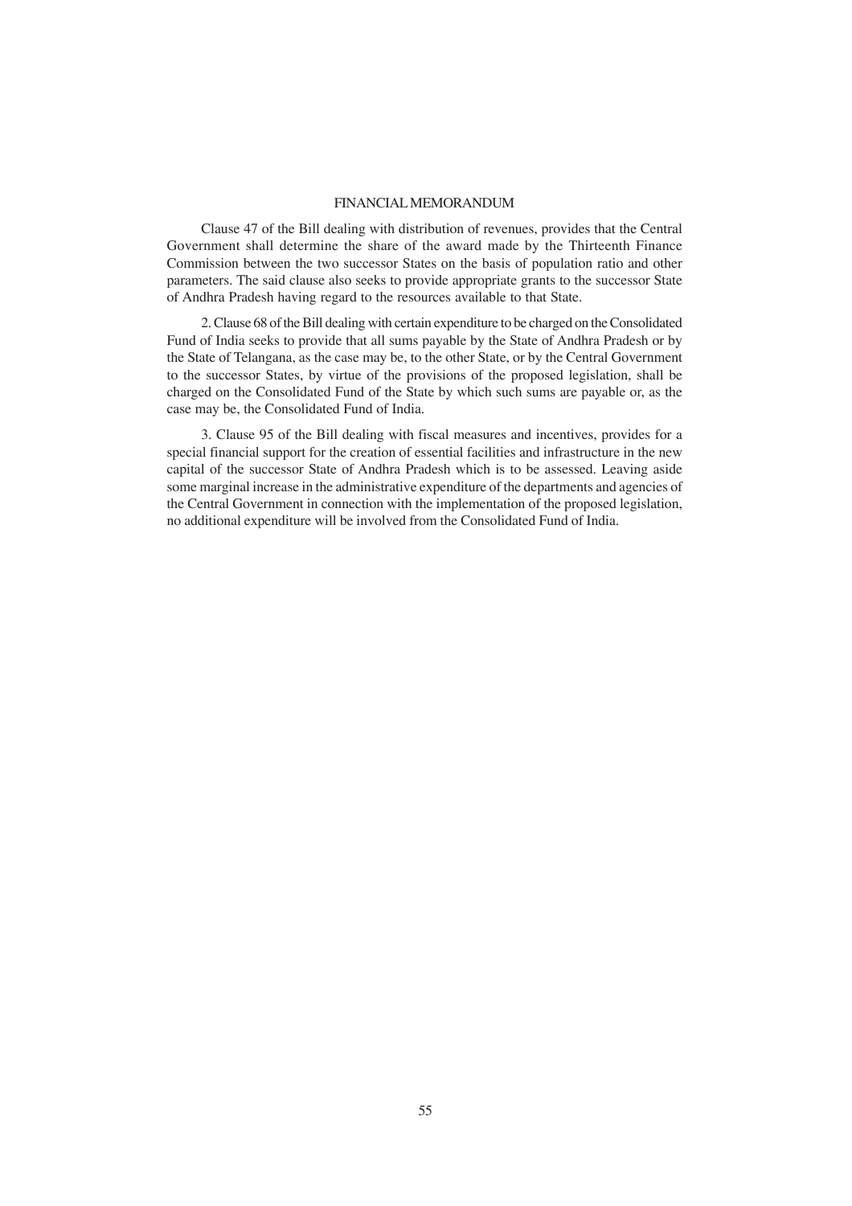## FINANCIAL MEMORANDUM

Clause 47 of the Bill dealing with distribution of revenues, provides that the Central Government shall determine the share of the award made by the Thirteenth Finance Commission between the two successor States on the basis of population ratio and other parameters. The said clause also seeks to provide appropriate grants to the successor State of Andhra Pradesh having regard to the resources available to that State.

2. Clause 68 of the Bill dealing with certain expenditure to be charged on the Consolidated Fund of India seeks to provide that all sums payable by the State of Andhra Pradesh or by the State of Telangana, as the case may be, to the other State, or by the Central Government to the successor States, by virtue of the provisions of the proposed legislation, shall be charged on the Consolidated Fund of the State by which such sums are payable or, as the case may be, the Consolidated Fund of India.

3. Clause 95 of the Bill dealing with fiscal measures and incentives, provides for a special financial support for the creation of essential facilities and infrastructure in the new capital of the successor State of Andhra Pradesh which is to be assessed. Leaving aside some marginal increase in the administrative expenditure of the departments and agencies of the Central Government in connection with the implementation of the proposed legislation, no additional expenditure will be involved from the Consolidated Fund of India.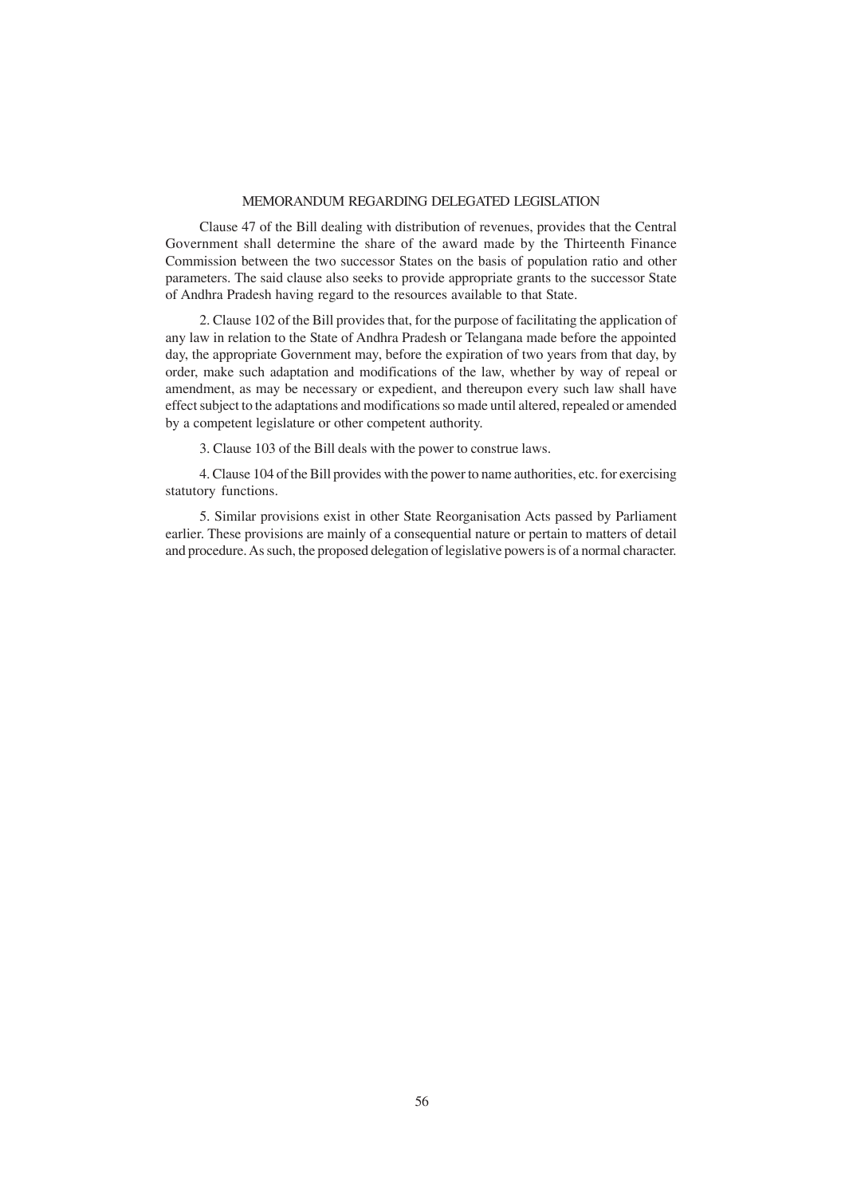## MEMORANDUM REGARDING DELEGATED LEGISLATION

Clause 47 of the Bill dealing with distribution of revenues, provides that the Central Government shall determine the share of the award made by the Thirteenth Finance Commission between the two successor States on the basis of population ratio and other parameters. The said clause also seeks to provide appropriate grants to the successor State of Andhra Pradesh having regard to the resources available to that State.

2. Clause 102 of the Bill provides that, for the purpose of facilitating the application of any law in relation to the State of Andhra Pradesh or Telangana made before the appointed day, the appropriate Government may, before the expiration of two years from that day, by order, make such adaptation and modifications of the law, whether by way of repeal or amendment, as may be necessary or expedient, and thereupon every such law shall have effect subject to the adaptations and modifications so made until altered, repealed or amended by a competent legislature or other competent authority.

3. Clause 103 of the Bill deals with the power to construe laws.

4. Clause 104 of the Bill provides with the power to name authorities, etc. for exercising statutory functions.

5. Similar provisions exist in other State Reorganisation Acts passed by Parliament earlier. These provisions are mainly of a consequential nature or pertain to matters of detail and procedure. As such, the proposed delegation of legislative powers is of a normal character.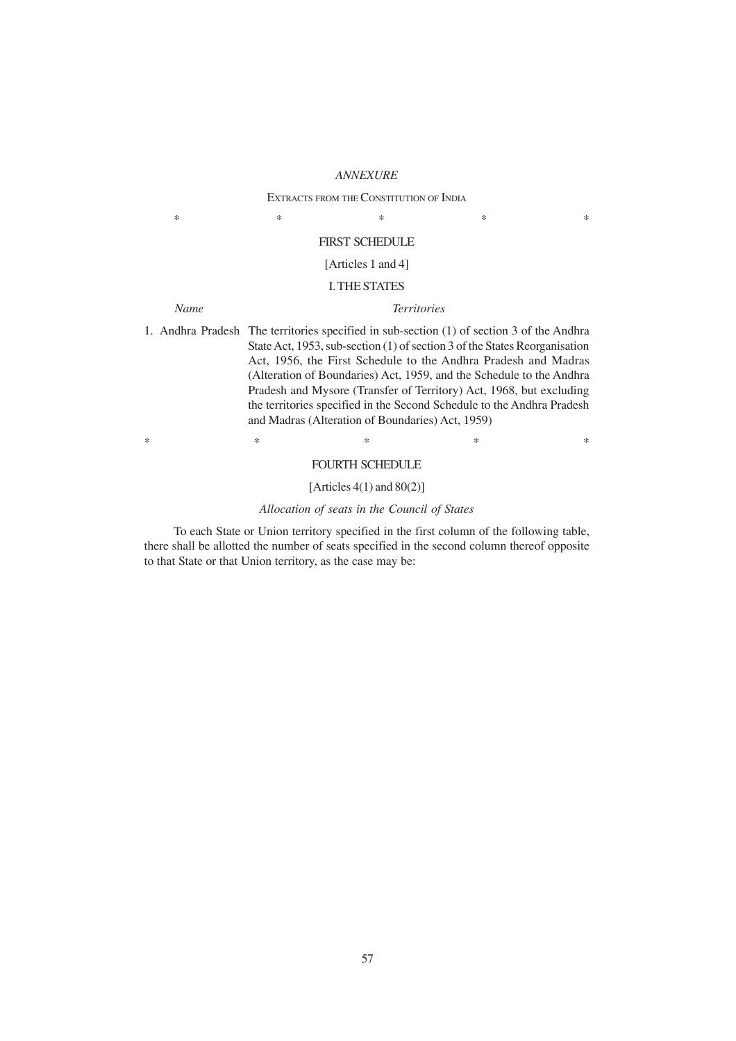*ANNEXURE*

EXTRACTS FROM THE CONSTITUTION OF INDIA

\* \* \* \* \*

FIRST SCHEDULE

[Articles 1 and 4]

I. THE STATES

| *Name* | *Territories* |
|---|---|
| 1. Andhra Pradesh | The territories specified in sub-section (1) of section 3 of the Andhra State Act, 1953, sub-section (1) of section 3 of the States Reorganisation Act, 1956, the First Schedule to the Andhra Pradesh and Madras (Alteration of Boundaries) Act, 1959, and the Schedule to the Andhra Pradesh and Mysore (Transfer of Territory) Act, 1968, but excluding the territories specified in the Second Schedule to the Andhra Pradesh and Madras (Alteration of Boundaries) Act, 1959) |

\* \* \* \* \*

FOURTH SCHEDULE

[Articles 4(1) and 80(2)]

*Allocation of seats in the Council of States*

To each State or Union territory specified in the first column of the following table, there shall be allotted the number of seats specified in the second column thereof opposite to that State or that Union territory, as the case may be: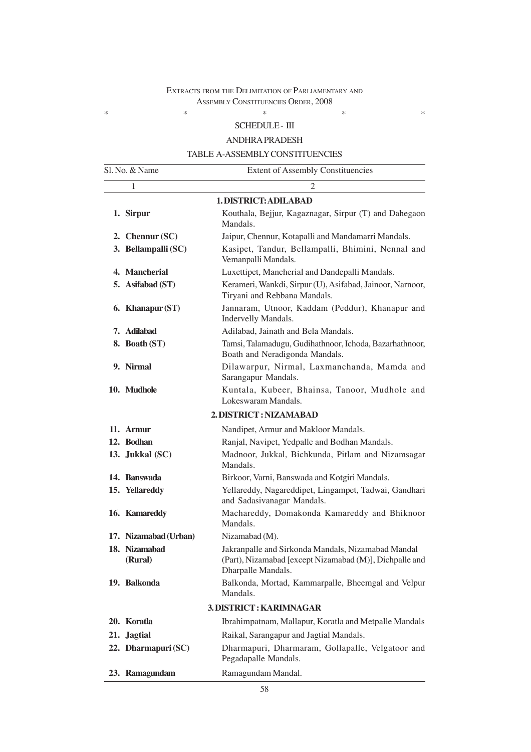EXTRACTS FROM THE DELIMITATION OF PARLIAMENTARY AND ASSEMBLY CONSTITUENCIES ORDER, 2008

\*   \*   \*   \*   \*

SCHEDULE - III

ANDHRA PRADESH

TABLE A-ASSEMBLY CONSTITUENCIES

| Sl. No. & Name | Extent of Assembly Constituencies |
|---|---|
| 1 | 2 |
| | **1. DISTRICT: ADILABAD** |
| **1. Sirpur** | Kouthala, Bejjur, Kagaznagar, Sirpur (T) and Dahegaon Mandals. |
| **2. Chennur (SC)** | Jaipur, Chennur, Kotapalli and Mandamarri Mandals. |
| **3. Bellampalli (SC)** | Kasipet, Tandur, Bellampalli, Bhimini, Nennal and Vemanpalli Mandals. |
| **4. Mancherial** | Luxettipet, Mancherial and Dandepalli Mandals. |
| **5. Asifabad (ST)** | Kerameri, Wankdi, Sirpur (U), Asifabad, Jainoor, Narnoor, Tiryani and Rebbana Mandals. |
| **6. Khanapur (ST)** | Jannaram, Utnoor, Kaddam (Peddur), Khanapur and Indervelly Mandals. |
| **7. Adilabad** | Adilabad, Jainath and Bela Mandals. |
| **8. Boath (ST)** | Tamsi, Talamadugu, Gudihathnoor, Ichoda, Bazarhathnoor, Boath and Neradigonda Mandals. |
| **9. Nirmal** | Dilawarpur, Nirmal, Laxmanchanda, Mamda and Sarangapur Mandals. |
| **10. Mudhole** | Kuntala, Kubeer, Bhainsa, Tanoor, Mudhole and Lokeswaram Mandals. |
| | **2. DISTRICT : NIZAMABAD** |
| **11. Armur** | Nandipet, Armur and Makloor Mandals. |
| **12. Bodhan** | Ranjal, Navipet, Yedpalle and Bodhan Mandals. |
| **13. Jukkal (SC)** | Madnoor, Jukkal, Bichkunda, Pitlam and Nizamsagar Mandals. |
| **14. Banswada** | Birkoor, Varni, Banswada and Kotgiri Mandals. |
| **15. Yellareddy** | Yellareddy, Nagareddipet, Lingampet, Tadwai, Gandhari and Sadasivanagar Mandals. |
| **16. Kamareddy** | Machareddy, Domakonda Kamareddy and Bhiknoor Mandals. |
| **17. Nizamabad (Urban)** | Nizamabad (M). |
| **18. Nizamabad (Rural)** | Jakranpalle and Sirkonda Mandals, Nizamabad Mandal (Part), Nizamabad [except Nizamabad (M)], Dichpalle and Dharpalle Mandals. |
| **19. Balkonda** | Balkonda, Mortad, Kammarpalle, Bheemgal and Velpur Mandals. |
| | **3. DISTRICT : KARIMNAGAR** |
| **20. Koratla** | Ibrahimpatnam, Mallapur, Koratla and Metpalle Mandals |
| **21. Jagtial** | Raikal, Sarangapur and Jagtial Mandals. |
| **22. Dharmapuri (SC)** | Dharmapuri, Dharmaram, Gollapalle, Velgatoor and Pegadapalle Mandals. |
| **23. Ramagundam** | Ramagundam Mandal. |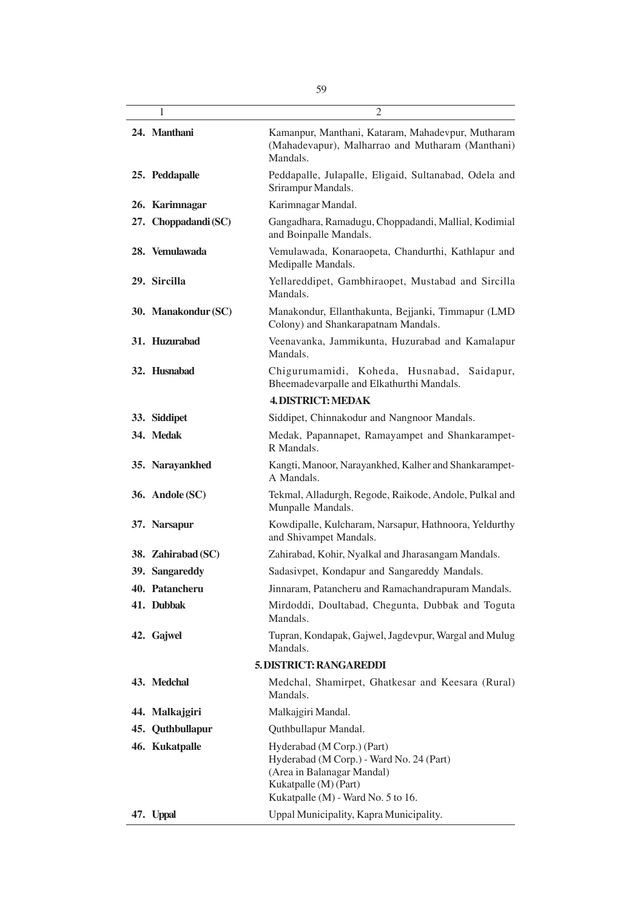| 1 | 2 |
|---|---|
| **24. Manthani** | Kamanpur, Manthani, Kataram, Mahadevpur, Mutharam (Mahadevapur), Malharrao and Mutharam (Manthani) Mandals. |
| **25. Peddapalle** | Peddapalle, Julapalle, Eligaid, Sultanabad, Odela and Srirampur Mandals. |
| **26. Karimnagar** | Karimnagar Mandal. |
| **27. Choppadandi (SC)** | Gangadhara, Ramadugu, Choppadandi, Mallial, Kodimial and Boinpalle Mandals. |
| **28. Vemulawada** | Vemulawada, Konaraopeta, Chandurthi, Kathlapur and Medipalle Mandals. |
| **29. Sircilla** | Yellareddipet, Gambhiraopet, Mustabad and Sircilla Mandals. |
| **30. Manakondur (SC)** | Manakondur, Ellanthakunta, Bejjanki, Timmapur (LMD Colony) and Shankarapatnam Mandals. |
| **31. Huzurabad** | Veenavanka, Jammikunta, Huzurabad and Kamalapur Mandals. |
| **32. Husnabad** | Chigurumamidi, Koheda, Husnabad, Saidapur, Bheemadevarpalle and Elkathurthi Mandals. |
| | **4. DISTRICT: MEDAK** |
| **33. Siddipet** | Siddipet, Chinnakodur and Nangnoor Mandals. |
| **34. Medak** | Medak, Papannapet, Ramayampet and Shankarampet-R Mandals. |
| **35. Narayankhed** | Kangti, Manoor, Narayankhed, Kalher and Shankarampet-A Mandals. |
| **36. Andole (SC)** | Tekmal, Alladurgh, Regode, Raikode, Andole, Pulkal and Munpalle Mandals. |
| **37. Narsapur** | Kowdipalle, Kulcharam, Narsapur, Hathnoora, Yeldurthy and Shivampet Mandals. |
| **38. Zahirabad (SC)** | Zahirabad, Kohir, Nyalkal and Jharasangam Mandals. |
| **39. Sangareddy** | Sadasivpet, Kondapur and Sangareddy Mandals. |
| **40. Patancheru** | Jinnaram, Patancheru and Ramachandrapuram Mandals. |
| **41. Dubbak** | Mirdoddi, Doultabad, Chegunta, Dubbak and Toguta Mandals. |
| **42. Gajwel** | Tupran, Kondapak, Gajwel, Jagdevpur, Wargal and Mulug Mandals. |
| | **5. DISTRICT: RANGAREDDI** |
| **43. Medchal** | Medchal, Shamirpet, Ghatkesar and Keesara (Rural) Mandals. |
| **44. Malkajgiri** | Malkajgiri Mandal. |
| **45. Quthbullapur** | Quthbullapur Mandal. |
| **46. Kukatpalle** | Hyderabad (M Corp.) (Part)<br>Hyderabad (M Corp.) - Ward No. 24 (Part)<br>(Area in Balanagar Mandal)<br>Kukatpalle (M) (Part)<br>Kukatpalle (M) - Ward No. 5 to 16. |
| **47. Uppal** | Uppal Municipality, Kapra Municipality. |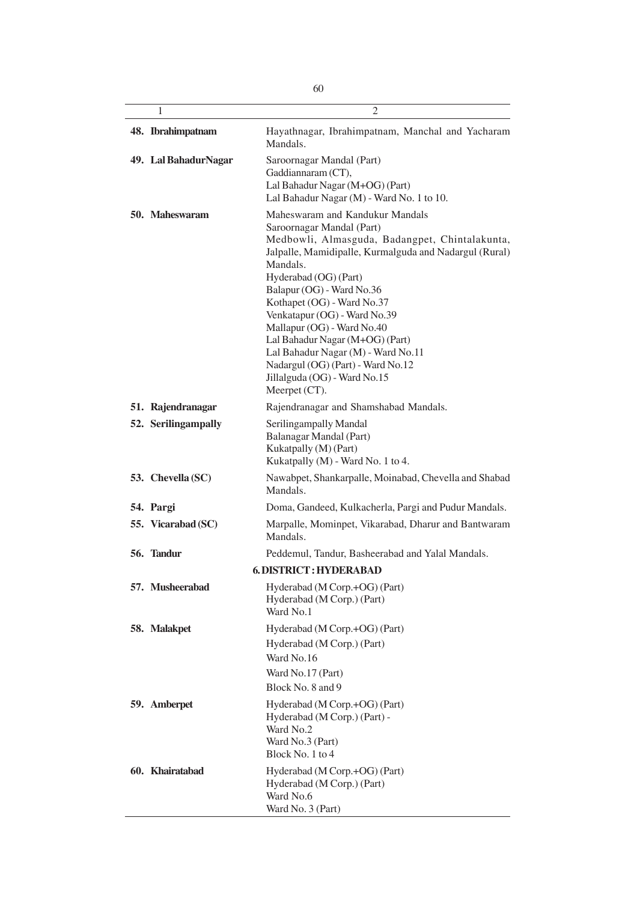| 1 | 2 |
|---|---|
| **48. Ibrahimpatnam** | Hayathnagar, Ibrahimpatnam, Manchal and Yacharam Mandals. |
| **49. Lal BahadurNagar** | Saroornagar Mandal (Part)<br>Gaddiannaram (CT),<br>Lal Bahadur Nagar (M+OG) (Part)<br>Lal Bahadur Nagar (M) - Ward No. 1 to 10. |
| **50. Maheswaram** | Maheswaram and Kandukur Mandals<br>Saroornagar Mandal (Part)<br>Medbowli, Almasguda, Badangpet, Chintalakunta, Jalpalle, Mamidipalle, Kurmalguda and Nadargul (Rural) Mandals.<br>Hyderabad (OG) (Part)<br>Balapur (OG) - Ward No.36<br>Kothapet (OG) - Ward No.37<br>Venkatapur (OG) - Ward No.39<br>Mallapur (OG) - Ward No.40<br>Lal Bahadur Nagar (M+OG) (Part)<br>Lal Bahadur Nagar (M) - Ward No.11<br>Nadargul (OG) (Part) - Ward No.12<br>Jillalguda (OG) - Ward No.15<br>Meerpet (CT). |
| **51. Rajendranagar** | Rajendranagar and Shamshabad Mandals. |
| **52. Serilingampally** | Serilingampally Mandal<br>Balanagar Mandal (Part)<br>Kukatpally (M) (Part)<br>Kukatpally (M) - Ward No. 1 to 4. |
| **53. Chevella (SC)** | Nawabpet, Shankarpalle, Moinabad, Chevella and Shabad Mandals. |
| **54. Pargi** | Doma, Gandeed, Kulkacherla, Pargi and Pudur Mandals. |
| **55. Vicarabad (SC)** | Marpalle, Mominpet, Vikarabad, Dharur and Bantwaram Mandals. |
| **56. Tandur** | Peddemul, Tandur, Basheerabad and Yalal Mandals. |
| | **6. DISTRICT : HYDERABAD** |
| **57. Musheerabad** | Hyderabad (M Corp.+OG) (Part)<br>Hyderabad (M Corp.) (Part)<br>Ward No.1 |
| **58. Malakpet** | Hyderabad (M Corp.+OG) (Part)<br>Hyderabad (M Corp.) (Part)<br>Ward No.16<br>Ward No.17 (Part)<br>Block No. 8 and 9 |
| **59. Amberpet** | Hyderabad (M Corp.+OG) (Part)<br>Hyderabad (M Corp.) (Part) -<br>Ward No.2<br>Ward No.3 (Part)<br>Block No. 1 to 4 |
| **60. Khairatabad** | Hyderabad (M Corp.+OG) (Part)<br>Hyderabad (M Corp.) (Part)<br>Ward No.6<br>Ward No. 3 (Part) |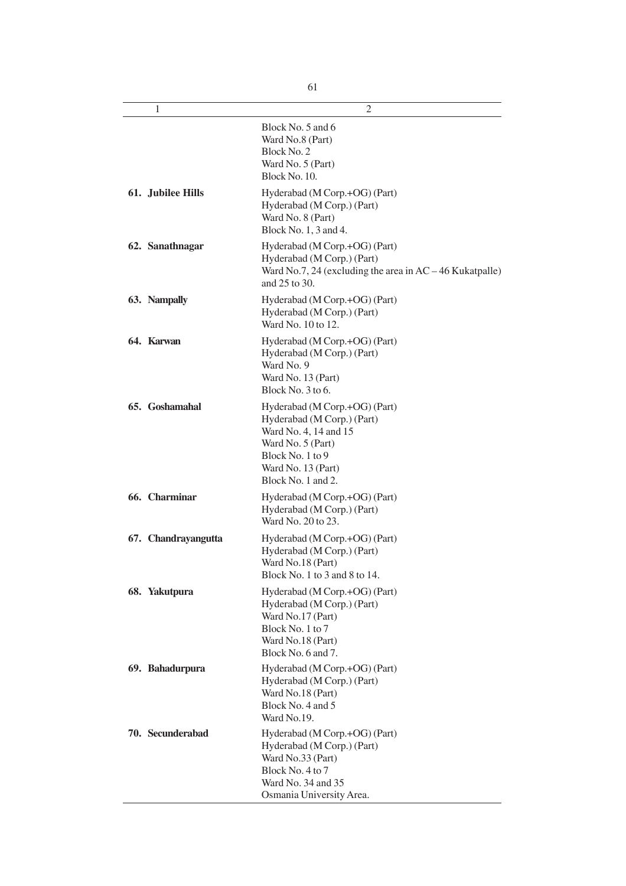| 1 | 2 |
|---|---|
| | Block No. 5 and 6<br>Ward No.8 (Part)<br>Block No. 2<br>Ward No. 5 (Part)<br>Block No. 10. |
| **61. Jubilee Hills** | Hyderabad (M Corp.+OG) (Part)<br>Hyderabad (M Corp.) (Part)<br>Ward No. 8 (Part)<br>Block No. 1, 3 and 4. |
| **62. Sanathnagar** | Hyderabad (M Corp.+OG) (Part)<br>Hyderabad (M Corp.) (Part)<br>Ward No.7, 24 (excluding the area in AC – 46 Kukatpalle) and 25 to 30. |
| **63. Nampally** | Hyderabad (M Corp.+OG) (Part)<br>Hyderabad (M Corp.) (Part)<br>Ward No. 10 to 12. |
| **64. Karwan** | Hyderabad (M Corp.+OG) (Part)<br>Hyderabad (M Corp.) (Part)<br>Ward No. 9<br>Ward No. 13 (Part)<br>Block No. 3 to 6. |
| **65. Goshamahal** | Hyderabad (M Corp.+OG) (Part)<br>Hyderabad (M Corp.) (Part)<br>Ward No. 4, 14 and 15<br>Ward No. 5 (Part)<br>Block No. 1 to 9<br>Ward No. 13 (Part)<br>Block No. 1 and 2. |
| **66. Charminar** | Hyderabad (M Corp.+OG) (Part)<br>Hyderabad (M Corp.) (Part)<br>Ward No. 20 to 23. |
| **67. Chandrayangutta** | Hyderabad (M Corp.+OG) (Part)<br>Hyderabad (M Corp.) (Part)<br>Ward No.18 (Part)<br>Block No. 1 to 3 and 8 to 14. |
| **68. Yakutpura** | Hyderabad (M Corp.+OG) (Part)<br>Hyderabad (M Corp.) (Part)<br>Ward No.17 (Part)<br>Block No. 1 to 7<br>Ward No.18 (Part)<br>Block No. 6 and 7. |
| **69. Bahadurpura** | Hyderabad (M Corp.+OG) (Part)<br>Hyderabad (M Corp.) (Part)<br>Ward No.18 (Part)<br>Block No. 4 and 5<br>Ward No.19. |
| **70. Secunderabad** | Hyderabad (M Corp.+OG) (Part)<br>Hyderabad (M Corp.) (Part)<br>Ward No.33 (Part)<br>Block No. 4 to 7<br>Ward No. 34 and 35<br>Osmania University Area. |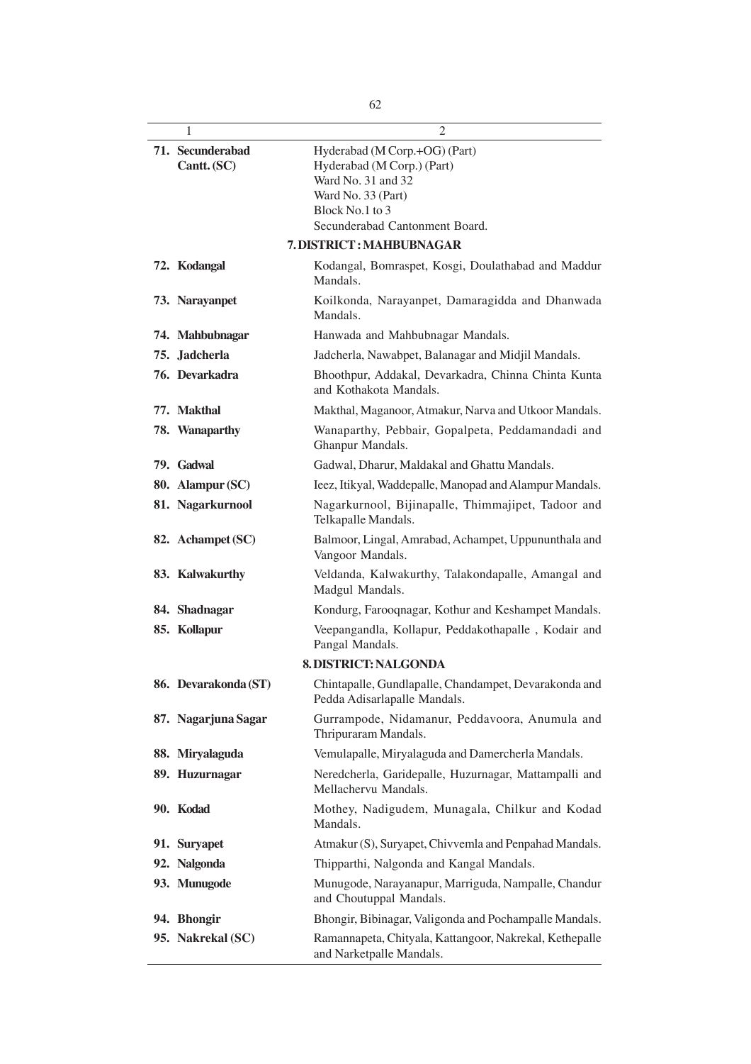| 1 | 2 |
|---|---|
| **71. Secunderabad Cantt. (SC)** | Hyderabad (M Corp.+OG) (Part)<br>Hyderabad (M Corp.) (Part)<br>Ward No. 31 and 32<br>Ward No. 33 (Part)<br>Block No.1 to 3<br>Secunderabad Cantonment Board. |
| | **7. DISTRICT : MAHBUBNAGAR** |
| **72. Kodangal** | Kodangal, Bomraspet, Kosgi, Doulathabad and Maddur Mandals. |
| **73. Narayanpet** | Koilkonda, Narayanpet, Damaragidda and Dhanwada Mandals. |
| **74. Mahbubnagar** | Hanwada and Mahbubnagar Mandals. |
| **75. Jadcherla** | Jadcherla, Nawabpet, Balanagar and Midjil Mandals. |
| **76. Devarkadra** | Bhoothpur, Addakal, Devarkadra, Chinna Chinta Kunta and Kothakota Mandals. |
| **77. Makthal** | Makthal, Maganoor, Atmakur, Narva and Utkoor Mandals. |
| **78. Wanaparthy** | Wanaparthy, Pebbair, Gopalpeta, Peddamandadi and Ghanpur Mandals. |
| **79. Gadwal** | Gadwal, Dharur, Maldakal and Ghattu Mandals. |
| **80. Alampur (SC)** | Ieez, Itikyal, Waddepalle, Manopad and Alampur Mandals. |
| **81. Nagarkurnool** | Nagarkurnool, Bijinapalle, Thimmajipet, Tadoor and Telkapalle Mandals. |
| **82. Achampet (SC)** | Balmoor, Lingal, Amrabad, Achampet, Uppununthala and Vangoor Mandals. |
| **83. Kalwakurthy** | Veldanda, Kalwakurthy, Talakondapalle, Amangal and Madgul Mandals. |
| **84. Shadnagar** | Kondurg, Farooqnagar, Kothur and Keshampet Mandals. |
| **85. Kollapur** | Veepangandla, Kollapur, Peddakothapalle , Kodair and Pangal Mandals. |
| | **8. DISTRICT: NALGONDA** |
| **86. Devarakonda (ST)** | Chintapalle, Gundlapalle, Chandampet, Devarakonda and Pedda Adisarlapalle Mandals. |
| **87. Nagarjuna Sagar** | Gurrampode, Nidamanur, Peddavoora, Anumula and Thripuraram Mandals. |
| **88. Miryalaguda** | Vemulapalle, Miryalaguda and Damercherla Mandals. |
| **89. Huzurnagar** | Neredcherla, Garidepalle, Huzurnagar, Mattampalli and Mellachervu Mandals. |
| **90. Kodad** | Mothey, Nadigudem, Munagala, Chilkur and Kodad Mandals. |
| **91. Suryapet** | Atmakur (S), Suryapet, Chivvemla and Penpahad Mandals. |
| **92. Nalgonda** | Thipparthi, Nalgonda and Kangal Mandals. |
| **93. Munugode** | Munugode, Narayanapur, Marriguda, Nampalle, Chandur and Choutuppal Mandals. |
| **94. Bhongir** | Bhongir, Bibinagar, Valigonda and Pochampalle Mandals. |
| **95. Nakrekal (SC)** | Ramannapeta, Chityala, Kattangoor, Nakrekal, Kethepalle and Narketpalle Mandals. |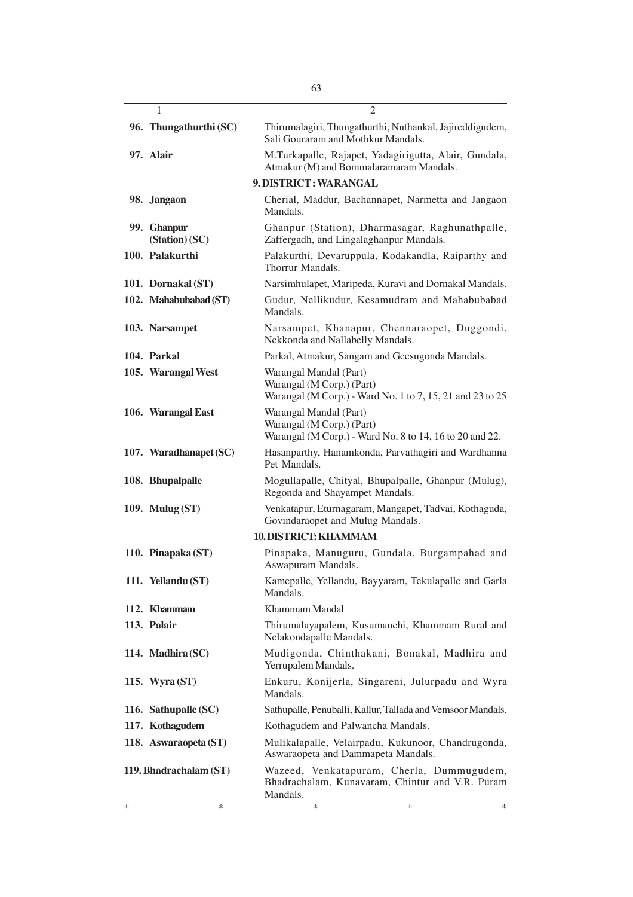| 1 | 2 |
|---|---|
| **96. Thungathurthi (SC)** | Thirumalagiri, Thungathurthi, Nuthankal, Jajireddigudem, Sali Gouraram and Mothkur Mandals. |
| **97. Alair** | M.Turkapalle, Rajapet, Yadagirigutta, Alair, Gundala, Atmakur (M) and Bommalaramaram Mandals. |
| | **9. DISTRICT : WARANGAL** |
| **98. Jangaon** | Cherial, Maddur, Bachannapet, Narmetta and Jangaon Mandals. |
| **99. Ghanpur (Station) (SC)** | Ghanpur (Station), Dharmasagar, Raghunathpalle, Zaffergadh, and Lingalaghanpur Mandals. |
| **100. Palakurthi** | Palakurthi, Devaruppula, Kodakandla, Raiparthy and Thorrur Mandals. |
| **101. Dornakal (ST)** | Narsimhulapet, Maripeda, Kuravi and Dornakal Mandals. |
| **102. Mahabubabad (ST)** | Gudur, Nellikudur, Kesamudram and Mahabubabad Mandals. |
| **103. Narsampet** | Narsampet, Khanapur, Chennaraopet, Duggondi, Nekkonda and Nallabelly Mandals. |
| **104. Parkal** | Parkal, Atmakur, Sangam and Geesugonda Mandals. |
| **105. Warangal West** | Warangal Mandal (Part)<br>Warangal (M Corp.) (Part)<br>Warangal (M Corp.) - Ward No. 1 to 7, 15, 21 and 23 to 25 |
| **106. Warangal East** | Warangal Mandal (Part)<br>Warangal (M Corp.) (Part)<br>Warangal (M Corp.) - Ward No. 8 to 14, 16 to 20 and 22. |
| **107. Waradhanapet (SC)** | Hasanparthy, Hanamkonda, Parvathagiri and Wardhanna Pet Mandals. |
| **108. Bhupalpalle** | Mogullapalle, Chityal, Bhupalpalle, Ghanpur (Mulug), Regonda and Shayampet Mandals. |
| **109. Mulug (ST)** | Venkatapur, Eturnagaram, Mangapet, Tadvai, Kothaguda, Govindaraopet and Mulug Mandals. |
| | **10. DISTRICT: KHAMMAM** |
| **110. Pinapaka (ST)** | Pinapaka, Manuguru, Gundala, Burgampahad and Aswapuram Mandals. |
| **111. Yellandu (ST)** | Kamepalle, Yellandu, Bayyaram, Tekulapalle and Garla Mandals. |
| **112. Khammam** | Khammam Mandal |
| **113. Palair** | Thirumalayapalem, Kusumanchi, Khammam Rural and Nelakondapalle Mandals. |
| **114. Madhira (SC)** | Mudigonda, Chinthakani, Bonakal, Madhira and Yerrupalem Mandals. |
| **115. Wyra (ST)** | Enkuru, Konijerla, Singareni, Julurpadu and Wyra Mandals. |
| **116. Sathupalle (SC)** | Sathupalle, Penuballi, Kallur, Tallada and Vemsoor Mandals. |
| **117. Kothagudem** | Kothagudem and Palwancha Mandals. |
| **118. Aswaraopeta (ST)** | Mulikalapalle, Velairpadu, Kukunoor, Chandrugonda, Aswaraopeta and Dammapeta Mandals. |
| **119. Bhadrachalam (ST)** | Wazeed, Venkatapuram, Cherla, Dummugudem, Bhadrachalam, Kunavaram, Chintur and V.R. Puram Mandals. |

\* \* \* \* \*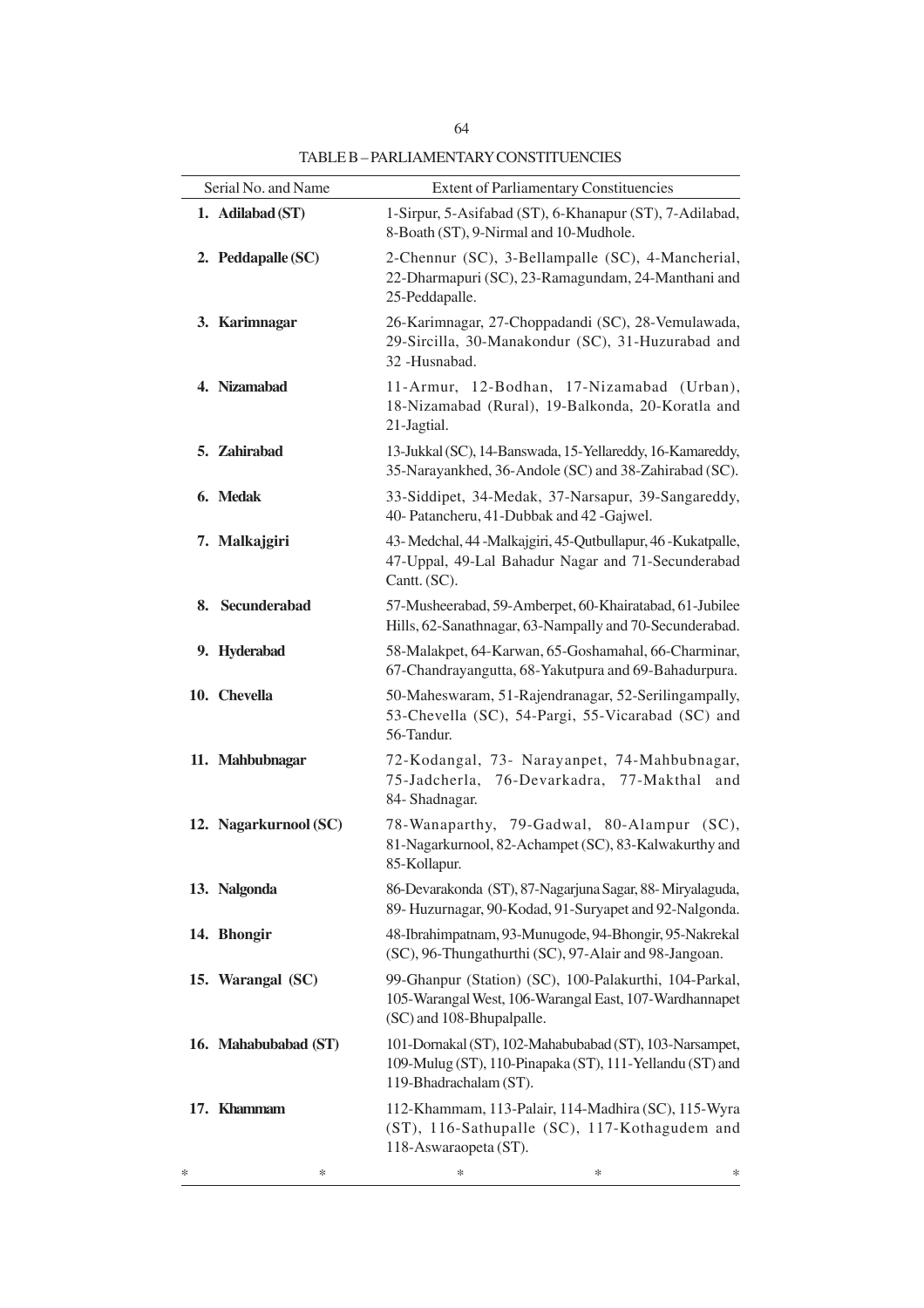TABLE B – PARLIAMENTARY CONSTITUENCIES

| Serial No. and Name | Extent of Parliamentary Constituencies |
|---|---|
| **1. Adilabad (ST)** | 1-Sirpur, 5-Asifabad (ST), 6-Khanapur (ST), 7-Adilabad, 8-Boath (ST), 9-Nirmal and 10-Mudhole. |
| **2. Peddapalle (SC)** | 2-Chennur (SC), 3-Bellampalle (SC), 4-Mancherial, 22-Dharmapuri (SC), 23-Ramagundam, 24-Manthani and 25-Peddapalle. |
| **3. Karimnagar** | 26-Karimnagar, 27-Choppadandi (SC), 28-Vemulawada, 29-Sircilla, 30-Manakondur (SC), 31-Huzurabad and 32 -Husnabad. |
| **4. Nizamabad** | 11-Armur, 12-Bodhan, 17-Nizamabad (Urban), 18-Nizamabad (Rural), 19-Balkonda, 20-Koratla and 21-Jagtial. |
| **5. Zahirabad** | 13-Jukkal (SC), 14-Banswada, 15-Yellareddy, 16-Kamareddy, 35-Narayankhed, 36-Andole (SC) and 38-Zahirabad (SC). |
| **6. Medak** | 33-Siddipet, 34-Medak, 37-Narsapur, 39-Sangareddy, 40- Patancheru, 41-Dubbak and 42 -Gajwel. |
| **7. Malkajgiri** | 43- Medchal, 44 -Malkajgiri, 45-Qutbullapur, 46 -Kukatpalle, 47-Uppal, 49-Lal Bahadur Nagar and 71-Secunderabad Cantt. (SC). |
| **8. Secunderabad** | 57-Musheerabad, 59-Amberpet, 60-Khairatabad, 61-Jubilee Hills, 62-Sanathnagar, 63-Nampally and 70-Secunderabad. |
| **9. Hyderabad** | 58-Malakpet, 64-Karwan, 65-Goshamahal, 66-Charminar, 67-Chandrayangutta, 68-Yakutpura and 69-Bahadurpura. |
| **10. Chevella** | 50-Maheswaram, 51-Rajendranagar, 52-Serilingampally, 53-Chevella (SC), 54-Pargi, 55-Vicarabad (SC) and 56-Tandur. |
| **11. Mahbubnagar** | 72-Kodangal, 73- Narayanpet, 74-Mahbubnagar, 75-Jadcherla, 76-Devarkadra, 77-Makthal and 84- Shadnagar. |
| **12. Nagarkurnool (SC)** | 78-Wanaparthy, 79-Gadwal, 80-Alampur (SC), 81-Nagarkurnool, 82-Achampet (SC), 83-Kalwakurthy and 85-Kollapur. |
| **13. Nalgonda** | 86-Devarakonda (ST), 87-Nagarjuna Sagar, 88- Miryalaguda, 89- Huzurnagar, 90-Kodad, 91-Suryapet and 92-Nalgonda. |
| **14. Bhongir** | 48-Ibrahimpatnam, 93-Munugode, 94-Bhongir, 95-Nakrekal (SC), 96-Thungathurthi (SC), 97-Alair and 98-Jangoan. |
| **15. Warangal (SC)** | 99-Ghanpur (Station) (SC), 100-Palakurthi, 104-Parkal, 105-Warangal West, 106-Warangal East, 107-Wardhannapet (SC) and 108-Bhupalpalle. |
| **16. Mahabubabad (ST)** | 101-Dornakal (ST), 102-Mahabubabad (ST), 103-Narsampet, 109-Mulug (ST), 110-Pinapaka (ST), 111-Yellandu (ST) and 119-Bhadrachalam (ST). |
| **17. Khammam** | 112-Khammam, 113-Palair, 114-Madhira (SC), 115-Wyra (ST), 116-Sathupalle (SC), 117-Kothagudem and 118-Aswaraopeta (ST). |

\* \* \* \* \*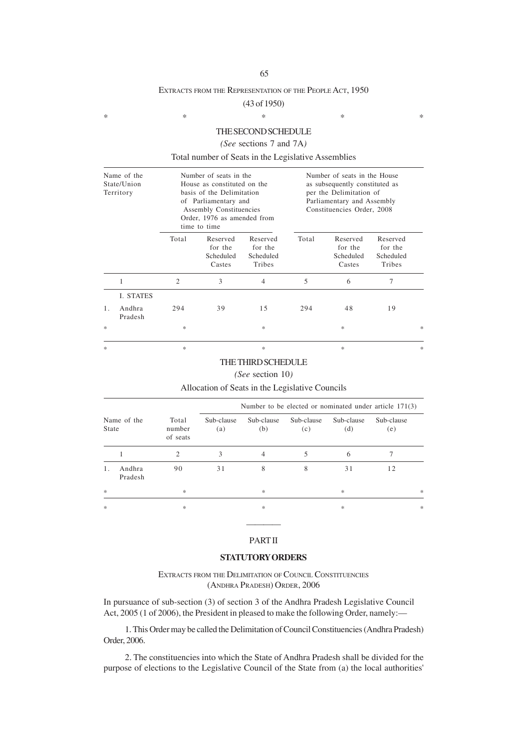EXTRACTS FROM THE REPRESENTATION OF THE PEOPLE ACT, 1950

(43 of 1950)

\*  \*  \*  \*  \*

## THE SECOND SCHEDULE

*(See* sections 7 and 7A*)*

Total number of Seats in the Legislative Assemblies

| Name of the State/Union Territory | Number of seats in the House as constituted on the basis of the Delimitation of Parliamentary and Assembly Constituencies Order, 1976 as amended from time to time | | | Number of seats in the House as subsequently constituted as per the Delimitation of Parliamentary and Assembly Constituencies Order, 2008 | | |
|---|---|---|---|---|---|---|
| | Total | Reserved for the Scheduled Castes | Reserved for the Scheduled Tribes | Total | Reserved for the Scheduled Castes | Reserved for the Scheduled Tribes |
| 1 | 2 | 3 | 4 | 5 | 6 | 7 |
| I. STATES | | | | | | |
| 1. Andhra Pradesh | 294 | 39 | 15 | 294 | 48 | 19 |
| \* | \* | | \* | | \* | \* |

\*  \*  \*  \*  \*

## THE THIRD SCHEDULE

*(See* section 10*)*

Allocation of Seats in the Legislative Councils

| Name of the State | Total number of seats | Number to be elected or nominated under article 171(3) | | | | |
|---|---|---|---|---|---|---|
| | | Sub-clause (a) | Sub-clause (b) | Sub-clause (c) | Sub-clause (d) | Sub-clause (e) |
| 1 | 2 | 3 | 4 | 5 | 6 | 7 |
| 1. Andhra Pradesh | 90 | 31 | 8 | 8 | 31 | 12 |
| \* | \* | | \* | | \* | \* |

\*  \*  \*  \*  \*

---

## PART II

## STATUTORY ORDERS

EXTRACTS FROM THE DELIMITATION OF COUNCIL CONSTITUENCIES (ANDHRA PRADESH) ORDER, 2006

In pursuance of sub-section (3) of section 3 of the Andhra Pradesh Legislative Council Act, 2005 (1 of 2006), the President in pleased to make the following Order, namely:—

1. This Order may be called the Delimitation of Council Constituencies (Andhra Pradesh) Order, 2006.

2. The constituencies into which the State of Andhra Pradesh shall be divided for the purpose of elections to the Legislative Council of the State from (a) the local authorities'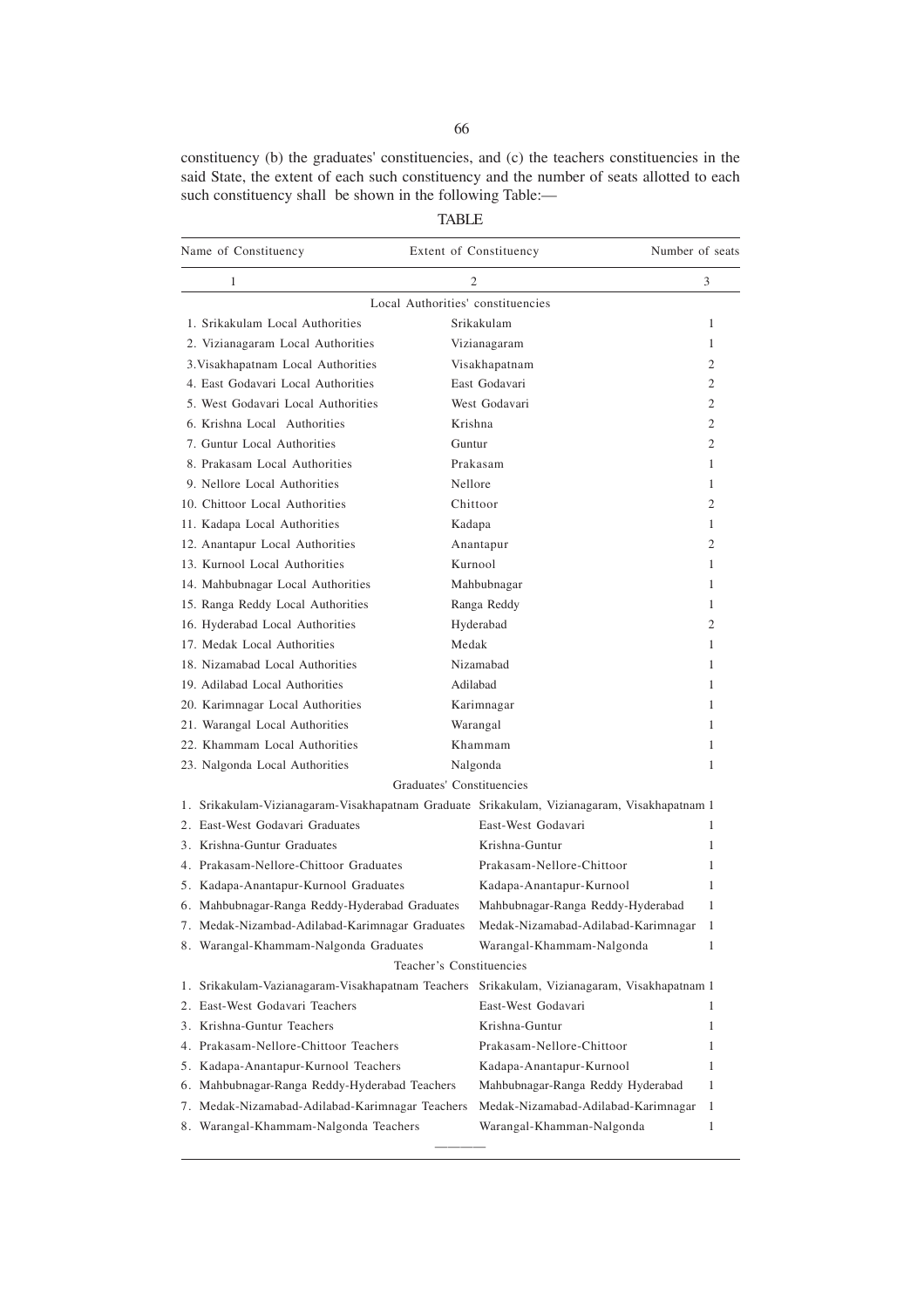constituency (b) the graduates' constituencies, and (c) the teachers constituencies in the said State, the extent of each such constituency and the number of seats allotted to each such constituency shall be shown in the following Table:—

TABLE

| Name of Constituency | Extent of Constituency | Number of seats |
|---|---|---|
| 1 | 2 | 3 |
| | Local Authorities' constituencies | |
| 1. Srikakulam Local Authorities | Srikakulam | 1 |
| 2. Vizianagaram Local Authorities | Vizianagaram | 1 |
| 3.Visakhapatnam Local Authorities | Visakhapatnam | 2 |
| 4. East Godavari Local Authorities | East Godavari | 2 |
| 5. West Godavari Local Authorities | West Godavari | 2 |
| 6. Krishna Local Authorities | Krishna | 2 |
| 7. Guntur Local Authorities | Guntur | 2 |
| 8. Prakasam Local Authorities | Prakasam | 1 |
| 9. Nellore Local Authorities | Nellore | 1 |
| 10. Chittoor Local Authorities | Chittoor | 2 |
| 11. Kadapa Local Authorities | Kadapa | 1 |
| 12. Anantapur Local Authorities | Anantapur | 2 |
| 13. Kurnool Local Authorities | Kurnool | 1 |
| 14. Mahbubnagar Local Authorities | Mahbubnagar | 1 |
| 15. Ranga Reddy Local Authorities | Ranga Reddy | 1 |
| 16. Hyderabad Local Authorities | Hyderabad | 2 |
| 17. Medak Local Authorities | Medak | 1 |
| 18. Nizamabad Local Authorities | Nizamabad | 1 |
| 19. Adilabad Local Authorities | Adilabad | 1 |
| 20. Karimnagar Local Authorities | Karimnagar | 1 |
| 21. Warangal Local Authorities | Warangal | 1 |
| 22. Khammam Local Authorities | Khammam | 1 |
| 23. Nalgonda Local Authorities | Nalgonda | 1 |
| | Graduates' Constituencies | |
| 1. Srikakulam-Vizianagaram-Visakhapatnam Graduate | Srikakulam, Vizianagaram, Visakhapatnam | 1 |
| 2. East-West Godavari Graduates | East-West Godavari | 1 |
| 3. Krishna-Guntur Graduates | Krishna-Guntur | 1 |
| 4. Prakasam-Nellore-Chittoor Graduates | Prakasam-Nellore-Chittoor | 1 |
| 5. Kadapa-Anantapur-Kurnool Graduates | Kadapa-Anantapur-Kurnool | 1 |
| 6. Mahbubnagar-Ranga Reddy-Hyderabad Graduates | Mahbubnagar-Ranga Reddy-Hyderabad | 1 |
| 7. Medak-Nizambad-Adilabad-Karimnagar Graduates | Medak-Nizamabad-Adilabad-Karimnagar | 1 |
| 8. Warangal-Khammam-Nalgonda Graduates | Warangal-Khammam-Nalgonda | 1 |
| | Teacher's Constituencies | |
| 1. Srikakulam-Vazianagaram-Visakhapatnam Teachers | Srikakulam, Vizianagaram, Visakhapatnam | 1 |
| 2. East-West Godavari Teachers | East-West Godavari | 1 |
| 3. Krishna-Guntur Teachers | Krishna-Guntur | 1 |
| 4. Prakasam-Nellore-Chittoor Teachers | Prakasam-Nellore-Chittoor | 1 |
| 5. Kadapa-Anantapur-Kurnool Teachers | Kadapa-Anantapur-Kurnool | 1 |
| 6. Mahbubnagar-Ranga Reddy-Hyderabad Teachers | Mahbubnagar-Ranga Reddy Hyderabad | 1 |
| 7. Medak-Nizamabad-Adilabad-Karimnagar Teachers | Medak-Nizamabad-Adilabad-Karimnagar | 1 |
| 8. Warangal-Khammam-Nalgonda Teachers | Warangal-Khamman-Nalgonda | 1 |

————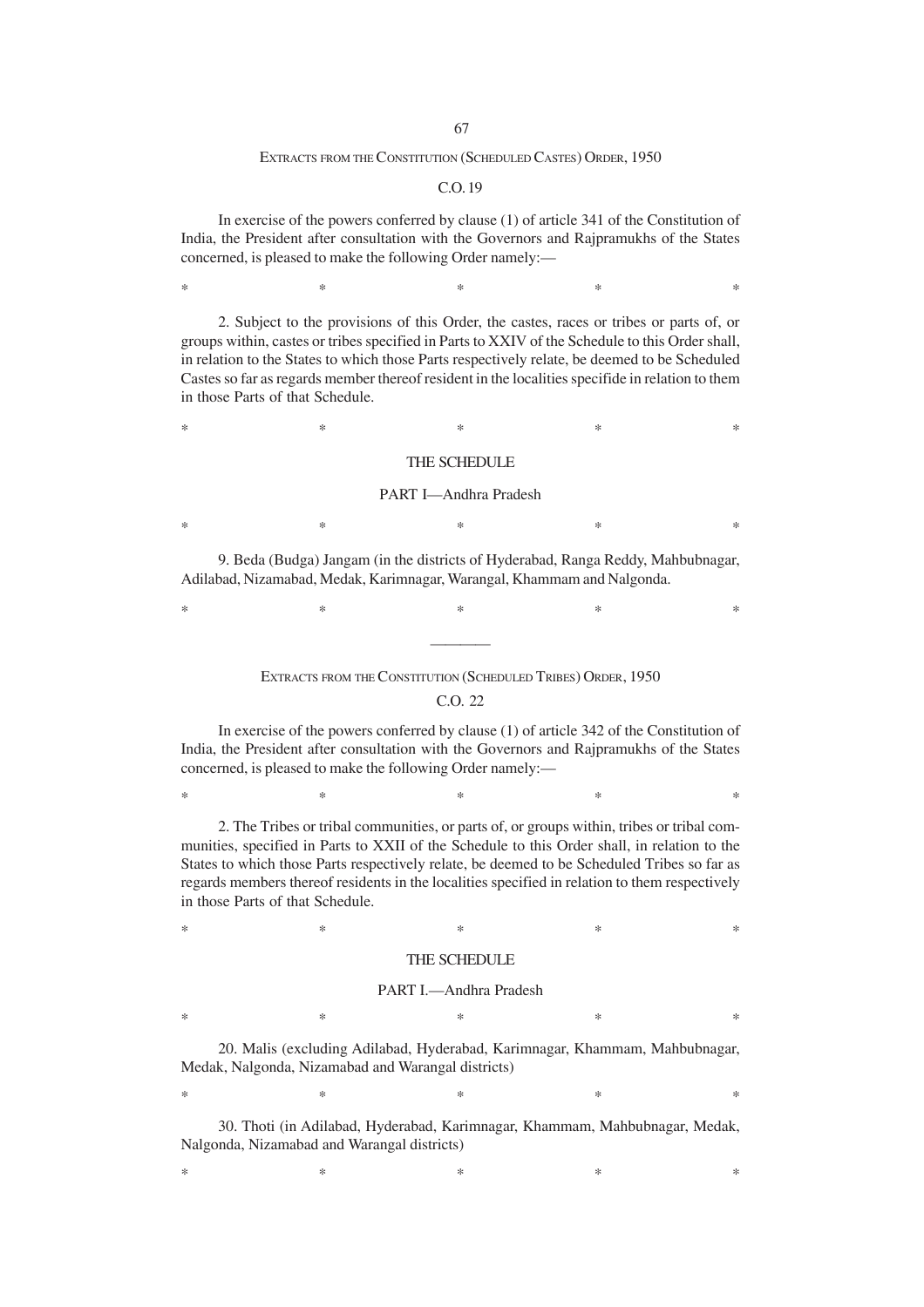EXTRACTS FROM THE CONSTITUTION (SCHEDULED CASTES) ORDER, 1950

C.O. 19

In exercise of the powers conferred by clause (1) of article 341 of the Constitution of India, the President after consultation with the Governors and Rajpramukhs of the States concerned, is pleased to make the following Order namely:—

\*           \*           \*           \*           \*

2. Subject to the provisions of this Order, the castes, races or tribes or parts of, or groups within, castes or tribes specified in Parts to XXIV of the Schedule to this Order shall, in relation to the States to which those Parts respectively relate, be deemed to be Scheduled Castes so far as regards member thereof resident in the localities specifide in relation to them in those Parts of that Schedule.

\*           \*           \*           \*           \*

THE SCHEDULE

PART I—Andhra Pradesh

\*           \*           \*           \*           \*

9. Beda (Budga) Jangam (in the districts of Hyderabad, Ranga Reddy, Mahbubnagar, Adilabad, Nizamabad, Medak, Karimnagar, Warangal, Khammam and Nalgonda.

\*           \*           \*           \*           \*

---

EXTRACTS FROM THE CONSTITUTION (SCHEDULED TRIBES) ORDER, 1950

C.O. 22

In exercise of the powers conferred by clause (1) of article 342 of the Constitution of India, the President after consultation with the Governors and Rajpramukhs of the States concerned, is pleased to make the following Order namely:—

\*           \*           \*           \*           \*

2. The Tribes or tribal communities, or parts of, or groups within, tribes or tribal communities, specified in Parts to XXII of the Schedule to this Order shall, in relation to the States to which those Parts respectively relate, be deemed to be Scheduled Tribes so far as regards members thereof residents in the localities specified in relation to them respectively in those Parts of that Schedule.

\*           \*           \*           \*           \*

THE SCHEDULE

PART I.—Andhra Pradesh

\*           \*           \*           \*           \*

20. Malis (excluding Adilabad, Hyderabad, Karimnagar, Khammam, Mahbubnagar, Medak, Nalgonda, Nizamabad and Warangal districts)

\*           \*           \*           \*           \*

30. Thoti (in Adilabad, Hyderabad, Karimnagar, Khammam, Mahbubnagar, Medak, Nalgonda, Nizamabad and Warangal districts)

\*           \*           \*           \*           \*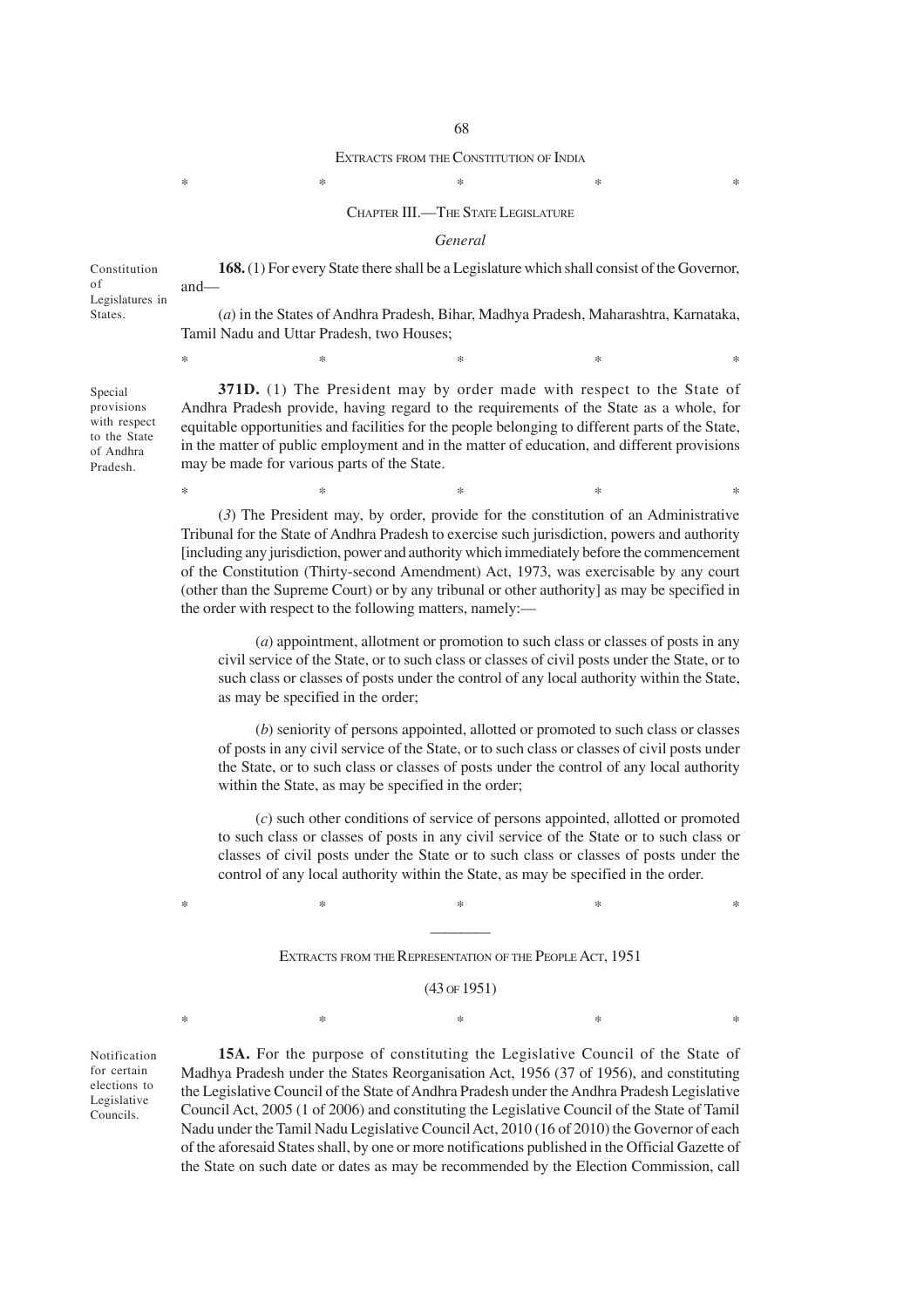EXTRACTS FROM THE CONSTITUTION OF INDIA

\*                    \*                    \*                    \*                    \*

## CHAPTER III.—THE STATE LEGISLATURE

### *General*

Constitution of Legislatures in States.

**168.** (1) For every State there shall be a Legislature which shall consist of the Governor, and—

(*a*) in the States of Andhra Pradesh, Bihar, Madhya Pradesh, Maharashtra, Karnataka, Tamil Nadu and Uttar Pradesh, two Houses;

\*                    \*                    \*                    \*                    \*

Special provisions with respect to the State of Andhra Pradesh.

**371D.** (1) The President may by order made with respect to the State of Andhra Pradesh provide, having regard to the requirements of the State as a whole, for equitable opportunities and facilities for the people belonging to different parts of the State, in the matter of public employment and in the matter of education, and different provisions may be made for various parts of the State.

\*                    \*                    \*                    \*                    \*

(*3*) The President may, by order, provide for the constitution of an Administrative Tribunal for the State of Andhra Pradesh to exercise such jurisdiction, powers and authority [including any jurisdiction, power and authority which immediately before the commencement of the Constitution (Thirty-second Amendment) Act, 1973, was exercisable by any court (other than the Supreme Court) or by any tribunal or other authority] as may be specified in the order with respect to the following matters, namely:—

(*a*) appointment, allotment or promotion to such class or classes of posts in any civil service of the State, or to such class or classes of civil posts under the State, or to such class or classes of posts under the control of any local authority within the State, as may be specified in the order;

(*b*) seniority of persons appointed, allotted or promoted to such class or classes of posts in any civil service of the State, or to such class or classes of civil posts under the State, or to such class or classes of posts under the control of any local authority within the State, as may be specified in the order;

(*c*) such other conditions of service of persons appointed, allotted or promoted to such class or classes of posts in any civil service of the State or to such class or classes of civil posts under the State or to such class or classes of posts under the control of any local authority within the State, as may be specified in the order.

\*                    \*                    \*                    \*                    \*

---

EXTRACTS FROM THE REPRESENTATION OF THE PEOPLE ACT, 1951

(43 OF 1951)

\*                    \*                    \*                    \*                    \*

Notification for certain elections to Legislative Councils.

**15A.** For the purpose of constituting the Legislative Council of the State of Madhya Pradesh under the States Reorganisation Act, 1956 (37 of 1956), and constituting the Legislative Council of the State of Andhra Pradesh under the Andhra Pradesh Legislative Council Act, 2005 (1 of 2006) and constituting the Legislative Council of the State of Tamil Nadu under the Tamil Nadu Legislative Council Act, 2010 (16 of 2010) the Governor of each of the aforesaid States shall, by one or more notifications published in the Official Gazette of the State on such date or dates as may be recommended by the Election Commission, call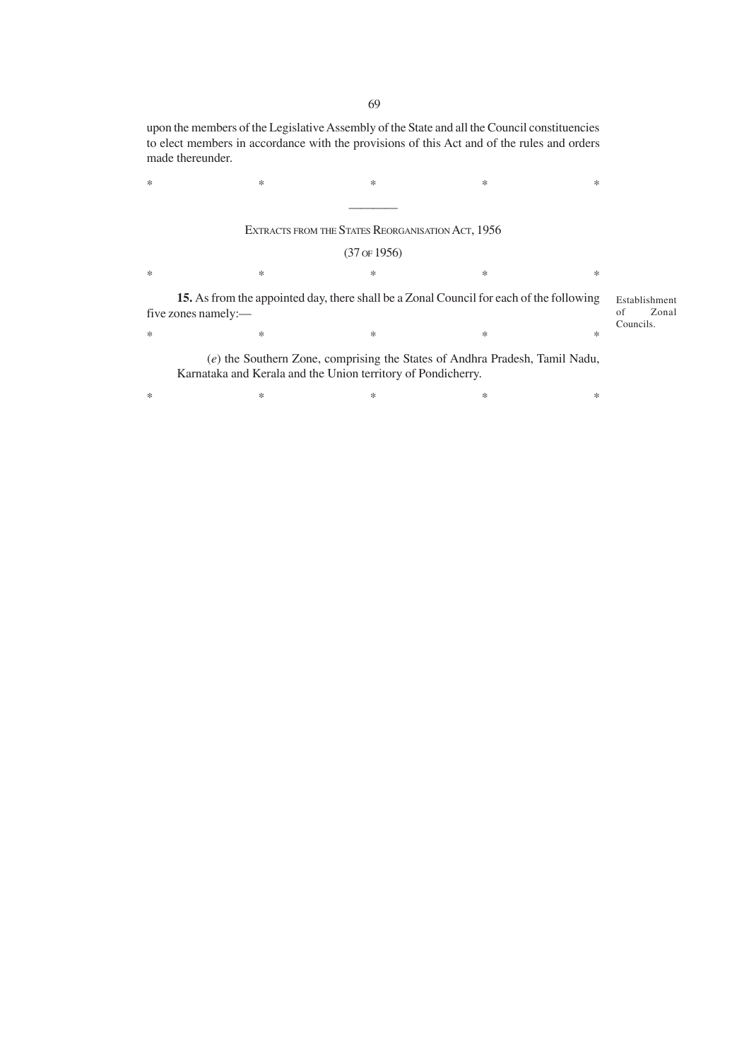upon the members of the Legislative Assembly of the State and all the Council constituencies to elect members in accordance with the provisions of this Act and of the rules and orders made thereunder.

\*                    \*                    \*                    \*                    \*

---

## EXTRACTS FROM THE STATES REORGANISATION ACT, 1956

(37 OF 1956)

\*                    \*                    \*                    \*                    \*

Establishment of Zonal Councils.

**15.** As from the appointed day, there shall be a Zonal Council for each of the following five zones namely:—

\*                    \*                    \*                    \*                    \*

(*e*) the Southern Zone, comprising the States of Andhra Pradesh, Tamil Nadu, Karnataka and Kerala and the Union territory of Pondicherry.

\*                    \*                    \*                    \*                    \*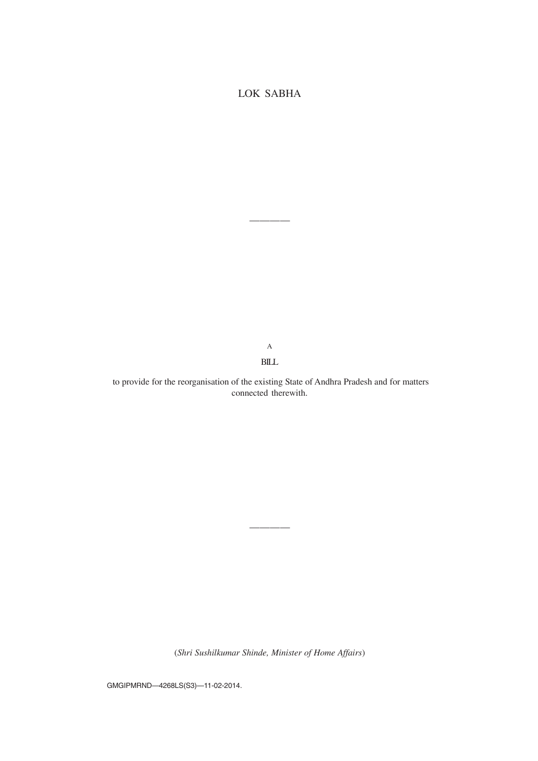LOK SABHA

————

A

BILL

to provide for the reorganisation of the existing State of Andhra Pradesh and for matters connected therewith.

————

(*Shri Sushilkumar Shinde, Minister of Home Affairs*)

GMGIPMRND—4268LS(S3)—11-02-2014.